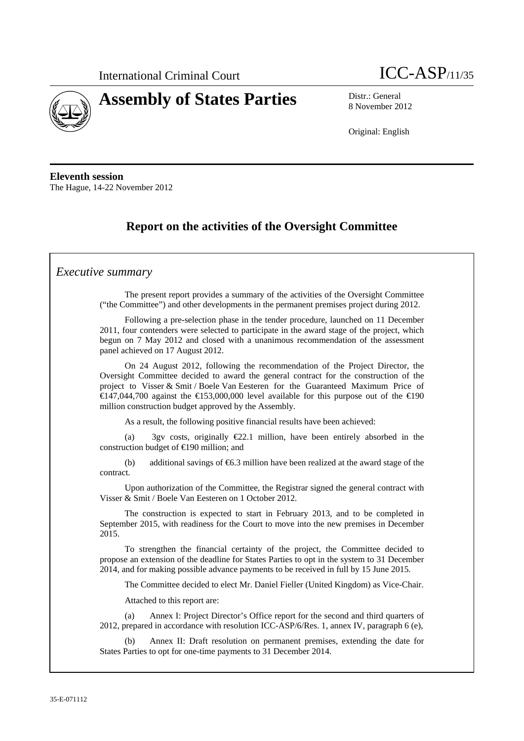International Criminal Court

ICC-ASP/11/35

# Assembly of States Parties

Distr.: General
8 November 2012

Original: English

**Eleventh session**
The Hague, 14-22 November 2012

## Report on the activities of the Oversight Committee

### *Executive summary*

The present report provides a summary of the activities of the Oversight Committee ("the Committee") and other developments in the permanent premises project during 2012.

Following a pre-selection phase in the tender procedure, launched on 11 December 2011, four contenders were selected to participate in the award stage of the project, which begun on 7 May 2012 and closed with a unanimous recommendation of the assessment panel achieved on 17 August 2012.

On 24 August 2012, following the recommendation of the Project Director, the Oversight Committee decided to award the general contract for the construction of the project to Visser & Smit / Boele Van Eesteren for the Guaranteed Maximum Price of €147,044,700 against the €153,000,000 level available for this purpose out of the €190 million construction budget approved by the Assembly.

As a result, the following positive financial results have been achieved:

(a) 3gv costs, originally €22.1 million, have been entirely absorbed in the construction budget of €190 million; and

(b) additional savings of €6.3 million have been realized at the award stage of the contract.

Upon authorization of the Committee, the Registrar signed the general contract with Visser & Smit / Boele Van Eesteren on 1 October 2012.

The construction is expected to start in February 2013, and to be completed in September 2015, with readiness for the Court to move into the new premises in December 2015.

To strengthen the financial certainty of the project, the Committee decided to propose an extension of the deadline for States Parties to opt in the system to 31 December 2014, and for making possible advance payments to be received in full by 15 June 2015.

The Committee decided to elect Mr. Daniel Fieller (United Kingdom) as Vice-Chair.

Attached to this report are:

(a) Annex I: Project Director's Office report for the second and third quarters of 2012, prepared in accordance with resolution ICC-ASP/6/Res. 1, annex IV, paragraph 6 (e),

(b) Annex II: Draft resolution on permanent premises, extending the date for States Parties to opt for one-time payments to 31 December 2014.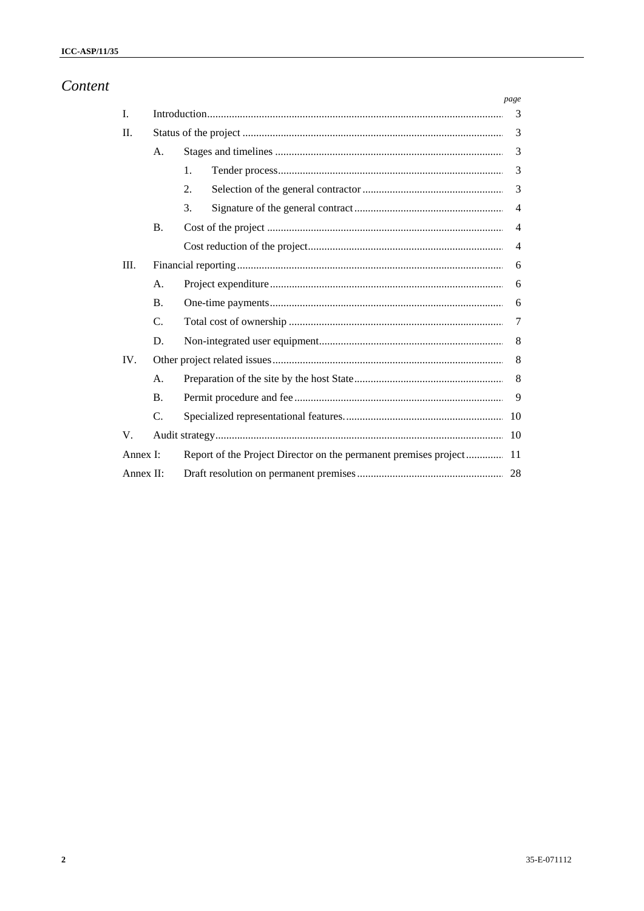# Content

| | | | page |
|---|---|---|---|
| I. | Introduction | | 3 |
| II. | Status of the project | | 3 |
| | A. | Stages and timelines | 3 |
| | | 1. Tender process | 3 |
| | | 2. Selection of the general contractor | 3 |
| | | 3. Signature of the general contract | 4 |
| | B. | Cost of the project | 4 |
| | | Cost reduction of the project | 4 |
| III. | Financial reporting | | 6 |
| | A. | Project expenditure | 6 |
| | B. | One-time payments | 6 |
| | C. | Total cost of ownership | 7 |
| | D. | Non-integrated user equipment | 8 |
| IV. | Other project related issues | | 8 |
| | A. | Preparation of the site by the host State | 8 |
| | B. | Permit procedure and fee | 9 |
| | C. | Specialized representational features. | 10 |
| V. | Audit strategy | | 10 |
| Annex I: | Report of the Project Director on the permanent premises project | | 11 |
| Annex II: | Draft resolution on permanent premises | | 28 |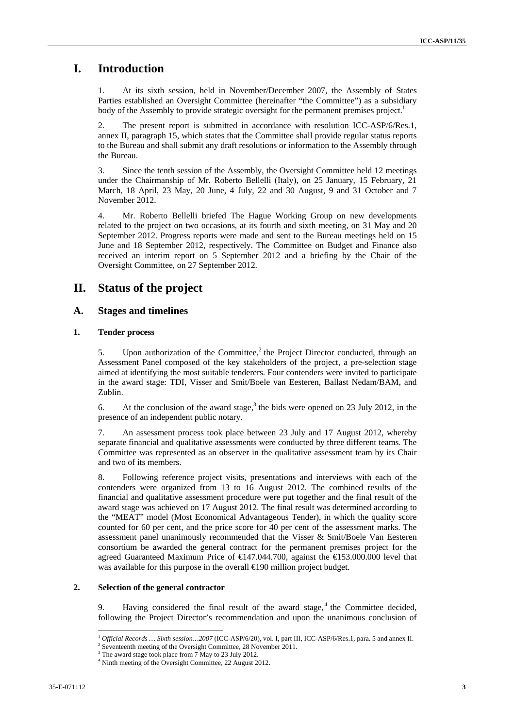# I. Introduction

1. At its sixth session, held in November/December 2007, the Assembly of States Parties established an Oversight Committee (hereinafter "the Committee") as a subsidiary body of the Assembly to provide strategic oversight for the permanent premises project.[1]

2. The present report is submitted in accordance with resolution ICC-ASP/6/Res.1, annex II, paragraph 15, which states that the Committee shall provide regular status reports to the Bureau and shall submit any draft resolutions or information to the Assembly through the Bureau.

3. Since the tenth session of the Assembly, the Oversight Committee held 12 meetings under the Chairmanship of Mr. Roberto Bellelli (Italy), on 25 January, 15 February, 21 March, 18 April, 23 May, 20 June, 4 July, 22 and 30 August, 9 and 31 October and 7 November 2012.

4. Mr. Roberto Bellelli briefed The Hague Working Group on new developments related to the project on two occasions, at its fourth and sixth meeting, on 31 May and 20 September 2012. Progress reports were made and sent to the Bureau meetings held on 15 June and 18 September 2012, respectively. The Committee on Budget and Finance also received an interim report on 5 September 2012 and a briefing by the Chair of the Oversight Committee, on 27 September 2012.

# II. Status of the project

## A. Stages and timelines

### 1. Tender process

5. Upon authorization of the Committee,[2] the Project Director conducted, through an Assessment Panel composed of the key stakeholders of the project, a pre-selection stage aimed at identifying the most suitable tenderers. Four contenders were invited to participate in the award stage: TDI, Visser and Smit/Boele van Eesteren, Ballast Nedam/BAM, and Zublin.

6. At the conclusion of the award stage,[3] the bids were opened on 23 July 2012, in the presence of an independent public notary.

7. An assessment process took place between 23 July and 17 August 2012, whereby separate financial and qualitative assessments were conducted by three different teams. The Committee was represented as an observer in the qualitative assessment team by its Chair and two of its members.

8. Following reference project visits, presentations and interviews with each of the contenders were organized from 13 to 16 August 2012. The combined results of the financial and qualitative assessment procedure were put together and the final result of the award stage was achieved on 17 August 2012. The final result was determined according to the "MEAT" model (Most Economical Advantageous Tender), in which the quality score counted for 60 per cent, and the price score for 40 per cent of the assessment marks. The assessment panel unanimously recommended that the Visser & Smit/Boele Van Eesteren consortium be awarded the general contract for the permanent premises project for the agreed Guaranteed Maximum Price of €147.044.700, against the €153.000.000 level that was available for this purpose in the overall €190 million project budget.

### 2. Selection of the general contractor

9. Having considered the final result of the award stage,[4] the Committee decided, following the Project Director's recommendation and upon the unanimous conclusion of

[1] *Official Records … Sixth session…2007* (ICC-ASP/6/20), vol. I, part III, ICC-ASP/6/Res.1, para. 5 and annex II.

[2] Seventeenth meeting of the Oversight Committee, 28 November 2011.

[3] The award stage took place from 7 May to 23 July 2012.

[4] Ninth meeting of the Oversight Committee, 22 August 2012.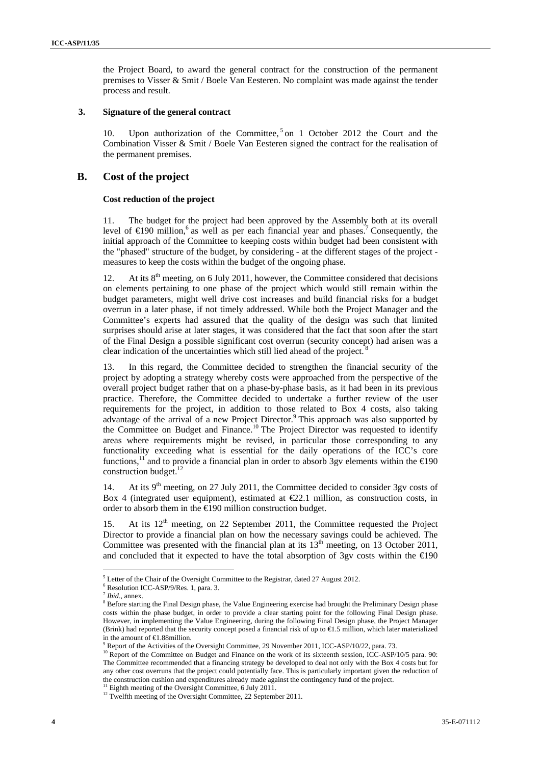the Project Board, to award the general contract for the construction of the permanent premises to Visser & Smit / Boele Van Eesteren. No complaint was made against the tender process and result.

### 3. Signature of the general contract

10. Upon authorization of the Committee,[5] on 1 October 2012 the Court and the Combination Visser & Smit / Boele Van Eesteren signed the contract for the realisation of the permanent premises.

## B. Cost of the project

### Cost reduction of the project

11. The budget for the project had been approved by the Assembly both at its overall level of €190 million,[6] as well as per each financial year and phases.[7] Consequently, the initial approach of the Committee to keeping costs within budget had been consistent with the "phased" structure of the budget, by considering - at the different stages of the project - measures to keep the costs within the budget of the ongoing phase.

12. At its 8[th] meeting, on 6 July 2011, however, the Committee considered that decisions on elements pertaining to one phase of the project which would still remain within the budget parameters, might well drive cost increases and build financial risks for a budget overrun in a later phase, if not timely addressed. While both the Project Manager and the Committee's experts had assured that the quality of the design was such that limited surprises should arise at later stages, it was considered that the fact that soon after the start of the Final Design a possible significant cost overrun (security concept) had arisen was a clear indication of the uncertainties which still lied ahead of the project.[8]

13. In this regard, the Committee decided to strengthen the financial security of the project by adopting a strategy whereby costs were approached from the perspective of the overall project budget rather that on a phase-by-phase basis, as it had been in its previous practice. Therefore, the Committee decided to undertake a further review of the user requirements for the project, in addition to those related to Box 4 costs, also taking advantage of the arrival of a new Project Director.[9] This approach was also supported by the Committee on Budget and Finance.[10] The Project Director was requested to identify areas where requirements might be revised, in particular those corresponding to any functionality exceeding what is essential for the daily operations of the ICC's core functions,[11] and to provide a financial plan in order to absorb 3gv elements within the €190 construction budget.[12]

14. At its 9[th] meeting, on 27 July 2011, the Committee decided to consider 3gv costs of Box 4 (integrated user equipment), estimated at €22.1 million, as construction costs, in order to absorb them in the €190 million construction budget.

15. At its 12[th] meeting, on 22 September 2011, the Committee requested the Project Director to provide a financial plan on how the necessary savings could be achieved. The Committee was presented with the financial plan at its 13[th] meeting, on 13 October 2011, and concluded that it expected to have the total absorption of 3gv costs within the €190

---

[5] Letter of the Chair of the Oversight Committee to the Registrar, dated 27 August 2012.

[6] Resolution ICC-ASP/9/Res. 1, para. 3.

[7] *Ibid*., annex.

[8] Before starting the Final Design phase, the Value Engineering exercise had brought the Preliminary Design phase costs within the phase budget, in order to provide a clear starting point for the following Final Design phase. However, in implementing the Value Engineering, during the following Final Design phase, the Project Manager (Brink) had reported that the security concept posed a financial risk of up to €1.5 million, which later materialized in the amount of €1.88million.

[9] Report of the Activities of the Oversight Committee, 29 November 2011, ICC-ASP/10/22, para. 73.

[10] Report of the Committee on Budget and Finance on the work of its sixteenth session, ICC-ASP/10/5 para. 90: The Committee recommended that a financing strategy be developed to deal not only with the Box 4 costs but for any other cost overruns that the project could potentially face. This is particularly important given the reduction of the construction cushion and expenditures already made against the contingency fund of the project.

[11] Eighth meeting of the Oversight Committee, 6 July 2011.

[12] Twelfth meeting of the Oversight Committee, 22 September 2011.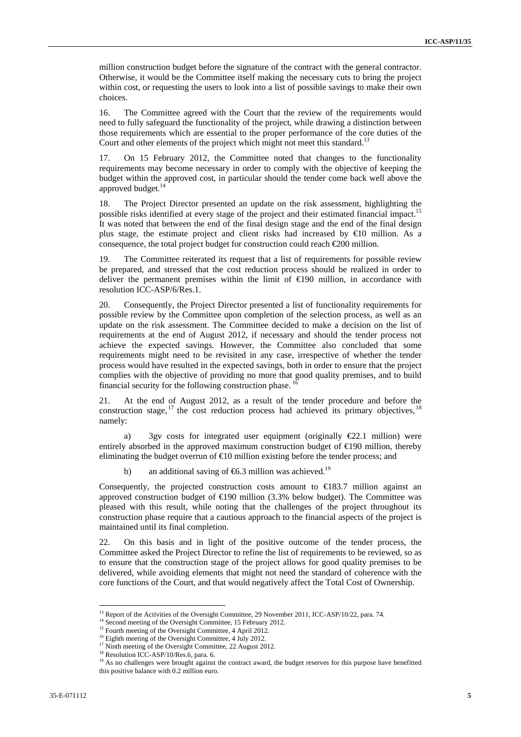million construction budget before the signature of the contract with the general contractor. Otherwise, it would be the Committee itself making the necessary cuts to bring the project within cost, or requesting the users to look into a list of possible savings to make their own choices.

16. The Committee agreed with the Court that the review of the requirements would need to fully safeguard the functionality of the project, while drawing a distinction between those requirements which are essential to the proper performance of the core duties of the Court and other elements of the project which might not meet this standard.[13]

17. On 15 February 2012, the Committee noted that changes to the functionality requirements may become necessary in order to comply with the objective of keeping the budget within the approved cost, in particular should the tender come back well above the approved budget.[14]

18. The Project Director presented an update on the risk assessment, highlighting the possible risks identified at every stage of the project and their estimated financial impact.[15] It was noted that between the end of the final design stage and the end of the final design plus stage, the estimate project and client risks had increased by €10 million. As a consequence, the total project budget for construction could reach €200 million.

19. The Committee reiterated its request that a list of requirements for possible review be prepared, and stressed that the cost reduction process should be realized in order to deliver the permanent premises within the limit of €190 million, in accordance with resolution ICC-ASP/6/Res.1.

20. Consequently, the Project Director presented a list of functionality requirements for possible review by the Committee upon completion of the selection process, as well as an update on the risk assessment. The Committee decided to make a decision on the list of requirements at the end of August 2012, if necessary and should the tender process not achieve the expected savings. However, the Committee also concluded that some requirements might need to be revisited in any case, irrespective of whether the tender process would have resulted in the expected savings, both in order to ensure that the project complies with the objective of providing no more that good quality premises, and to build financial security for the following construction phase.[16]

21. At the end of August 2012, as a result of the tender procedure and before the construction stage,[17] the cost reduction process had achieved its primary objectives,[18] namely:

a) 3gv costs for integrated user equipment (originally €22.1 million) were entirely absorbed in the approved maximum construction budget of €190 million, thereby eliminating the budget overrun of €10 million existing before the tender process; and

b) an additional saving of €6.3 million was achieved.[19]

Consequently, the projected construction costs amount to €183.7 million against an approved construction budget of €190 million (3.3% below budget). The Committee was pleased with this result, while noting that the challenges of the project throughout its construction phase require that a cautious approach to the financial aspects of the project is maintained until its final completion.

22. On this basis and in light of the positive outcome of the tender process, the Committee asked the Project Director to refine the list of requirements to be reviewed, so as to ensure that the construction stage of the project allows for good quality premises to be delivered, while avoiding elements that might not need the standard of coherence with the core functions of the Court, and that would negatively affect the Total Cost of Ownership.

---

[13] Report of the Activities of the Oversight Committee, 29 November 2011, ICC-ASP/10/22, para. 74.

[14] Second meeting of the Oversight Committee, 15 February 2012.

[15] Fourth meeting of the Oversight Committee, 4 April 2012.

[16] Eighth meeting of the Oversight Committee, 4 July 2012.

[17] Ninth meeting of the Oversight Committee, 22 August 2012.

[18] Resolution ICC-ASP/10/Res.6, para. 6.

[19] As no challenges were brought against the contract award, the budget reserves for this purpose have benefitted this positive balance with 0.2 million euro.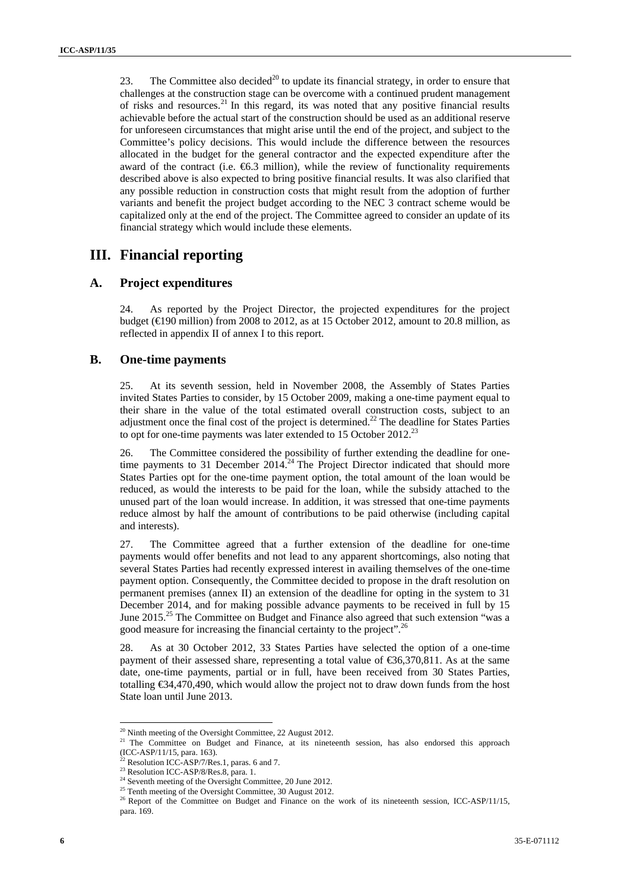23. The Committee also decided[20] to update its financial strategy, in order to ensure that challenges at the construction stage can be overcome with a continued prudent management of risks and resources.[21] In this regard, its was noted that any positive financial results achievable before the actual start of the construction should be used as an additional reserve for unforeseen circumstances that might arise until the end of the project, and subject to the Committee's policy decisions. This would include the difference between the resources allocated in the budget for the general contractor and the expected expenditure after the award of the contract (i.e. €6.3 million), while the review of functionality requirements described above is also expected to bring positive financial results. It was also clarified that any possible reduction in construction costs that might result from the adoption of further variants and benefit the project budget according to the NEC 3 contract scheme would be capitalized only at the end of the project. The Committee agreed to consider an update of its financial strategy which would include these elements.

# III. Financial reporting

## A. Project expenditures

24. As reported by the Project Director, the projected expenditures for the project budget (€190 million) from 2008 to 2012, as at 15 October 2012, amount to 20.8 million, as reflected in appendix II of annex I to this report.

## B. One-time payments

25. At its seventh session, held in November 2008, the Assembly of States Parties invited States Parties to consider, by 15 October 2009, making a one-time payment equal to their share in the value of the total estimated overall construction costs, subject to an adjustment once the final cost of the project is determined.[22] The deadline for States Parties to opt for one-time payments was later extended to 15 October 2012.[23]

26. The Committee considered the possibility of further extending the deadline for one-time payments to 31 December 2014.[24] The Project Director indicated that should more States Parties opt for the one-time payment option, the total amount of the loan would be reduced, as would the interests to be paid for the loan, while the subsidy attached to the unused part of the loan would increase. In addition, it was stressed that one-time payments reduce almost by half the amount of contributions to be paid otherwise (including capital and interests).

27. The Committee agreed that a further extension of the deadline for one-time payments would offer benefits and not lead to any apparent shortcomings, also noting that several States Parties had recently expressed interest in availing themselves of the one-time payment option. Consequently, the Committee decided to propose in the draft resolution on permanent premises (annex II) an extension of the deadline for opting in the system to 31 December 2014, and for making possible advance payments to be received in full by 15 June 2015.[25] The Committee on Budget and Finance also agreed that such extension "was a good measure for increasing the financial certainty to the project".[26]

28. As at 30 October 2012, 33 States Parties have selected the option of a one-time payment of their assessed share, representing a total value of €36,370,811. As at the same date, one-time payments, partial or in full, have been received from 30 States Parties, totalling €34,470,490, which would allow the project not to draw down funds from the host State loan until June 2013.

---

[20] Ninth meeting of the Oversight Committee, 22 August 2012.

[21] The Committee on Budget and Finance, at its nineteenth session, has also endorsed this approach (ICC-ASP/11/15, para. 163).

[22] Resolution ICC-ASP/7/Res.1, paras. 6 and 7.

[23] Resolution ICC-ASP/8/Res.8, para. 1.

[24] Seventh meeting of the Oversight Committee, 20 June 2012.

[25] Tenth meeting of the Oversight Committee, 30 August 2012.

[26] Report of the Committee on Budget and Finance on the work of its nineteenth session, ICC-ASP/11/15, para. 169.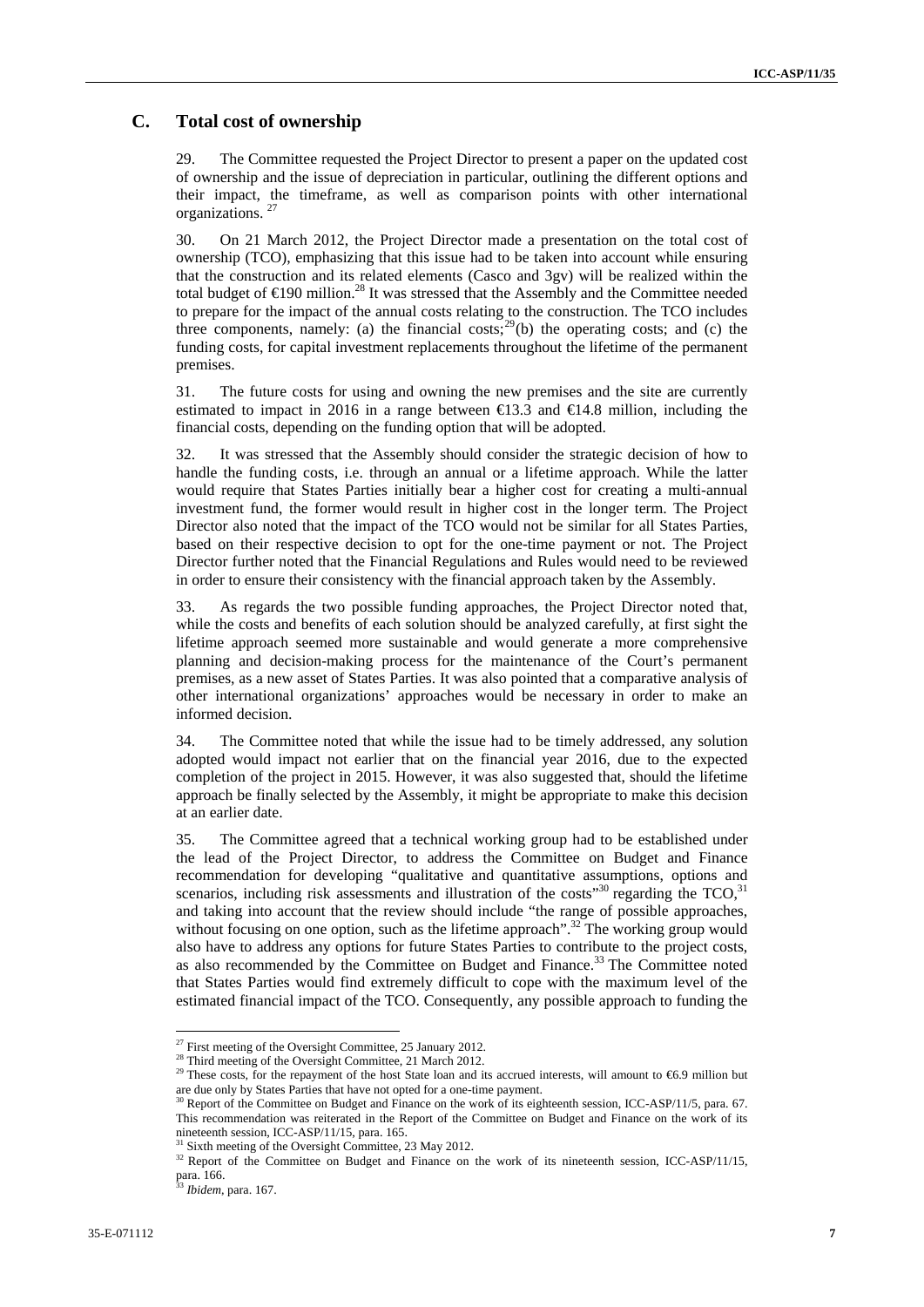## C. Total cost of ownership

29. The Committee requested the Project Director to present a paper on the updated cost of ownership and the issue of depreciation in particular, outlining the different options and their impact, the timeframe, as well as comparison points with other international organizations. [27]

30. On 21 March 2012, the Project Director made a presentation on the total cost of ownership (TCO), emphasizing that this issue had to be taken into account while ensuring that the construction and its related elements (Casco and 3gv) will be realized within the total budget of €190 million.[28] It was stressed that the Assembly and the Committee needed to prepare for the impact of the annual costs relating to the construction. The TCO includes three components, namely: (a) the financial costs;[29](b) the operating costs; and (c) the funding costs, for capital investment replacements throughout the lifetime of the permanent premises.

31. The future costs for using and owning the new premises and the site are currently estimated to impact in 2016 in a range between €13.3 and €14.8 million, including the financial costs, depending on the funding option that will be adopted.

32. It was stressed that the Assembly should consider the strategic decision of how to handle the funding costs, i.e. through an annual or a lifetime approach. While the latter would require that States Parties initially bear a higher cost for creating a multi-annual investment fund, the former would result in higher cost in the longer term. The Project Director also noted that the impact of the TCO would not be similar for all States Parties, based on their respective decision to opt for the one-time payment or not. The Project Director further noted that the Financial Regulations and Rules would need to be reviewed in order to ensure their consistency with the financial approach taken by the Assembly.

33. As regards the two possible funding approaches, the Project Director noted that, while the costs and benefits of each solution should be analyzed carefully, at first sight the lifetime approach seemed more sustainable and would generate a more comprehensive planning and decision-making process for the maintenance of the Court's permanent premises, as a new asset of States Parties. It was also pointed that a comparative analysis of other international organizations' approaches would be necessary in order to make an informed decision.

34. The Committee noted that while the issue had to be timely addressed, any solution adopted would impact not earlier that on the financial year 2016, due to the expected completion of the project in 2015. However, it was also suggested that, should the lifetime approach be finally selected by the Assembly, it might be appropriate to make this decision at an earlier date.

35. The Committee agreed that a technical working group had to be established under the lead of the Project Director, to address the Committee on Budget and Finance recommendation for developing "qualitative and quantitative assumptions, options and scenarios, including risk assessments and illustration of the costs"[30] regarding the TCO,[31] and taking into account that the review should include "the range of possible approaches, without focusing on one option, such as the lifetime approach".[32] The working group would also have to address any options for future States Parties to contribute to the project costs, as also recommended by the Committee on Budget and Finance.[33] The Committee noted that States Parties would find extremely difficult to cope with the maximum level of the estimated financial impact of the TCO. Consequently, any possible approach to funding the

---

[27] First meeting of the Oversight Committee, 25 January 2012.

[28] Third meeting of the Oversight Committee, 21 March 2012.

[29] These costs, for the repayment of the host State loan and its accrued interests, will amount to €6.9 million but are due only by States Parties that have not opted for a one-time payment.

[30] Report of the Committee on Budget and Finance on the work of its eighteenth session, ICC-ASP/11/5, para. 67. This recommendation was reiterated in the Report of the Committee on Budget and Finance on the work of its nineteenth session, ICC-ASP/11/15, para. 165.

[31] Sixth meeting of the Oversight Committee, 23 May 2012.

[32] Report of the Committee on Budget and Finance on the work of its nineteenth session, ICC-ASP/11/15, para. 166.

[33] *Ibidem*, para. 167.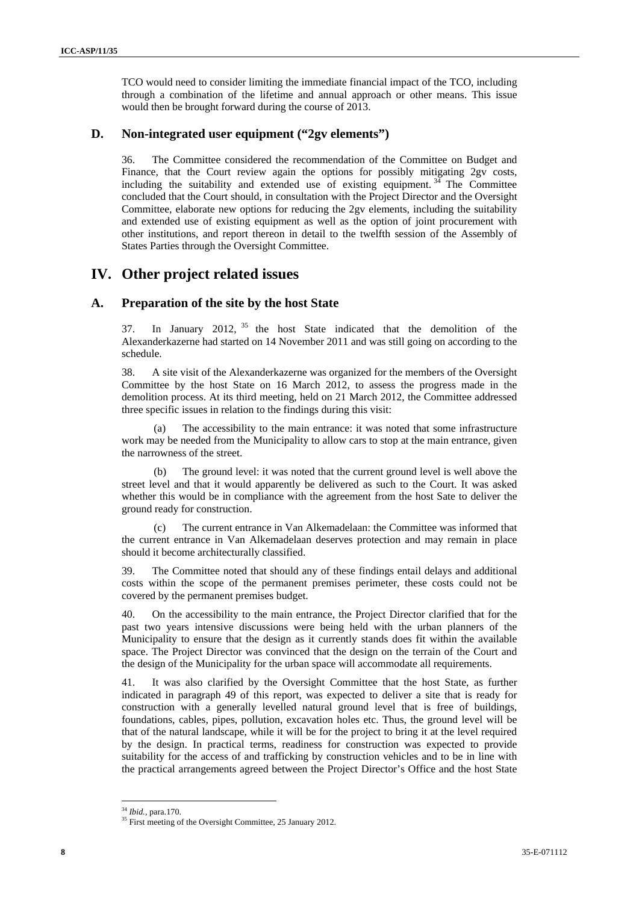TCO would need to consider limiting the immediate financial impact of the TCO, including through a combination of the lifetime and annual approach or other means. This issue would then be brought forward during the course of 2013.

## D. Non-integrated user equipment ("2gv elements")

36. The Committee considered the recommendation of the Committee on Budget and Finance, that the Court review again the options for possibly mitigating 2gv costs, including the suitability and extended use of existing equipment.[34] The Committee concluded that the Court should, in consultation with the Project Director and the Oversight Committee, elaborate new options for reducing the 2gv elements, including the suitability and extended use of existing equipment as well as the option of joint procurement with other institutions, and report thereon in detail to the twelfth session of the Assembly of States Parties through the Oversight Committee.

# IV. Other project related issues

## A. Preparation of the site by the host State

37. In January 2012,[35] the host State indicated that the demolition of the Alexanderkazerne had started on 14 November 2011 and was still going on according to the schedule.

38. A site visit of the Alexanderkazerne was organized for the members of the Oversight Committee by the host State on 16 March 2012, to assess the progress made in the demolition process. At its third meeting, held on 21 March 2012, the Committee addressed three specific issues in relation to the findings during this visit:

(a) The accessibility to the main entrance: it was noted that some infrastructure work may be needed from the Municipality to allow cars to stop at the main entrance, given the narrowness of the street.

(b) The ground level: it was noted that the current ground level is well above the street level and that it would apparently be delivered as such to the Court. It was asked whether this would be in compliance with the agreement from the host Sate to deliver the ground ready for construction.

(c) The current entrance in Van Alkemadelaan: the Committee was informed that the current entrance in Van Alkemadelaan deserves protection and may remain in place should it become architecturally classified.

39. The Committee noted that should any of these findings entail delays and additional costs within the scope of the permanent premises perimeter, these costs could not be covered by the permanent premises budget.

40. On the accessibility to the main entrance, the Project Director clarified that for the past two years intensive discussions were being held with the urban planners of the Municipality to ensure that the design as it currently stands does fit within the available space. The Project Director was convinced that the design on the terrain of the Court and the design of the Municipality for the urban space will accommodate all requirements.

41. It was also clarified by the Oversight Committee that the host State, as further indicated in paragraph 49 of this report, was expected to deliver a site that is ready for construction with a generally levelled natural ground level that is free of buildings, foundations, cables, pipes, pollution, excavation holes etc. Thus, the ground level will be that of the natural landscape, while it will be for the project to bring it at the level required by the design. In practical terms, readiness for construction was expected to provide suitability for the access of and trafficking by construction vehicles and to be in line with the practical arrangements agreed between the Project Director's Office and the host State

---

[34] *Ibid.*, para.170.

[35] First meeting of the Oversight Committee, 25 January 2012.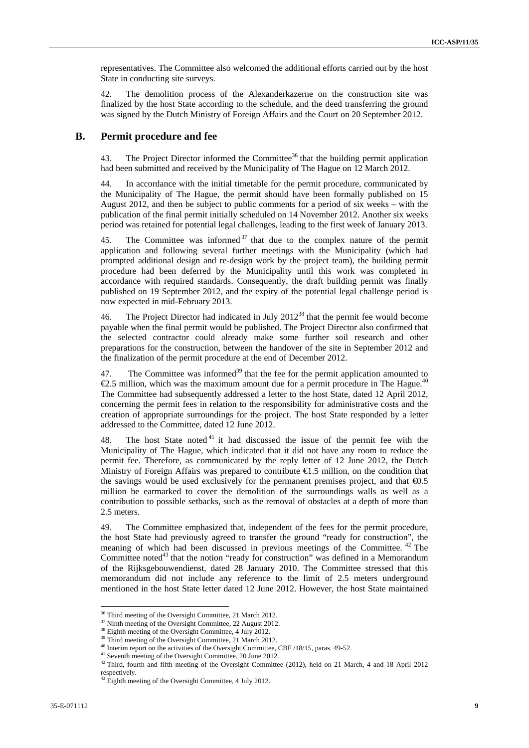representatives. The Committee also welcomed the additional efforts carried out by the host State in conducting site surveys.

42. The demolition process of the Alexanderkazerne on the construction site was finalized by the host State according to the schedule, and the deed transferring the ground was signed by the Dutch Ministry of Foreign Affairs and the Court on 20 September 2012.

## B. Permit procedure and fee

43. The Project Director informed the Committee[36] that the building permit application had been submitted and received by the Municipality of The Hague on 12 March 2012.

44. In accordance with the initial timetable for the permit procedure, communicated by the Municipality of The Hague, the permit should have been formally published on 15 August 2012, and then be subject to public comments for a period of six weeks – with the publication of the final permit initially scheduled on 14 November 2012. Another six weeks period was retained for potential legal challenges, leading to the first week of January 2013.

45. The Committee was informed[37] that due to the complex nature of the permit application and following several further meetings with the Municipality (which had prompted additional design and re-design work by the project team), the building permit procedure had been deferred by the Municipality until this work was completed in accordance with required standards. Consequently, the draft building permit was finally published on 19 September 2012, and the expiry of the potential legal challenge period is now expected in mid-February 2013.

46. The Project Director had indicated in July 2012[38] that the permit fee would become payable when the final permit would be published. The Project Director also confirmed that the selected contractor could already make some further soil research and other preparations for the construction, between the handover of the site in September 2012 and the finalization of the permit procedure at the end of December 2012.

47. The Committee was informed[39] that the fee for the permit application amounted to €2.5 million, which was the maximum amount due for a permit procedure in The Hague.[40] The Committee had subsequently addressed a letter to the host State, dated 12 April 2012, concerning the permit fees in relation to the responsibility for administrative costs and the creation of appropriate surroundings for the project. The host State responded by a letter addressed to the Committee, dated 12 June 2012.

48. The host State noted[41] it had discussed the issue of the permit fee with the Municipality of The Hague, which indicated that it did not have any room to reduce the permit fee. Therefore, as communicated by the reply letter of 12 June 2012, the Dutch Ministry of Foreign Affairs was prepared to contribute €1.5 million, on the condition that the savings would be used exclusively for the permanent premises project, and that €0.5 million be earmarked to cover the demolition of the surroundings walls as well as a contribution to possible setbacks, such as the removal of obstacles at a depth of more than 2.5 meters.

49. The Committee emphasized that, independent of the fees for the permit procedure, the host State had previously agreed to transfer the ground "ready for construction", the meaning of which had been discussed in previous meetings of the Committee.[42] The Committee noted[43] that the notion "ready for construction" was defined in a Memorandum of the Rijksgebouwendienst, dated 28 January 2010. The Committee stressed that this memorandum did not include any reference to the limit of 2.5 meters underground mentioned in the host State letter dated 12 June 2012. However, the host State maintained

---

[36] Third meeting of the Oversight Committee, 21 March 2012.

[37] Ninth meeting of the Oversight Committee, 22 August 2012.

[38] Eighth meeting of the Oversight Committee, 4 July 2012.

[39] Third meeting of the Oversight Committee, 21 March 2012.

[40] Interim report on the activities of the Oversight Committee, CBF /18/15, paras. 49-52.

[41] Seventh meeting of the Oversight Committee, 20 June 2012.

[42] Third, fourth and fifth meeting of the Oversight Committee (2012), held on 21 March, 4 and 18 April 2012 respectively.

[43] Eighth meeting of the Oversight Committee, 4 July 2012.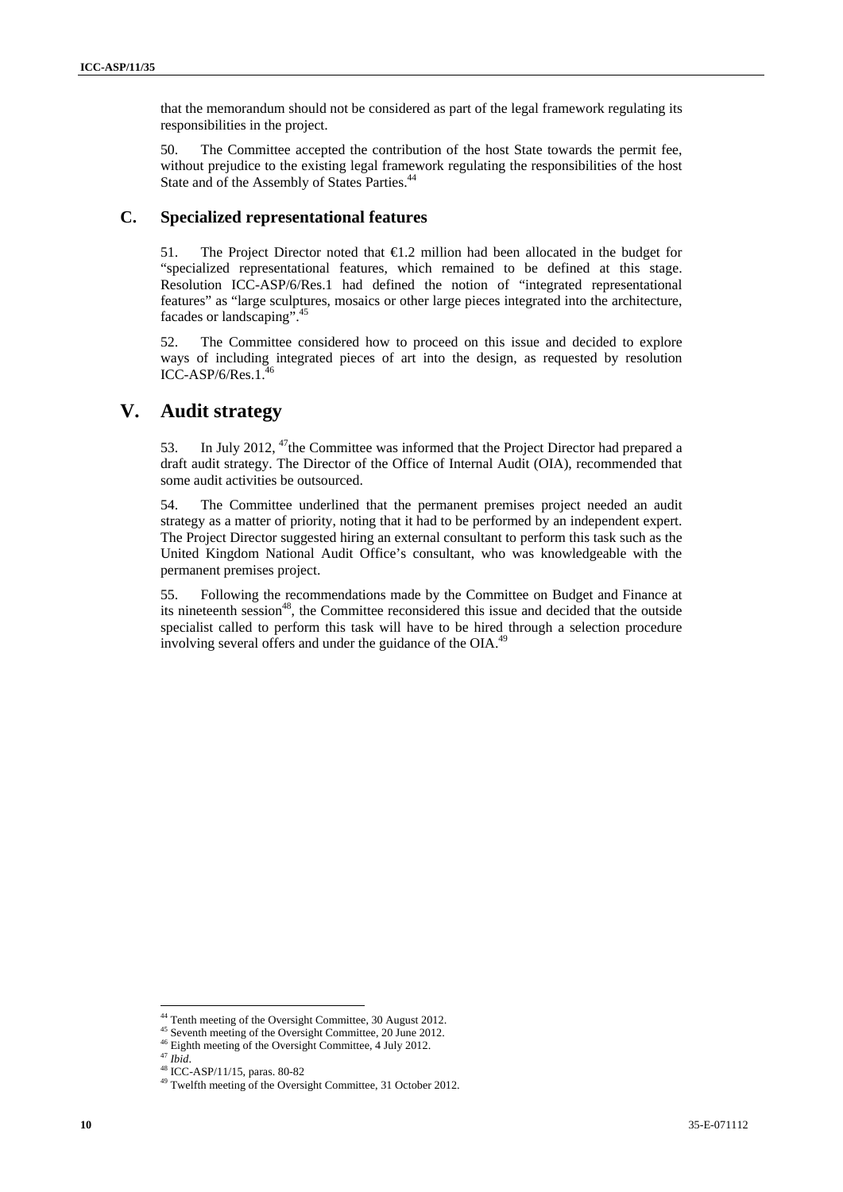that the memorandum should not be considered as part of the legal framework regulating its responsibilities in the project.

50. The Committee accepted the contribution of the host State towards the permit fee, without prejudice to the existing legal framework regulating the responsibilities of the host State and of the Assembly of States Parties.[44]

## C. Specialized representational features

51. The Project Director noted that €1.2 million had been allocated in the budget for "specialized representational features, which remained to be defined at this stage. Resolution ICC-ASP/6/Res.1 had defined the notion of "integrated representational features" as "large sculptures, mosaics or other large pieces integrated into the architecture, facades or landscaping".[45]

52. The Committee considered how to proceed on this issue and decided to explore ways of including integrated pieces of art into the design, as requested by resolution ICC-ASP/6/Res.1.[46]

# V. Audit strategy

53. In July 2012, [47]the Committee was informed that the Project Director had prepared a draft audit strategy. The Director of the Office of Internal Audit (OIA), recommended that some audit activities be outsourced.

54. The Committee underlined that the permanent premises project needed an audit strategy as a matter of priority, noting that it had to be performed by an independent expert. The Project Director suggested hiring an external consultant to perform this task such as the United Kingdom National Audit Office's consultant, who was knowledgeable with the permanent premises project.

55. Following the recommendations made by the Committee on Budget and Finance at its nineteenth session[48], the Committee reconsidered this issue and decided that the outside specialist called to perform this task will have to be hired through a selection procedure involving several offers and under the guidance of the OIA.[49]

---

[44] Tenth meeting of the Oversight Committee, 30 August 2012.
[45] Seventh meeting of the Oversight Committee, 20 June 2012.
[46] Eighth meeting of the Oversight Committee, 4 July 2012.
[47] *Ibid*.
[48] ICC-ASP/11/15, paras. 80-82
[49] Twelfth meeting of the Oversight Committee, 31 October 2012.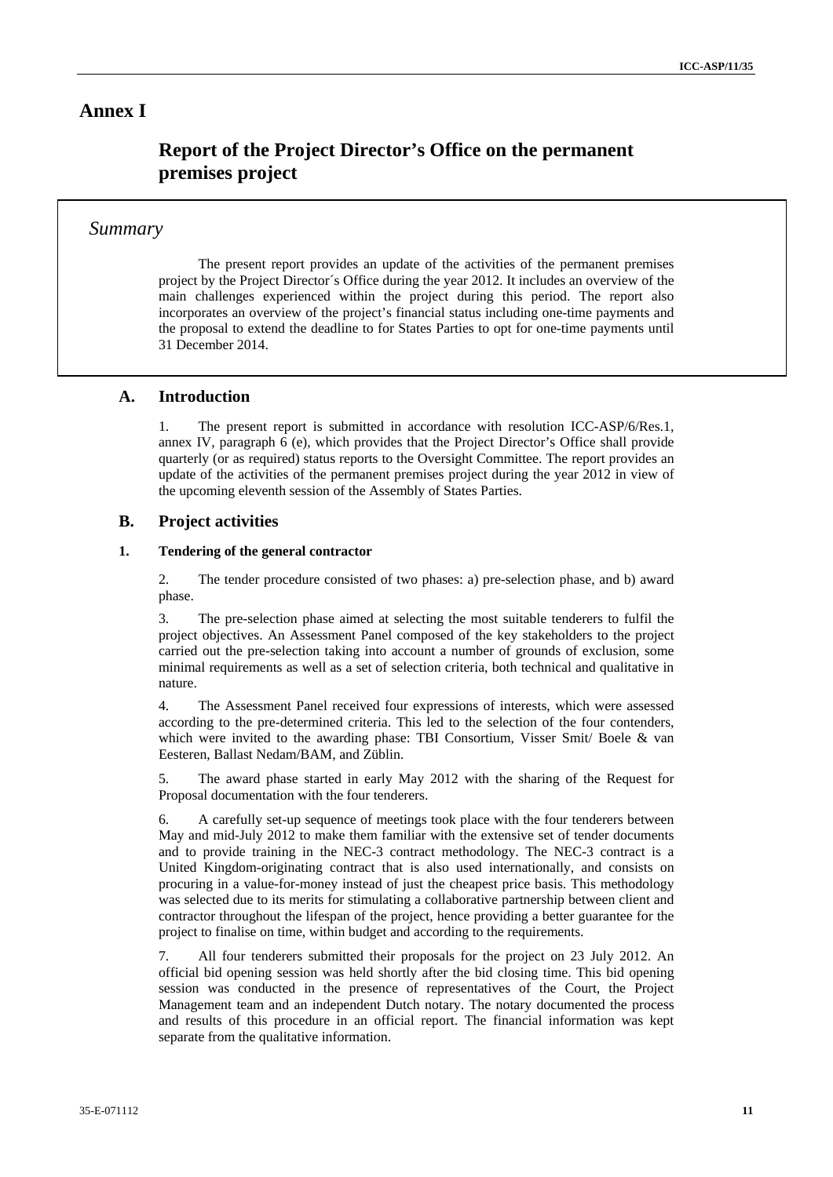# Annex I

## Report of the Project Director's Office on the permanent premises project

### *Summary*

The present report provides an update of the activities of the permanent premises project by the Project Director´s Office during the year 2012. It includes an overview of the main challenges experienced within the project during this period. The report also incorporates an overview of the project's financial status including one-time payments and the proposal to extend the deadline to for States Parties to opt for one-time payments until 31 December 2014.

## A. Introduction

1. The present report is submitted in accordance with resolution ICC-ASP/6/Res.1, annex IV, paragraph 6 (e), which provides that the Project Director's Office shall provide quarterly (or as required) status reports to the Oversight Committee. The report provides an update of the activities of the permanent premises project during the year 2012 in view of the upcoming eleventh session of the Assembly of States Parties.

## B. Project activities

### 1. Tendering of the general contractor

2. The tender procedure consisted of two phases: a) pre-selection phase, and b) award phase.

3. The pre-selection phase aimed at selecting the most suitable tenderers to fulfil the project objectives. An Assessment Panel composed of the key stakeholders to the project carried out the pre-selection taking into account a number of grounds of exclusion, some minimal requirements as well as a set of selection criteria, both technical and qualitative in nature.

4. The Assessment Panel received four expressions of interests, which were assessed according to the pre-determined criteria. This led to the selection of the four contenders, which were invited to the awarding phase: TBI Consortium, Visser Smit/ Boele & van Eesteren, Ballast Nedam/BAM, and Züblin.

5. The award phase started in early May 2012 with the sharing of the Request for Proposal documentation with the four tenderers.

6. A carefully set-up sequence of meetings took place with the four tenderers between May and mid-July 2012 to make them familiar with the extensive set of tender documents and to provide training in the NEC-3 contract methodology. The NEC-3 contract is a United Kingdom-originating contract that is also used internationally, and consists on procuring in a value-for-money instead of just the cheapest price basis. This methodology was selected due to its merits for stimulating a collaborative partnership between client and contractor throughout the lifespan of the project, hence providing a better guarantee for the project to finalise on time, within budget and according to the requirements.

7. All four tenderers submitted their proposals for the project on 23 July 2012. An official bid opening session was held shortly after the bid closing time. This bid opening session was conducted in the presence of representatives of the Court, the Project Management team and an independent Dutch notary. The notary documented the process and results of this procedure in an official report. The financial information was kept separate from the qualitative information.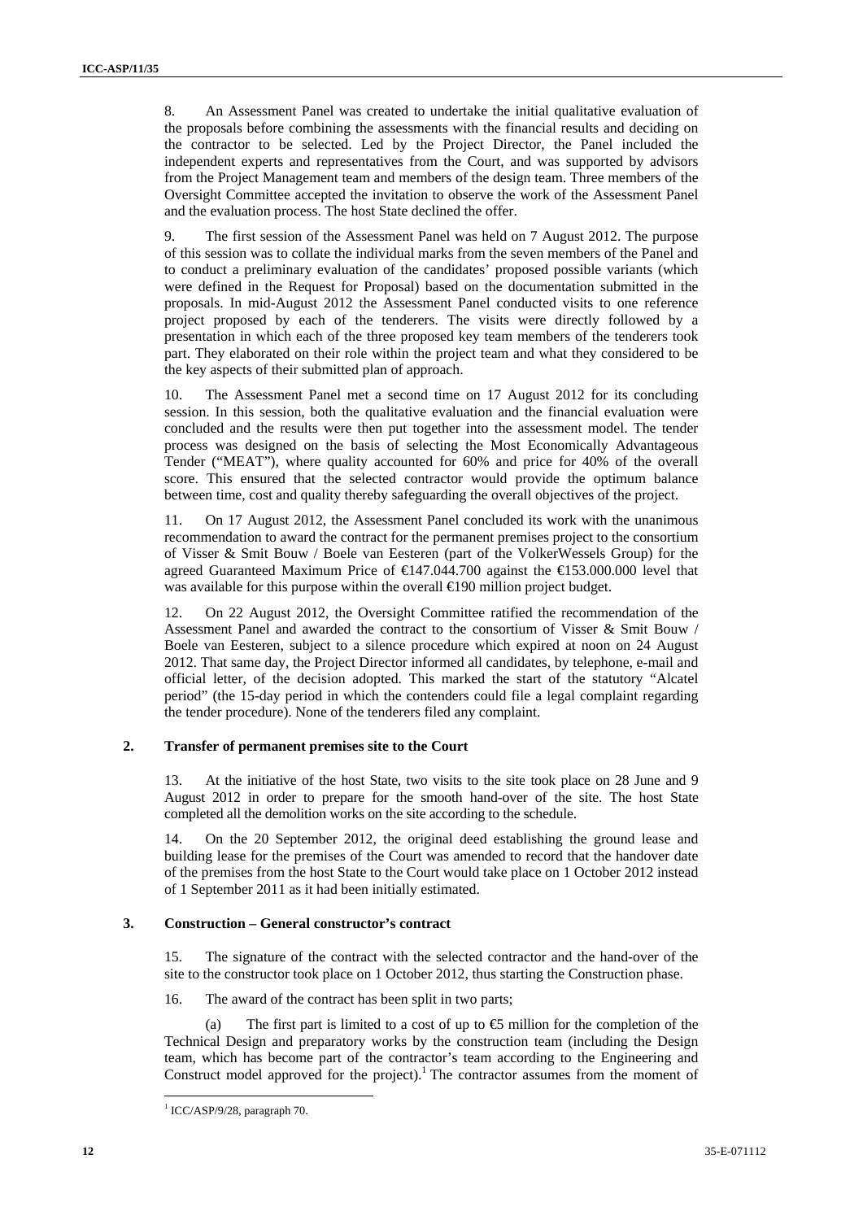8. An Assessment Panel was created to undertake the initial qualitative evaluation of the proposals before combining the assessments with the financial results and deciding on the contractor to be selected. Led by the Project Director, the Panel included the independent experts and representatives from the Court, and was supported by advisors from the Project Management team and members of the design team. Three members of the Oversight Committee accepted the invitation to observe the work of the Assessment Panel and the evaluation process. The host State declined the offer.

9. The first session of the Assessment Panel was held on 7 August 2012. The purpose of this session was to collate the individual marks from the seven members of the Panel and to conduct a preliminary evaluation of the candidates' proposed possible variants (which were defined in the Request for Proposal) based on the documentation submitted in the proposals. In mid-August 2012 the Assessment Panel conducted visits to one reference project proposed by each of the tenderers. The visits were directly followed by a presentation in which each of the three proposed key team members of the tenderers took part. They elaborated on their role within the project team and what they considered to be the key aspects of their submitted plan of approach.

10. The Assessment Panel met a second time on 17 August 2012 for its concluding session. In this session, both the qualitative evaluation and the financial evaluation were concluded and the results were then put together into the assessment model. The tender process was designed on the basis of selecting the Most Economically Advantageous Tender ("MEAT"), where quality accounted for 60% and price for 40% of the overall score. This ensured that the selected contractor would provide the optimum balance between time, cost and quality thereby safeguarding the overall objectives of the project.

11. On 17 August 2012, the Assessment Panel concluded its work with the unanimous recommendation to award the contract for the permanent premises project to the consortium of Visser & Smit Bouw / Boele van Eesteren (part of the VolkerWessels Group) for the agreed Guaranteed Maximum Price of €147.044.700 against the €153.000.000 level that was available for this purpose within the overall €190 million project budget.

12. On 22 August 2012, the Oversight Committee ratified the recommendation of the Assessment Panel and awarded the contract to the consortium of Visser & Smit Bouw / Boele van Eesteren, subject to a silence procedure which expired at noon on 24 August 2012. That same day, the Project Director informed all candidates, by telephone, e-mail and official letter, of the decision adopted. This marked the start of the statutory "Alcatel period" (the 15-day period in which the contenders could file a legal complaint regarding the tender procedure). None of the tenderers filed any complaint.

### 2. Transfer of permanent premises site to the Court

13. At the initiative of the host State, two visits to the site took place on 28 June and 9 August 2012 in order to prepare for the smooth hand-over of the site. The host State completed all the demolition works on the site according to the schedule.

14. On the 20 September 2012, the original deed establishing the ground lease and building lease for the premises of the Court was amended to record that the handover date of the premises from the host State to the Court would take place on 1 October 2012 instead of 1 September 2011 as it had been initially estimated.

### 3. Construction – General constructor's contract

15. The signature of the contract with the selected contractor and the hand-over of the site to the constructor took place on 1 October 2012, thus starting the Construction phase.

16. The award of the contract has been split in two parts;

(a) The first part is limited to a cost of up to €5 million for the completion of the Technical Design and preparatory works by the construction team (including the Design team, which has become part of the contractor's team according to the Engineering and Construct model approved for the project).[1] The contractor assumes from the moment of

---

[1] ICC/ASP/9/28, paragraph 70.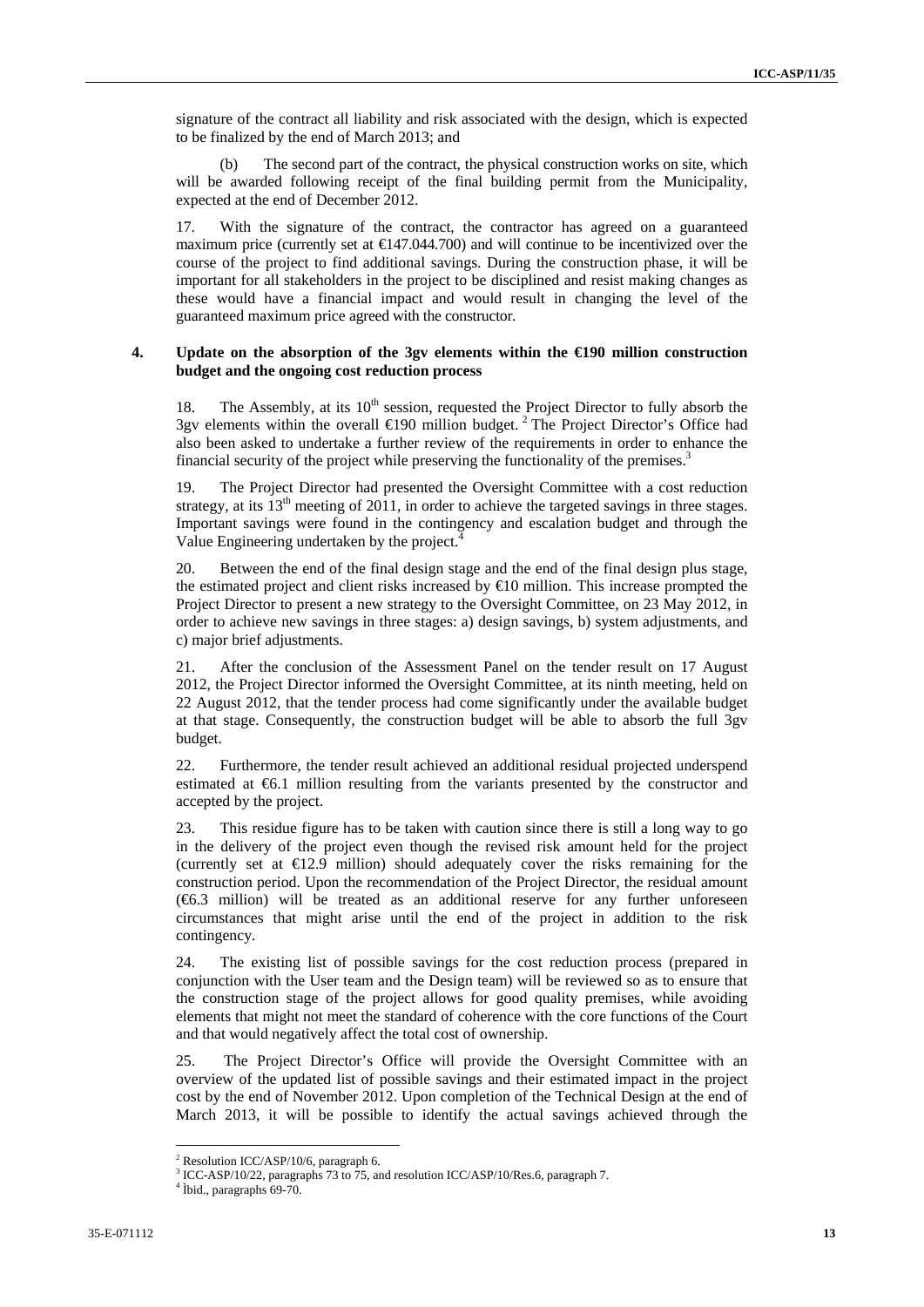signature of the contract all liability and risk associated with the design, which is expected to be finalized by the end of March 2013; and

(b) The second part of the contract, the physical construction works on site, which will be awarded following receipt of the final building permit from the Municipality, expected at the end of December 2012.

17. With the signature of the contract, the contractor has agreed on a guaranteed maximum price (currently set at €147.044.700) and will continue to be incentivized over the course of the project to find additional savings. During the construction phase, it will be important for all stakeholders in the project to be disciplined and resist making changes as these would have a financial impact and would result in changing the level of the guaranteed maximum price agreed with the constructor.

### 4. Update on the absorption of the 3gv elements within the €190 million construction budget and the ongoing cost reduction process

18. The Assembly, at its 10th session, requested the Project Director to fully absorb the 3gv elements within the overall €190 million budget.[2] The Project Director's Office had also been asked to undertake a further review of the requirements in order to enhance the financial security of the project while preserving the functionality of the premises.[3]

19. The Project Director had presented the Oversight Committee with a cost reduction strategy, at its 13th meeting of 2011, in order to achieve the targeted savings in three stages. Important savings were found in the contingency and escalation budget and through the Value Engineering undertaken by the project.[4]

20. Between the end of the final design stage and the end of the final design plus stage, the estimated project and client risks increased by €10 million. This increase prompted the Project Director to present a new strategy to the Oversight Committee, on 23 May 2012, in order to achieve new savings in three stages: a) design savings, b) system adjustments, and c) major brief adjustments.

21. After the conclusion of the Assessment Panel on the tender result on 17 August 2012, the Project Director informed the Oversight Committee, at its ninth meeting, held on 22 August 2012, that the tender process had come significantly under the available budget at that stage. Consequently, the construction budget will be able to absorb the full 3gv budget.

22. Furthermore, the tender result achieved an additional residual projected underspend estimated at €6.1 million resulting from the variants presented by the constructor and accepted by the project.

23. This residue figure has to be taken with caution since there is still a long way to go in the delivery of the project even though the revised risk amount held for the project (currently set at €12.9 million) should adequately cover the risks remaining for the construction period. Upon the recommendation of the Project Director, the residual amount (€6.3 million) will be treated as an additional reserve for any further unforeseen circumstances that might arise until the end of the project in addition to the risk contingency.

24. The existing list of possible savings for the cost reduction process (prepared in conjunction with the User team and the Design team) will be reviewed so as to ensure that the construction stage of the project allows for good quality premises, while avoiding elements that might not meet the standard of coherence with the core functions of the Court and that would negatively affect the total cost of ownership.

25. The Project Director's Office will provide the Oversight Committee with an overview of the updated list of possible savings and their estimated impact in the project cost by the end of November 2012. Upon completion of the Technical Design at the end of March 2013, it will be possible to identify the actual savings achieved through the

---

[2] Resolution ICC/ASP/10/6, paragraph 6.

[3] ICC-ASP/10/22, paragraphs 73 to 75, and resolution ICC/ASP/10/Res.6, paragraph 7.

[4] Ibid., paragraphs 69-70.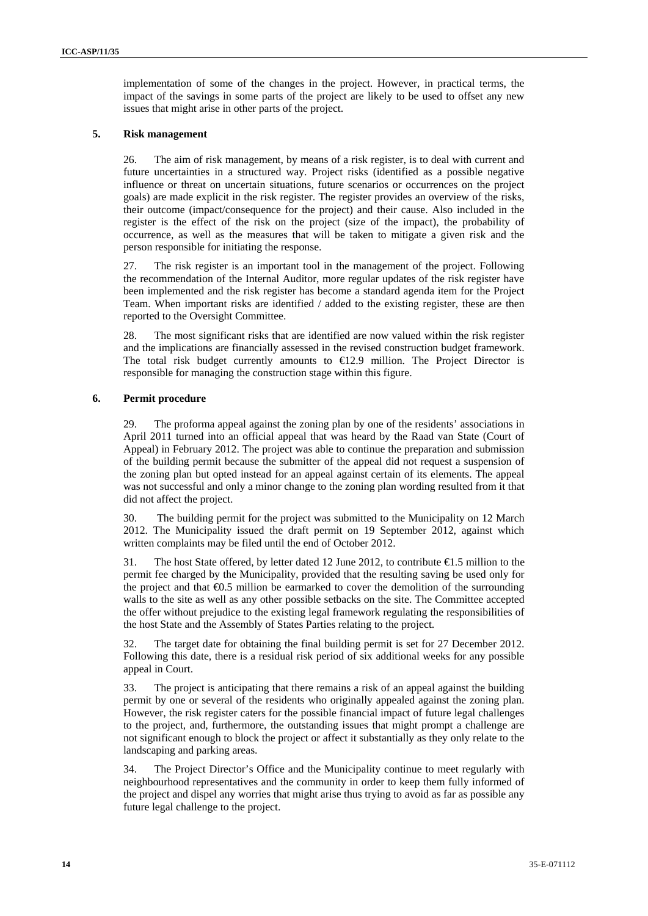implementation of some of the changes in the project. However, in practical terms, the impact of the savings in some parts of the project are likely to be used to offset any new issues that might arise in other parts of the project.

## 5. Risk management

26. The aim of risk management, by means of a risk register, is to deal with current and future uncertainties in a structured way. Project risks (identified as a possible negative influence or threat on uncertain situations, future scenarios or occurrences on the project goals) are made explicit in the risk register. The register provides an overview of the risks, their outcome (impact/consequence for the project) and their cause. Also included in the register is the effect of the risk on the project (size of the impact), the probability of occurrence, as well as the measures that will be taken to mitigate a given risk and the person responsible for initiating the response.

27. The risk register is an important tool in the management of the project. Following the recommendation of the Internal Auditor, more regular updates of the risk register have been implemented and the risk register has become a standard agenda item for the Project Team. When important risks are identified / added to the existing register, these are then reported to the Oversight Committee.

28. The most significant risks that are identified are now valued within the risk register and the implications are financially assessed in the revised construction budget framework. The total risk budget currently amounts to €12.9 million. The Project Director is responsible for managing the construction stage within this figure.

## 6. Permit procedure

29. The proforma appeal against the zoning plan by one of the residents' associations in April 2011 turned into an official appeal that was heard by the Raad van State (Court of Appeal) in February 2012. The project was able to continue the preparation and submission of the building permit because the submitter of the appeal did not request a suspension of the zoning plan but opted instead for an appeal against certain of its elements. The appeal was not successful and only a minor change to the zoning plan wording resulted from it that did not affect the project.

30. The building permit for the project was submitted to the Municipality on 12 March 2012. The Municipality issued the draft permit on 19 September 2012, against which written complaints may be filed until the end of October 2012.

31. The host State offered, by letter dated 12 June 2012, to contribute €1.5 million to the permit fee charged by the Municipality, provided that the resulting saving be used only for the project and that €0.5 million be earmarked to cover the demolition of the surrounding walls to the site as well as any other possible setbacks on the site. The Committee accepted the offer without prejudice to the existing legal framework regulating the responsibilities of the host State and the Assembly of States Parties relating to the project.

32. The target date for obtaining the final building permit is set for 27 December 2012. Following this date, there is a residual risk period of six additional weeks for any possible appeal in Court.

33. The project is anticipating that there remains a risk of an appeal against the building permit by one or several of the residents who originally appealed against the zoning plan. However, the risk register caters for the possible financial impact of future legal challenges to the project, and, furthermore, the outstanding issues that might prompt a challenge are not significant enough to block the project or affect it substantially as they only relate to the landscaping and parking areas.

34. The Project Director's Office and the Municipality continue to meet regularly with neighbourhood representatives and the community in order to keep them fully informed of the project and dispel any worries that might arise thus trying to avoid as far as possible any future legal challenge to the project.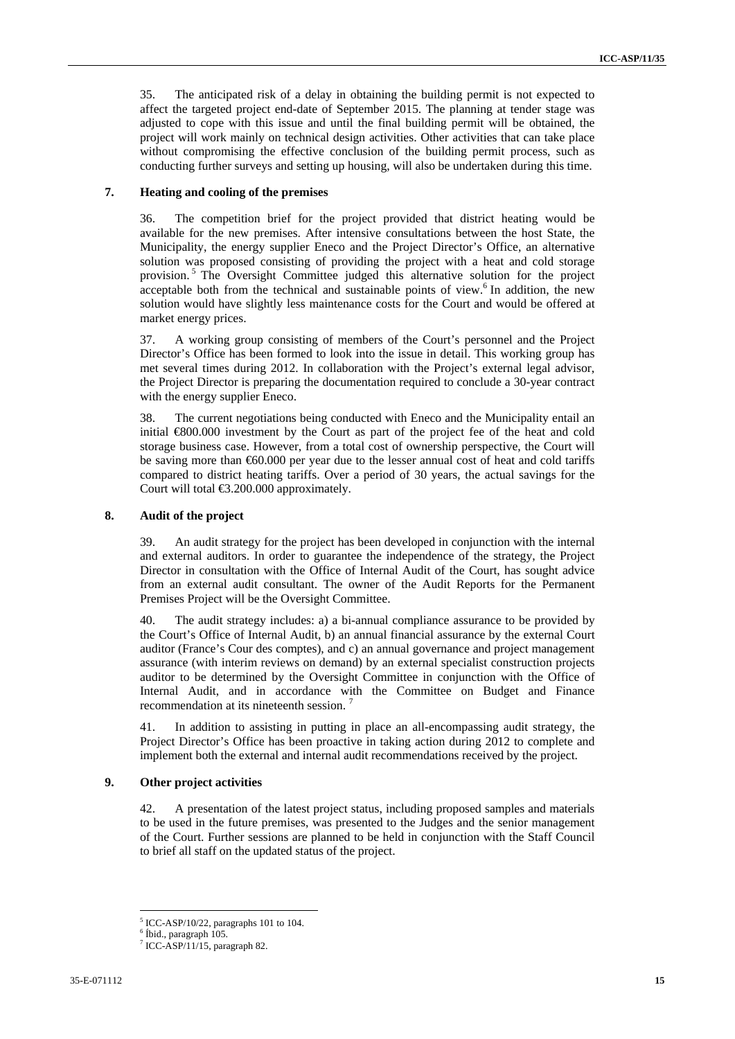35. The anticipated risk of a delay in obtaining the building permit is not expected to affect the targeted project end-date of September 2015. The planning at tender stage was adjusted to cope with this issue and until the final building permit will be obtained, the project will work mainly on technical design activities. Other activities that can take place without compromising the effective conclusion of the building permit process, such as conducting further surveys and setting up housing, will also be undertaken during this time.

### 7. Heating and cooling of the premises

36. The competition brief for the project provided that district heating would be available for the new premises. After intensive consultations between the host State, the Municipality, the energy supplier Eneco and the Project Director's Office, an alternative solution was proposed consisting of providing the project with a heat and cold storage provision.[5] The Oversight Committee judged this alternative solution for the project acceptable both from the technical and sustainable points of view.[6] In addition, the new solution would have slightly less maintenance costs for the Court and would be offered at market energy prices.

37. A working group consisting of members of the Court's personnel and the Project Director's Office has been formed to look into the issue in detail. This working group has met several times during 2012. In collaboration with the Project's external legal advisor, the Project Director is preparing the documentation required to conclude a 30-year contract with the energy supplier Eneco.

38. The current negotiations being conducted with Eneco and the Municipality entail an initial €800.000 investment by the Court as part of the project fee of the heat and cold storage business case. However, from a total cost of ownership perspective, the Court will be saving more than €60.000 per year due to the lesser annual cost of heat and cold tariffs compared to district heating tariffs. Over a period of 30 years, the actual savings for the Court will total €3.200.000 approximately.

### 8. Audit of the project

39. An audit strategy for the project has been developed in conjunction with the internal and external auditors. In order to guarantee the independence of the strategy, the Project Director in consultation with the Office of Internal Audit of the Court, has sought advice from an external audit consultant. The owner of the Audit Reports for the Permanent Premises Project will be the Oversight Committee.

40. The audit strategy includes: a) a bi-annual compliance assurance to be provided by the Court's Office of Internal Audit, b) an annual financial assurance by the external Court auditor (France's Cour des comptes), and c) an annual governance and project management assurance (with interim reviews on demand) by an external specialist construction projects auditor to be determined by the Oversight Committee in conjunction with the Office of Internal Audit, and in accordance with the Committee on Budget and Finance recommendation at its nineteenth session.[7]

41. In addition to assisting in putting in place an all-encompassing audit strategy, the Project Director's Office has been proactive in taking action during 2012 to complete and implement both the external and internal audit recommendations received by the project.

### 9. Other project activities

42. A presentation of the latest project status, including proposed samples and materials to be used in the future premises, was presented to the Judges and the senior management of the Court. Further sessions are planned to be held in conjunction with the Staff Council to brief all staff on the updated status of the project.

---

[5] ICC-ASP/10/22, paragraphs 101 to 104.
[6] Ibid., paragraph 105.
[7] ICC-ASP/11/15, paragraph 82.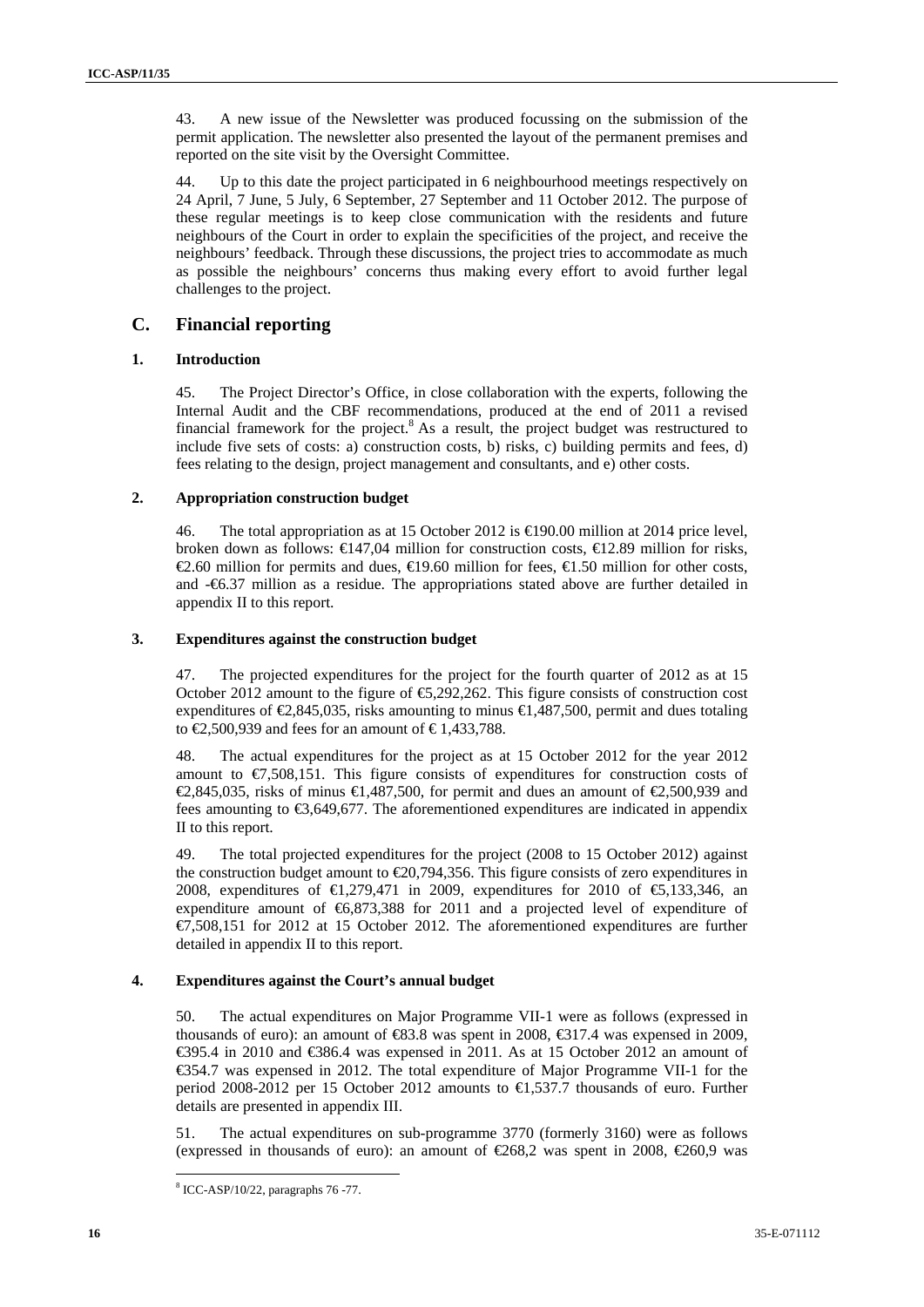43. A new issue of the Newsletter was produced focussing on the submission of the permit application. The newsletter also presented the layout of the permanent premises and reported on the site visit by the Oversight Committee.

44. Up to this date the project participated in 6 neighbourhood meetings respectively on 24 April, 7 June, 5 July, 6 September, 27 September and 11 October 2012. The purpose of these regular meetings is to keep close communication with the residents and future neighbours of the Court in order to explain the specificities of the project, and receive the neighbours' feedback. Through these discussions, the project tries to accommodate as much as possible the neighbours' concerns thus making every effort to avoid further legal challenges to the project.

## C. Financial reporting

### 1. Introduction

45. The Project Director's Office, in close collaboration with the experts, following the Internal Audit and the CBF recommendations, produced at the end of 2011 a revised financial framework for the project.[8] As a result, the project budget was restructured to include five sets of costs: a) construction costs, b) risks, c) building permits and fees, d) fees relating to the design, project management and consultants, and e) other costs.

### 2. Appropriation construction budget

46. The total appropriation as at 15 October 2012 is €190.00 million at 2014 price level, broken down as follows: €147,04 million for construction costs, €12.89 million for risks, €2.60 million for permits and dues, €19.60 million for fees, €1.50 million for other costs, and -€6.37 million as a residue. The appropriations stated above are further detailed in appendix II to this report.

### 3. Expenditures against the construction budget

47. The projected expenditures for the project for the fourth quarter of 2012 as at 15 October 2012 amount to the figure of €5,292,262. This figure consists of construction cost expenditures of €2,845,035, risks amounting to minus €1,487,500, permit and dues totaling to €2,500,939 and fees for an amount of € 1,433,788.

48. The actual expenditures for the project as at 15 October 2012 for the year 2012 amount to €7,508,151. This figure consists of expenditures for construction costs of €2,845,035, risks of minus €1,487,500, for permit and dues an amount of €2,500,939 and fees amounting to €3,649,677. The aforementioned expenditures are indicated in appendix II to this report.

49. The total projected expenditures for the project (2008 to 15 October 2012) against the construction budget amount to €20,794,356. This figure consists of zero expenditures in 2008, expenditures of €1,279,471 in 2009, expenditures for 2010 of €5,133,346, an expenditure amount of €6,873,388 for 2011 and a projected level of expenditure of €7,508,151 for 2012 at 15 October 2012. The aforementioned expenditures are further detailed in appendix II to this report.

### 4. Expenditures against the Court's annual budget

50. The actual expenditures on Major Programme VII-1 were as follows (expressed in thousands of euro): an amount of €83.8 was spent in 2008, €317.4 was expensed in 2009, €395.4 in 2010 and €386.4 was expensed in 2011. As at 15 October 2012 an amount of €354.7 was expensed in 2012. The total expenditure of Major Programme VII-1 for the period 2008-2012 per 15 October 2012 amounts to €1,537.7 thousands of euro. Further details are presented in appendix III.

51. The actual expenditures on sub-programme 3770 (formerly 3160) were as follows (expressed in thousands of euro): an amount of €268,2 was spent in 2008, €260,9 was

[8] ICC-ASP/10/22, paragraphs 76 -77.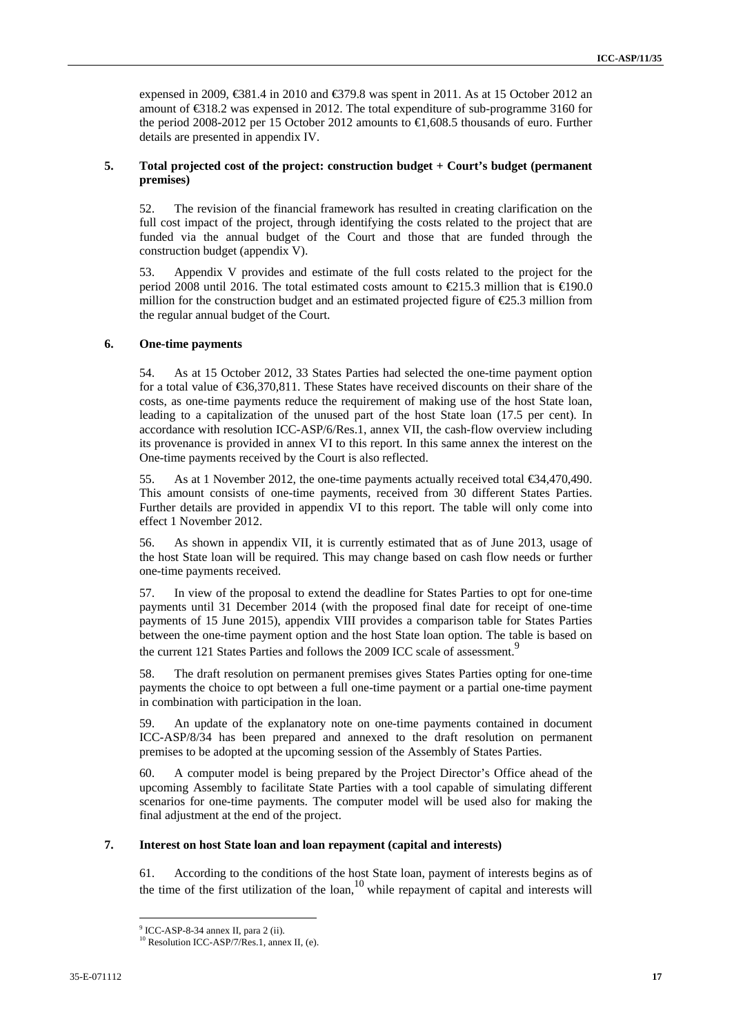expensed in 2009, €381.4 in 2010 and €379.8 was spent in 2011. As at 15 October 2012 an amount of €318.2 was expensed in 2012. The total expenditure of sub-programme 3160 for the period 2008-2012 per 15 October 2012 amounts to €1,608.5 thousands of euro. Further details are presented in appendix IV.

### 5. Total projected cost of the project: construction budget + Court's budget (permanent premises)

52. The revision of the financial framework has resulted in creating clarification on the full cost impact of the project, through identifying the costs related to the project that are funded via the annual budget of the Court and those that are funded through the construction budget (appendix V).

53. Appendix V provides and estimate of the full costs related to the project for the period 2008 until 2016. The total estimated costs amount to €215.3 million that is €190.0 million for the construction budget and an estimated projected figure of €25.3 million from the regular annual budget of the Court.

### 6. One-time payments

54. As at 15 October 2012, 33 States Parties had selected the one-time payment option for a total value of €36,370,811. These States have received discounts on their share of the costs, as one-time payments reduce the requirement of making use of the host State loan, leading to a capitalization of the unused part of the host State loan (17.5 per cent). In accordance with resolution ICC-ASP/6/Res.1, annex VII, the cash-flow overview including its provenance is provided in annex VI to this report. In this same annex the interest on the One-time payments received by the Court is also reflected.

55. As at 1 November 2012, the one-time payments actually received total €34,470,490. This amount consists of one-time payments, received from 30 different States Parties. Further details are provided in appendix VI to this report. The table will only come into effect 1 November 2012.

56. As shown in appendix VII, it is currently estimated that as of June 2013, usage of the host State loan will be required. This may change based on cash flow needs or further one-time payments received.

57. In view of the proposal to extend the deadline for States Parties to opt for one-time payments until 31 December 2014 (with the proposed final date for receipt of one-time payments of 15 June 2015), appendix VIII provides a comparison table for States Parties between the one-time payment option and the host State loan option. The table is based on the current 121 States Parties and follows the 2009 ICC scale of assessment.[9]

58. The draft resolution on permanent premises gives States Parties opting for one-time payments the choice to opt between a full one-time payment or a partial one-time payment in combination with participation in the loan.

59. An update of the explanatory note on one-time payments contained in document ICC-ASP/8/34 has been prepared and annexed to the draft resolution on permanent premises to be adopted at the upcoming session of the Assembly of States Parties.

60. A computer model is being prepared by the Project Director's Office ahead of the upcoming Assembly to facilitate State Parties with a tool capable of simulating different scenarios for one-time payments. The computer model will be used also for making the final adjustment at the end of the project.

### 7. Interest on host State loan and loan repayment (capital and interests)

61. According to the conditions of the host State loan, payment of interests begins as of the time of the first utilization of the loan,[10] while repayment of capital and interests will

---

[9] ICC-ASP-8-34 annex II, para 2 (ii).

[10] Resolution ICC-ASP/7/Res.1, annex II, (e).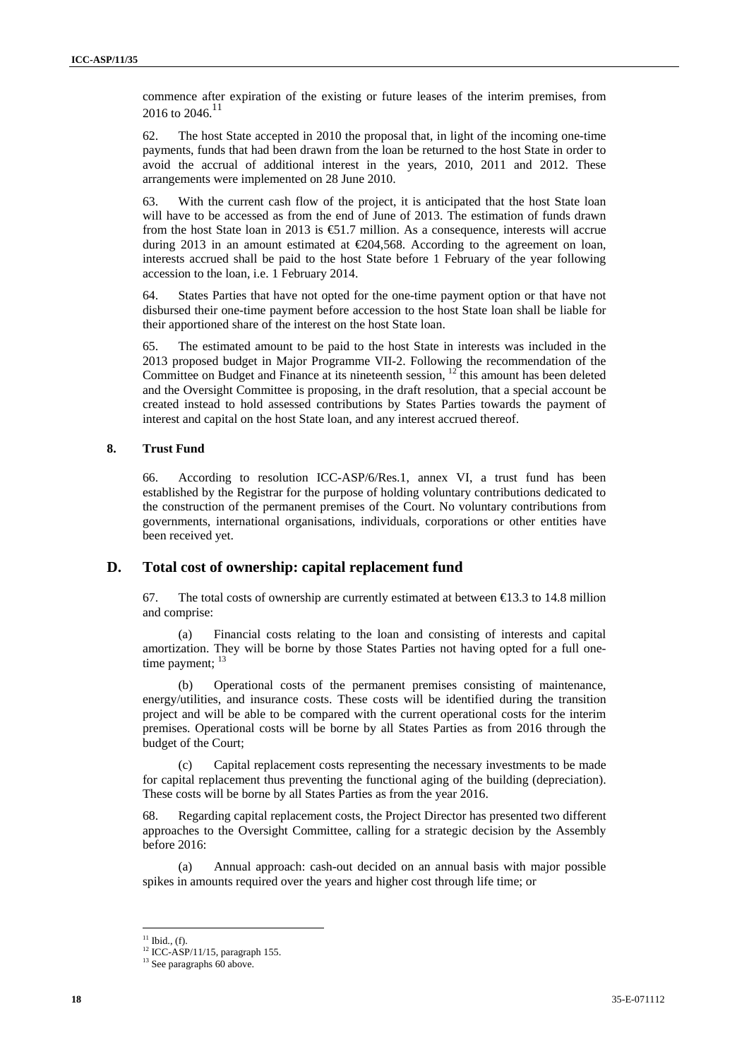commence after expiration of the existing or future leases of the interim premises, from 2016 to 2046.[11]

62. The host State accepted in 2010 the proposal that, in light of the incoming one-time payments, funds that had been drawn from the loan be returned to the host State in order to avoid the accrual of additional interest in the years, 2010, 2011 and 2012. These arrangements were implemented on 28 June 2010.

63. With the current cash flow of the project, it is anticipated that the host State loan will have to be accessed as from the end of June of 2013. The estimation of funds drawn from the host State loan in 2013 is €51.7 million. As a consequence, interests will accrue during 2013 in an amount estimated at €204,568. According to the agreement on loan, interests accrued shall be paid to the host State before 1 February of the year following accession to the loan, i.e. 1 February 2014.

64. States Parties that have not opted for the one-time payment option or that have not disbursed their one-time payment before accession to the host State loan shall be liable for their apportioned share of the interest on the host State loan.

65. The estimated amount to be paid to the host State in interests was included in the 2013 proposed budget in Major Programme VII-2. Following the recommendation of the Committee on Budget and Finance at its nineteenth session, [12] this amount has been deleted and the Oversight Committee is proposing, in the draft resolution, that a special account be created instead to hold assessed contributions by States Parties towards the payment of interest and capital on the host State loan, and any interest accrued thereof.

### 8. Trust Fund

66. According to resolution ICC-ASP/6/Res.1, annex VI, a trust fund has been established by the Registrar for the purpose of holding voluntary contributions dedicated to the construction of the permanent premises of the Court. No voluntary contributions from governments, international organisations, individuals, corporations or other entities have been received yet.

## D. Total cost of ownership: capital replacement fund

67. The total costs of ownership are currently estimated at between €13.3 to 14.8 million and comprise:

(a) Financial costs relating to the loan and consisting of interests and capital amortization. They will be borne by those States Parties not having opted for a full one-time payment; [13]

(b) Operational costs of the permanent premises consisting of maintenance, energy/utilities, and insurance costs. These costs will be identified during the transition project and will be able to be compared with the current operational costs for the interim premises. Operational costs will be borne by all States Parties as from 2016 through the budget of the Court;

(c) Capital replacement costs representing the necessary investments to be made for capital replacement thus preventing the functional aging of the building (depreciation). These costs will be borne by all States Parties as from the year 2016.

68. Regarding capital replacement costs, the Project Director has presented two different approaches to the Oversight Committee, calling for a strategic decision by the Assembly before 2016:

(a) Annual approach: cash-out decided on an annual basis with major possible spikes in amounts required over the years and higher cost through life time; or

---

[11] Ibid., (f).

[12] ICC-ASP/11/15, paragraph 155.

[13] See paragraphs 60 above.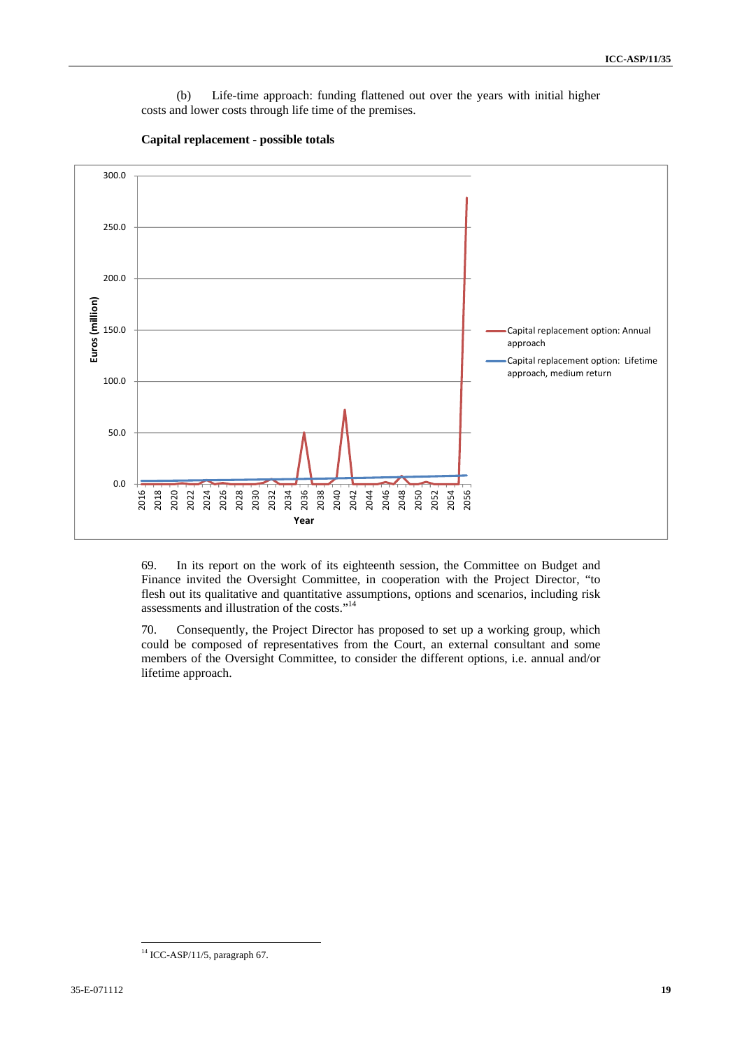(b) Life-time approach: funding flattened out over the years with initial higher costs and lower costs through life time of the premises.

**Capital replacement - possible totals**

69. In its report on the work of its eighteenth session, the Committee on Budget and Finance invited the Oversight Committee, in cooperation with the Project Director, "to flesh out its qualitative and quantitative assumptions, options and scenarios, including risk assessments and illustration of the costs."[14]

70. Consequently, the Project Director has proposed to set up a working group, which could be composed of representatives from the Court, an external consultant and some members of the Oversight Committee, to consider the different options, i.e. annual and/or lifetime approach.

[14] ICC-ASP/11/5, paragraph 67.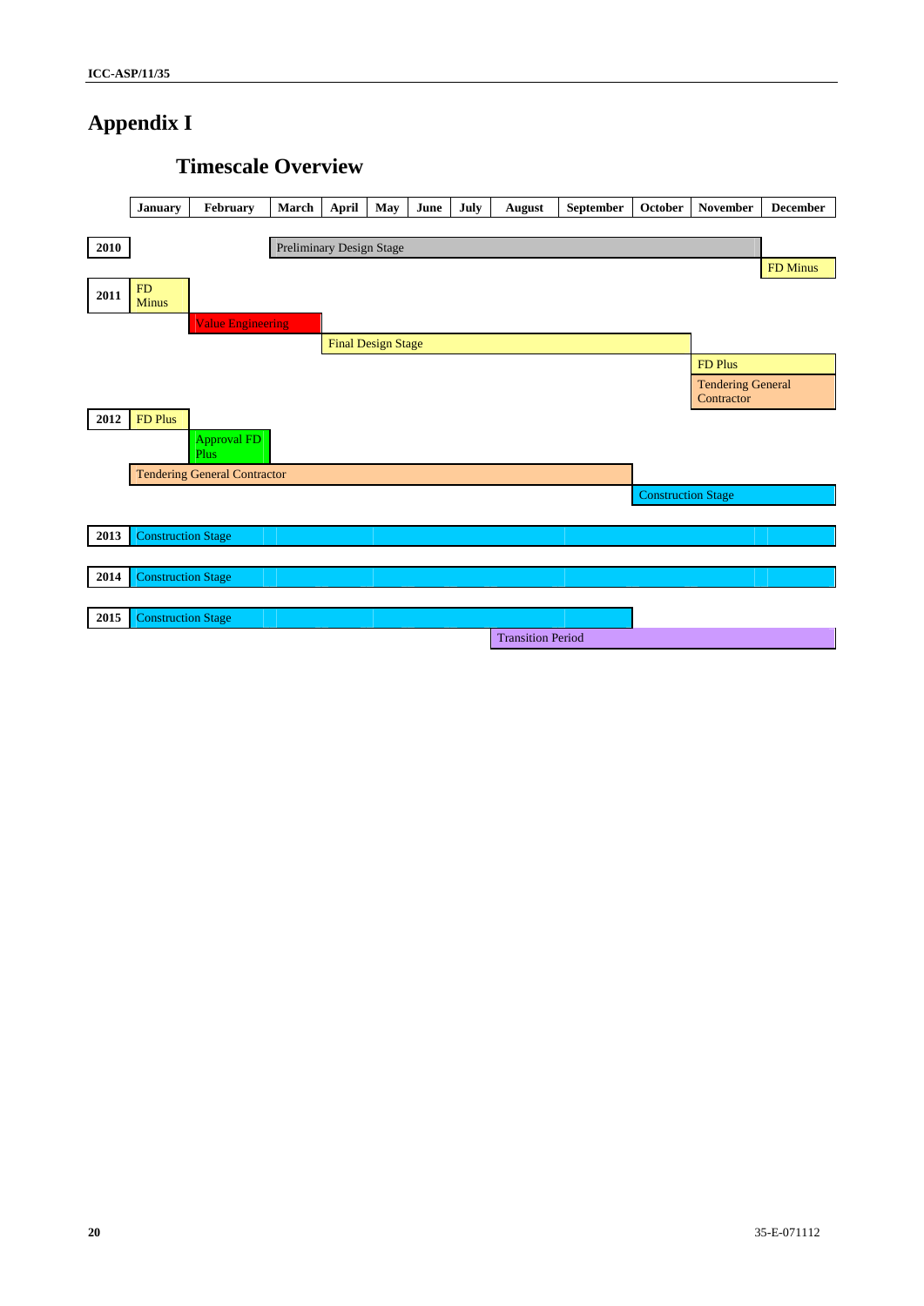# Appendix I

## Timescale Overview

| Year | January | February | March | April | May | June | July | August | September | October | November | December |
|---|---|---|---|---|---|---|---|---|---|---|---|---|
| 2010 | | | Preliminary Design Stage | | | | | | | | | |
| | | | | | | | | | | | | FD Minus |
| 2011 | FD Minus | | | | | | | | | | | |
| | | Value Engineering | | | | | | | | | | |
| | | | | Final Design Stage | | | | | | | | |
| | | | | | | | | | | | FD Plus | |
| | | | | | | | | | | | Tendering General Contractor | |
| 2012 | FD Plus | | | | | | | | | | | |
| | | Approval FD Plus | | | | | | | | | | |
| | Tendering General Contractor | | | | | | | | | | | |
| | | | | | | | | | | Construction Stage | | |
| 2013 | Construction Stage | | | | | | | | | | | |
| 2014 | Construction Stage | | | | | | | | | | | |
| 2015 | Construction Stage | | | | | | | | | | | |
| | | | | | | | | Transition Period | | | | |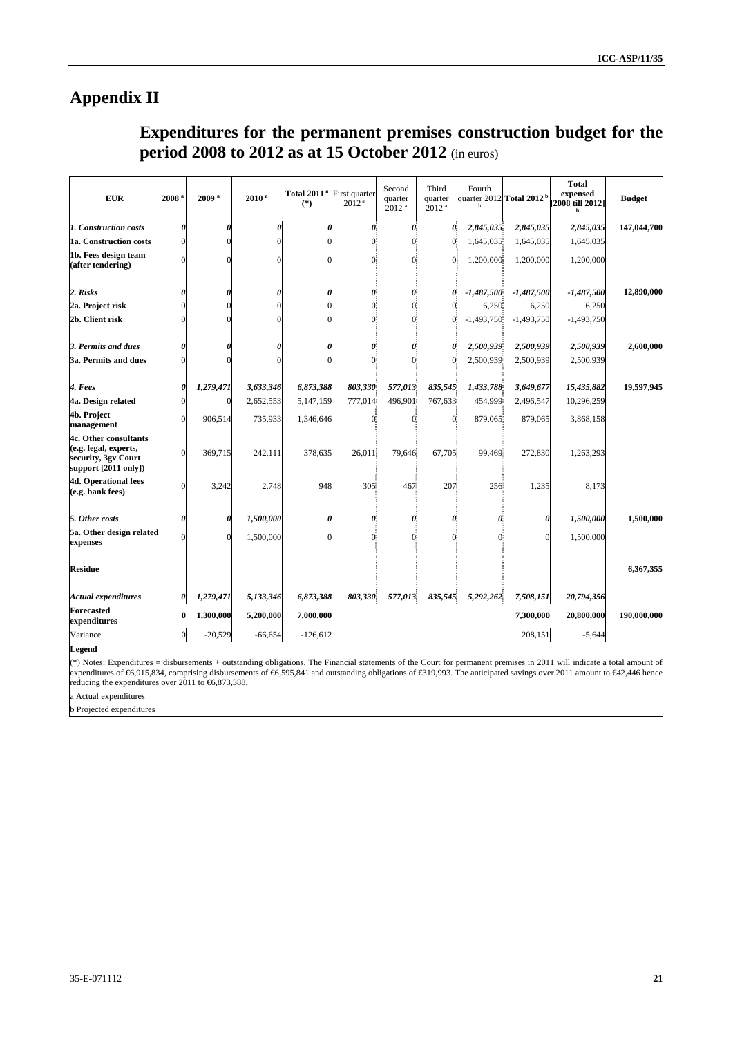# Appendix II

## Expenditures for the permanent premises construction budget for the period 2008 to 2012 as at 15 October 2012 (in euros)

| EUR | 2008 [a] | 2009 [a] | 2010 [a] | Total 2011 [a] (*) | First quarter 2012 [a] | Second quarter 2012 [a] | Third quarter 2012 [a] | Fourth quarter 2012 [b] | Total 2012 [b] | Total expensed [2008 till 2012] [b] | Budget |
|---|---|---|---|---|---|---|---|---|---|---|---|
| *1. Construction costs* | *0* | *0* | *0* | *0* | *0* | *0* | *0* | *2,845,035* | *2,845,035* | *2,845,035* | **147,044,700** |
| **1a. Construction costs** | 0 | 0 | 0 | 0 | 0 | 0 | 0 | 1,645,035 | 1,645,035 | 1,645,035 | |
| **1b. Fees design team (after tendering)** | 0 | 0 | 0 | 0 | 0 | 0 | 0 | 1,200,000 | 1,200,000 | 1,200,000 | |
| *2. Risks* | *0* | *0* | *0* | *0* | *0* | *0* | *0* | *-1,487,500* | *-1,487,500* | *-1,487,500* | **12,890,000** |
| **2a. Project risk** | 0 | 0 | 0 | 0 | 0 | 0 | 0 | 6,250 | 6,250 | 6,250 | |
| **2b. Client risk** | 0 | 0 | 0 | 0 | 0 | 0 | 0 | -1,493,750 | -1,493,750 | -1,493,750 | |
| *3. Permits and dues* | *0* | *0* | *0* | *0* | *0* | *0* | *0* | *2,500,939* | *2,500,939* | *2,500,939* | **2,600,000** |
| **3a. Permits and dues** | 0 | 0 | 0 | 0 | 0 | 0 | 0 | 2,500,939 | 2,500,939 | 2,500,939 | |
| *4. Fees* | *0* | *1,279,471* | *3,633,346* | *6,873,388* | *803,330* | *577,013* | *835,545* | *1,433,788* | *3,649,677* | *15,435,882* | **19,597,945** |
| **4a. Design related** | 0 | 0 | 2,652,553 | 5,147,159 | 777,014 | 496,901 | 767,633 | 454,999 | 2,496,547 | 10,296,259 | |
| **4b. Project management** | 0 | 906,514 | 735,933 | 1,346,646 | 0 | 0 | 0 | 879,065 | 879,065 | 3,868,158 | |
| **4c. Other consultants (e.g. legal, experts, security, 3gv Court support [2011 only])** | 0 | 369,715 | 242,111 | 378,635 | 26,011 | 79,646 | 67,705 | 99,469 | 272,830 | 1,263,293 | |
| **4d. Operational fees (e.g. bank fees)** | 0 | 3,242 | 2,748 | 948 | 305 | 467 | 207 | 256 | 1,235 | 8,173 | |
| *5. Other costs* | *0* | *0* | *1,500,000* | *0* | *0* | *0* | *0* | *0* | *0* | *1,500,000* | **1,500,000** |
| **5a. Other design related expenses** | 0 | 0 | 1,500,000 | 0 | 0 | 0 | 0 | 0 | 0 | 1,500,000 | |
| **Residue** | | | | | | | | | | | **6,367,355** |
| *Actual expenditures* | *0* | *1,279,471* | *5,133,346* | *6,873,388* | *803,330* | *577,013* | *835,545* | *5,292,262* | *7,508,151* | *20,794,356* | |
| **Forecasted expenditures** | **0** | **1,300,000** | **5,200,000** | **7,000,000** | | | | | **7,300,000** | **20,800,000** | **190,000,000** |
| Variance | 0 | -20,529 | -66,654 | -126,612 | | | | | 208,151 | -5,644 | |

**Legend**

(*) Notes: Expenditures = disbursements + outstanding obligations. The Financial statements of the Court for permanent premises in 2011 will indicate a total amount of expenditures of €6,915,834, comprising disbursements of €6,595,841 and outstanding obligations of €319,993. The anticipated savings over 2011 amount to €42,446 hence reducing the expenditures over 2011 to €6,873,388.

a Actual expenditures

b Projected expenditures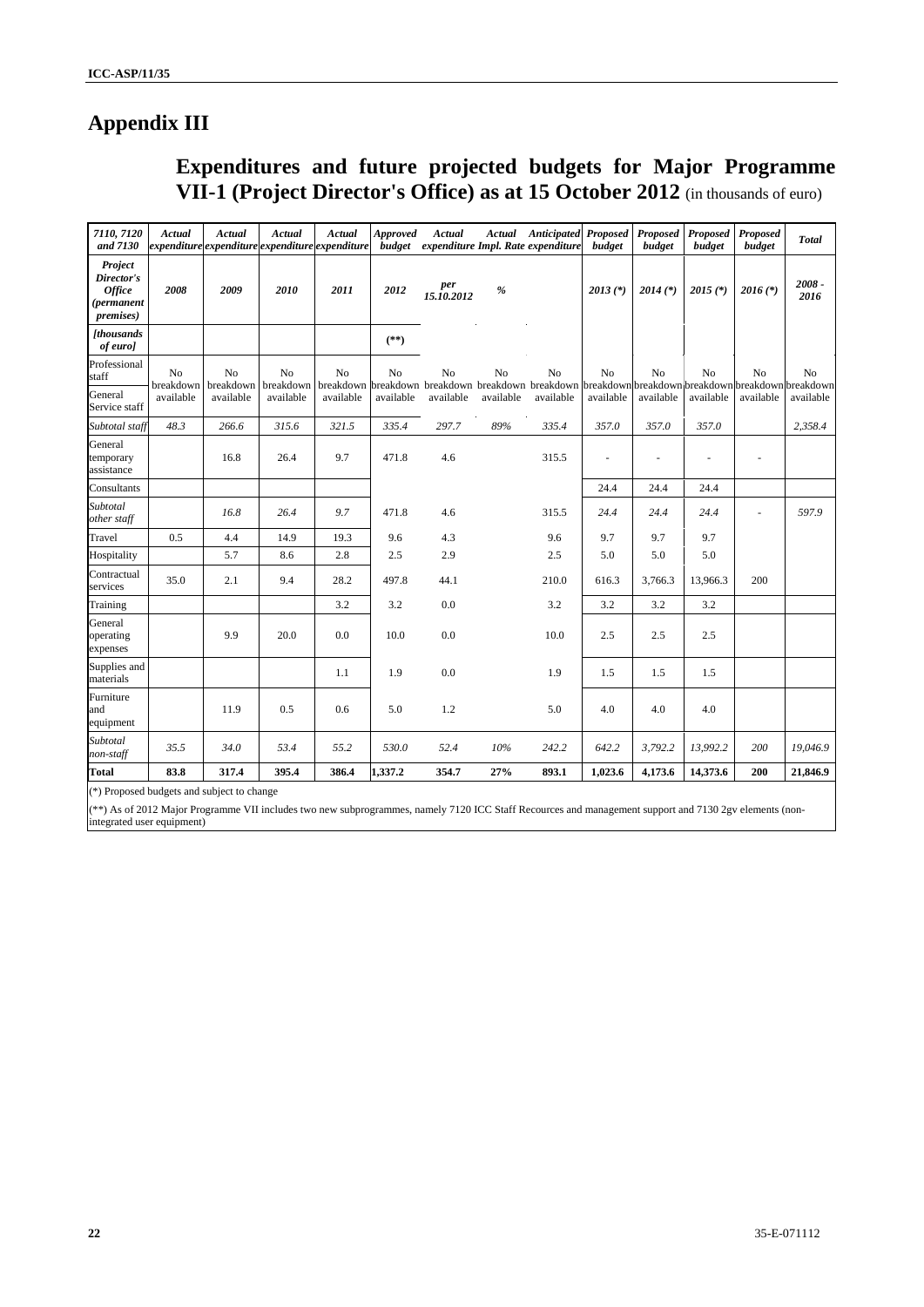# Appendix III

## Expenditures and future projected budgets for Major Programme VII-1 (Project Director's Office) as at 15 October 2012 (in thousands of euro)

| *7110, 7120 and 7130* | *Actual expenditure* | *Actual expenditure* | *Actual expenditure* | *Actual expenditure* | *Approved budget* | *Actual expenditure* | *Actual Impl. Rate* | *Anticipated expenditure* | *Proposed budget* | *Proposed budget* | *Proposed budget* | *Proposed budget* | *Total* |
|---|---|---|---|---|---|---|---|---|---|---|---|---|---|
| ***Project Director's Office (permanent premises)*** | **2008** | **2009** | **2010** | **2011** | **2012** | ***per 15.10.2012*** | ***%*** | | **2013 (\*)** | **2014 (\*)** | **2015 (\*)** | **2016 (\*)** | **2008 - 2016** |
| ***[thousands of euro]*** | | | | | **(\*\*)** | | | | | | | | |
| Professional staff | No breakdown available | No breakdown available | No breakdown available | No breakdown available | No breakdown available | No breakdown available | No breakdown available | No breakdown available | No breakdown available | No breakdown available | No breakdown available | No breakdown available | No breakdown available |
| General Service staff | | | | | | | | | | | | | |
| *Subtotal staff* | *48.3* | *266.6* | *315.6* | *321.5* | *335.4* | *297.7* | *89%* | *335.4* | *357.0* | *357.0* | *357.0* | | *2,358.4* |
| General temporary assistance | | 16.8 | 26.4 | 9.7 | 471.8 | 4.6 | | 315.5 | - | - | - | - | |
| Consultants | | | | | | | | | 24.4 | 24.4 | 24.4 | | |
| *Subtotal other staff* | | *16.8* | *26.4* | *9.7* | *471.8* | *4.6* | | *315.5* | *24.4* | *24.4* | *24.4* | - | *597.9* |
| Travel | 0.5 | 4.4 | 14.9 | 19.3 | 9.6 | 4.3 | | 9.6 | 9.7 | 9.7 | 9.7 | | |
| Hospitality | | 5.7 | 8.6 | 2.8 | 2.5 | 2.9 | | 2.5 | 5.0 | 5.0 | 5.0 | | |
| Contractual services | 35.0 | 2.1 | 9.4 | 28.2 | 497.8 | 44.1 | | 210.0 | 616.3 | 3,766.3 | 13,966.3 | 200 | |
| Training | | | | 3.2 | 3.2 | 0.0 | | 3.2 | 3.2 | 3.2 | 3.2 | | |
| General operating expenses | | 9.9 | 20.0 | 0.0 | 10.0 | 0.0 | | 10.0 | 2.5 | 2.5 | 2.5 | | |
| Supplies and materials | | | | 1.1 | 1.9 | 0.0 | | 1.9 | 1.5 | 1.5 | 1.5 | | |
| Furniture and equipment | | 11.9 | 0.5 | 0.6 | 5.0 | 1.2 | | 5.0 | 4.0 | 4.0 | 4.0 | | |
| *Subtotal non-staff* | *35.5* | *34.0* | *53.4* | *55.2* | *530.0* | *52.4* | *10%* | *242.2* | *642.2* | *3,792.2* | *13,992.2* | *200* | *19,046.9* |
| **Total** | **83.8** | **317.4** | **395.4** | **386.4** | **1,337.2** | **354.7** | **27%** | **893.1** | **1,023.6** | **4,173.6** | **14,373.6** | **200** | **21,846.9** |

(\*) Proposed budgets and subject to change

(\*\*) As of 2012 Major Programme VII includes two new subprogrammes, namely 7120 ICC Staff Recources and management support and 7130 2gv elements (non-integrated user equipment)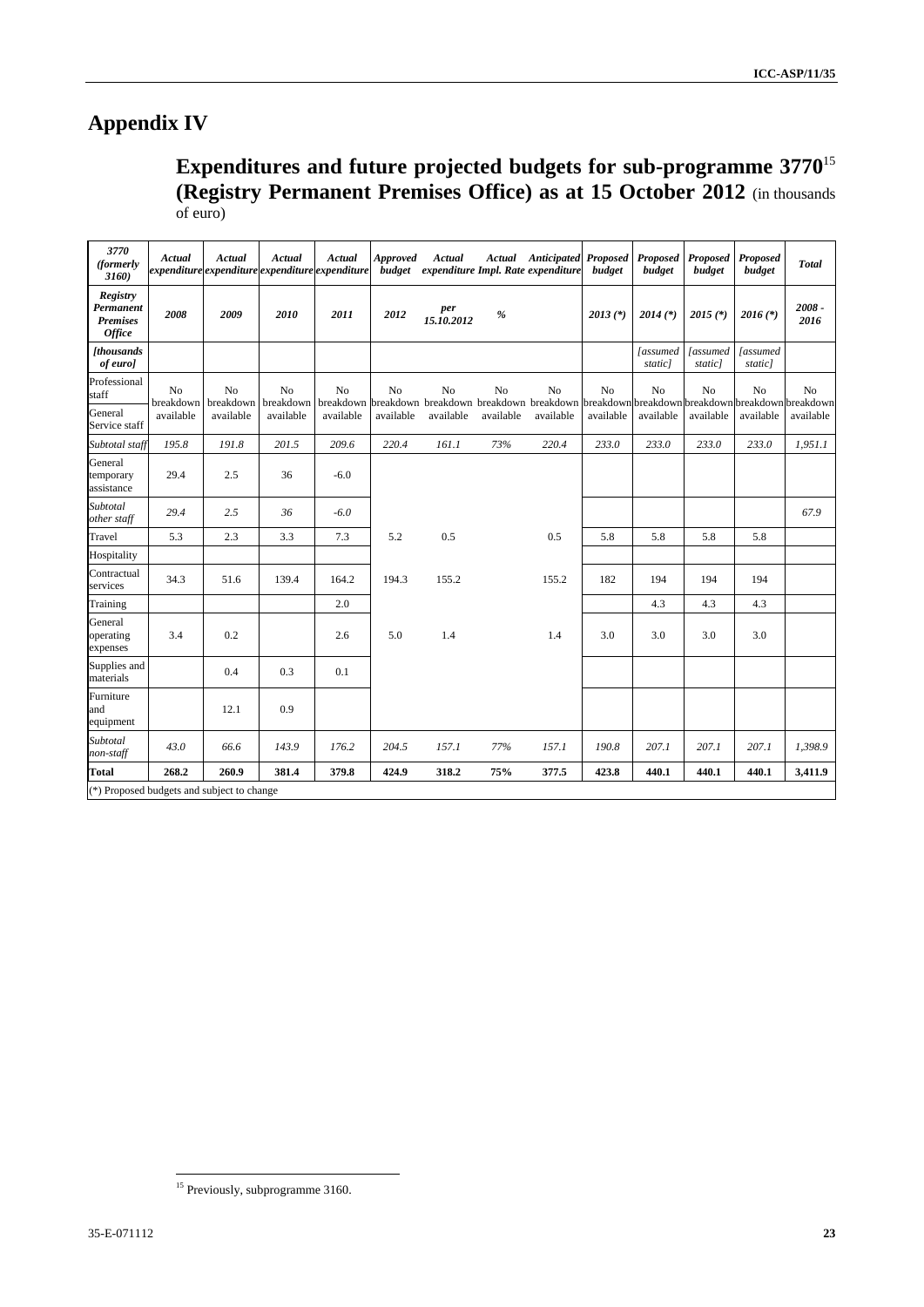# Appendix IV

## Expenditures and future projected budgets for sub-programme 3770[15] (Registry Permanent Premises Office) as at 15 October 2012 (in thousands of euro)

| *3770 (formerly 3160)* | *Actual expenditure* | *Actual expenditure* | *Actual expenditure* | *Actual expenditure* | *Approved budget* | *Actual expenditure* | *Actual Impl. Rate* | *Anticipated expenditure* | *Proposed budget* | *Proposed budget* | *Proposed budget* | *Proposed budget* | *Total* |
|---|---|---|---|---|---|---|---|---|---|---|---|---|---|
| ***Registry Permanent Premises Office*** | ***2008*** | ***2009*** | ***2010*** | ***2011*** | ***2012*** | ***per 15.10.2012*** | ***%*** | | ***2013 (\*)*** | ***2014 (\*)*** | ***2015 (\*)*** | ***2016 (\*)*** | ***2008 - 2016*** |
| ***[thousands of euro]*** | | | | | | | | | | *[assumed static]* | *[assumed static]* | *[assumed static]* | |
| Professional staff | No breakdown available | No breakdown available | No breakdown available | No breakdown available | No breakdown available | No breakdown available | No breakdown available | No breakdown available | No breakdown available | No breakdown available | No breakdown available | No breakdown available | No breakdown available |
| General Service staff | | | | | | | | | | | | | |
| *Subtotal staff* | *195.8* | *191.8* | *201.5* | *209.6* | *220.4* | *161.1* | *73%* | *220.4* | *233.0* | *233.0* | *233.0* | *233.0* | *1,951.1* |
| General temporary assistance | 29.4 | 2.5 | 36 | -6.0 | | | | | | | | | |
| *Subtotal other staff* | *29.4* | *2.5* | *36* | *-6.0* | | | | | | | | | *67.9* |
| Travel | 5.3 | 2.3 | 3.3 | 7.3 | 5.2 | 0.5 | | 0.5 | 5.8 | 5.8 | 5.8 | 5.8 | |
| Hospitality | | | | | | | | | | | | | |
| Contractual services | 34.3 | 51.6 | 139.4 | 164.2 | 194.3 | 155.2 | | 155.2 | 182 | 194 | 194 | 194 | |
| Training | | | | 2.0 | | | | | | 4.3 | 4.3 | 4.3 | |
| General operating expenses | 3.4 | 0.2 | | 2.6 | 5.0 | 1.4 | | 1.4 | 3.0 | 3.0 | 3.0 | 3.0 | |
| Supplies and materials | | 0.4 | 0.3 | 0.1 | | | | | | | | | |
| Furniture and equipment | | 12.1 | 0.9 | | | | | | | | | | |
| *Subtotal non-staff* | *43.0* | *66.6* | *143.9* | *176.2* | *204.5* | *157.1* | *77%* | *157.1* | *190.8* | *207.1* | *207.1* | *207.1* | *1,398.9* |
| **Total** | **268.2** | **260.9** | **381.4** | **379.8** | **424.9** | **318.2** | **75%** | **377.5** | **423.8** | **440.1** | **440.1** | **440.1** | **3,411.9** |

(\*) Proposed budgets and subject to change

[15] Previously, subprogramme 3160.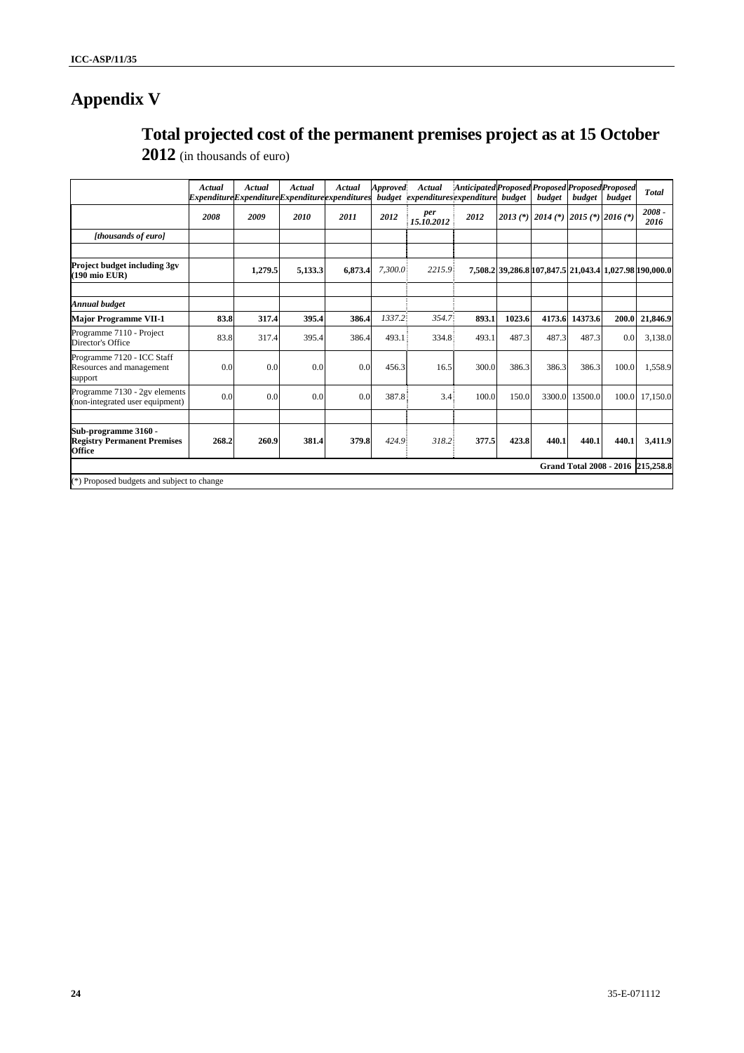# Appendix V

## Total projected cost of the permanent premises project as at 15 October 2012 (in thousands of euro)

| | *Actual Expenditure* | *Actual Expenditure* | *Actual Expenditure* | *Actual expenditures* | *Approved budget* | *Actual expenditures* | *Anticipated expenditure* | *Proposed budget* | *Proposed budget* | *Proposed budget* | *Proposed budget* | *Total* |
|---|---|---|---|---|---|---|---|---|---|---|---|---|
| | *2008* | *2009* | *2010* | *2011* | *2012* | *per 15.10.2012* | *2012* | *2013 (*)* | *2014 (*)* | *2015 (*)* | *2016 (*)* | *2008 - 2016* |
| ***[thousands of euro]*** | | | | | | | | | | | | |
| | | | | | | | | | | | | |
| **Project budget including 3gv (190 mio EUR)** | | **1,279.5** | **5,133.3** | **6,873.4** | *7,300.0* | *2215.9* | **7,508.2** | **39,286.8** | **107,847.5** | **21,043.4** | **1,027.98** | **190,000.0** |
| | | | | | | | | | | | | |
| ***Annual budget*** | | | | | | | | | | | | |
| **Major Programme VII-1** | **83.8** | **317.4** | **395.4** | **386.4** | *1337.2* | *354.7* | **893.1** | **1023.6** | **4173.6** | **14373.6** | **200.0** | **21,846.9** |
| Programme 7110 - Project Director's Office | 83.8 | 317.4 | 395.4 | 386.4 | 493.1 | 334.8 | 493.1 | 487.3 | 487.3 | 487.3 | 0.0 | 3,138.0 |
| Programme 7120 - ICC Staff Resources and management support | 0.0 | 0.0 | 0.0 | 0.0 | 456.3 | 16.5 | 300.0 | 386.3 | 386.3 | 386.3 | 100.0 | 1,558.9 |
| Programme 7130 - 2gv elements (non-integrated user equipment) | 0.0 | 0.0 | 0.0 | 0.0 | 387.8 | 3.4 | 100.0 | 150.0 | 3300.0 | 13500.0 | 100.0 | 17,150.0 |
| | | | | | | | | | | | | |
| **Sub-programme 3160 - Registry Permanent Premises Office** | **268.2** | **260.9** | **381.4** | **379.8** | *424.9* | *318.2* | **377.5** | **423.8** | **440.1** | **440.1** | **440.1** | **3,411.9** |
| | | | | | | | | | | **Grand Total 2008 - 2016** | | **215,258.8** |

(*) Proposed budgets and subject to change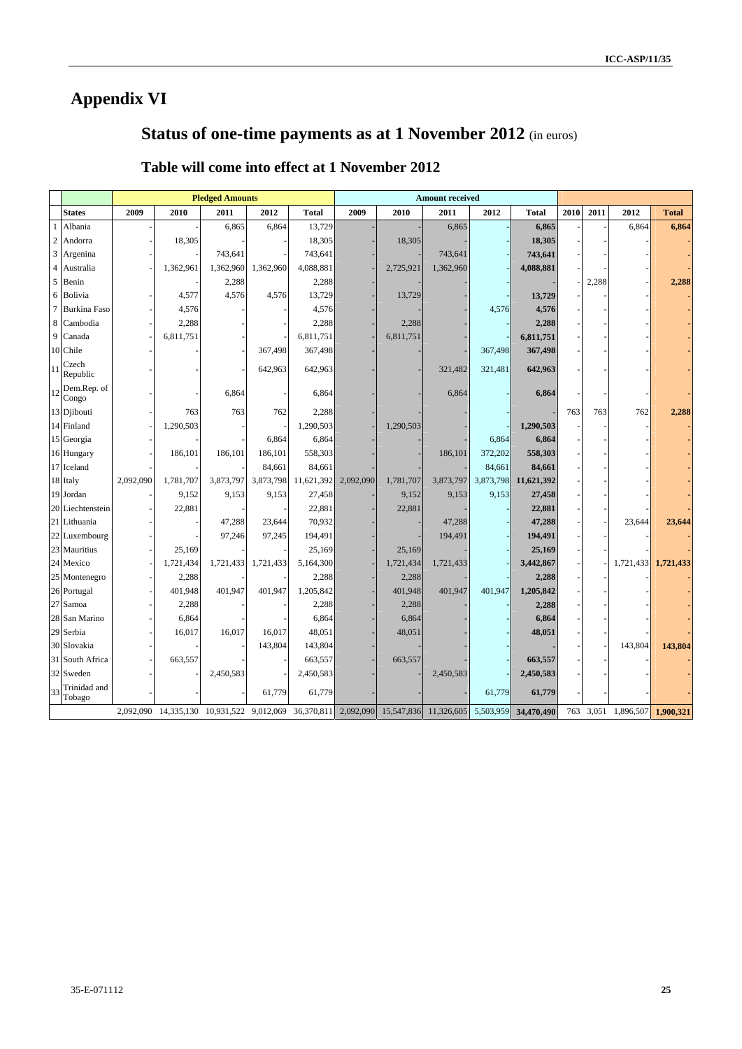# Appendix VI

## Status of one-time payments as at 1 November 2012 (in euros)

### Table will come into effect at 1 November 2012

| | | Pledged Amounts | | | | | Amount received | | | | | | | | |
|---|---|---|---|---|---|---|---|---|---|---|---|---|---|---|---|
| | **States** | **2009** | **2010** | **2011** | **2012** | **Total** | **2009** | **2010** | **2011** | **2012** | **Total** | **2010** | **2011** | **2012** | **Total** |
| 1 | Albania | - | - | 6,865 | 6,864 | 13,729 | - | - | 6,865 | - | **6,865** | - | - | 6,864 | **6,864** |
| 2 | Andorra | - | 18,305 | - | - | 18,305 | - | 18,305 | - | - | **18,305** | - | - | - | **-** |
| 3 | Argenina | - | - | 743,641 | - | 743,641 | - | - | 743,641 | - | **743,641** | - | - | - | **-** |
| 4 | Australia | - | 1,362,961 | 1,362,960 | 1,362,960 | 4,088,881 | - | 2,725,921 | 1,362,960 | - | **4,088,881** | - | - | - | **-** |
| 5 | Benin | | | 2,288 | | 2,288 | - | - | - | - | **-** | - | 2,288 | - | **2,288** |
| 6 | Bolivia | - | 4,577 | 4,576 | 4,576 | 13,729 | - | 13,729 | | | **13,729** | - | - | - | **-** |
| 7 | Burkina Faso | - | 4,576 | - | - | 4,576 | - | - | - | 4,576 | **4,576** | - | - | - | **-** |
| 8 | Cambodia | - | 2,288 | - | - | 2,288 | - | 2,288 | - | - | **2,288** | - | - | - | **-** |
| 9 | Canada | - | 6,811,751 | - | - | 6,811,751 | - | 6,811,751 | - | - | **6,811,751** | - | - | - | **-** |
| 10 | Chile | - | - | - | 367,498 | 367,498 | - | - | - | 367,498 | **367,498** | - | - | - | **-** |
| 11 | Czech Republic | - | - | - | 642,963 | 642,963 | - | - | 321,482 | 321,481 | **642,963** | - | - | - | **-** |
| 12 | Dem.Rep. of Congo | - | - | 6,864 | - | 6,864 | - | - | 6,864 | - | **6,864** | - | - | - | **-** |
| 13 | Djibouti | - | 763 | 763 | 762 | 2,288 | - | - | - | - | **-** | 763 | 763 | 762 | **2,288** |
| 14 | Finland | - | 1,290,503 | - | - | 1,290,503 | - | 1,290,503 | - | - | **1,290,503** | - | - | - | **-** |
| 15 | Georgia | - | - | - | 6,864 | 6,864 | - | - | - | 6,864 | **6,864** | - | - | - | **-** |
| 16 | Hungary | - | 186,101 | 186,101 | 186,101 | 558,303 | - | - | 186,101 | 372,202 | **558,303** | - | - | - | **-** |
| 17 | Iceland | - | - | - | 84,661 | 84,661 | - | - | - | 84,661 | **84,661** | - | - | - | **-** |
| 18 | Italy | 2,092,090 | 1,781,707 | 3,873,797 | 3,873,798 | 11,621,392 | 2,092,090 | 1,781,707 | 3,873,797 | 3,873,798 | **11,621,392** | - | - | - | **-** |
| 19 | Jordan | - | 9,152 | 9,153 | 9,153 | 27,458 | - | 9,152 | 9,153 | 9,153 | **27,458** | - | - | - | **-** |
| 20 | Liechtenstein | - | 22,881 | - | - | 22,881 | - | 22,881 | - | - | **22,881** | - | - | - | **-** |
| 21 | Lithuania | - | - | 47,288 | 23,644 | 70,932 | - | - | 47,288 | - | **47,288** | - | - | 23,644 | **23,644** |
| 22 | Luxembourg | - | - | 97,246 | 97,245 | 194,491 | - | - | 194,491 | - | **194,491** | - | - | - | **-** |
| 23 | Mauritius | - | 25,169 | - | - | 25,169 | - | 25,169 | - | - | **25,169** | - | - | - | **-** |
| 24 | Mexico | - | 1,721,434 | 1,721,433 | 1,721,433 | 5,164,300 | - | 1,721,434 | 1,721,433 | - | **3,442,867** | - | - | 1,721,433 | **1,721,433** |
| 25 | Montenegro | - | 2,288 | - | - | 2,288 | - | 2,288 | - | - | **2,288** | - | - | - | **-** |
| 26 | Portugal | - | 401,948 | 401,947 | 401,947 | 1,205,842 | - | 401,948 | 401,947 | 401,947 | **1,205,842** | - | - | - | **-** |
| 27 | Samoa | - | 2,288 | - | - | 2,288 | - | 2,288 | - | - | **2,288** | - | - | - | **-** |
| 28 | San Marino | - | 6,864 | - | - | 6,864 | - | 6,864 | - | - | **6,864** | - | - | - | **-** |
| 29 | Serbia | - | 16,017 | 16,017 | 16,017 | 48,051 | - | 48,051 | - | - | **48,051** | - | - | - | **-** |
| 30 | Slovakia | - | - | - | 143,804 | 143,804 | - | - | - | - | **-** | - | - | 143,804 | **143,804** |
| 31 | South Africa | - | 663,557 | - | - | 663,557 | - | 663,557 | - | - | **663,557** | - | - | - | **-** |
| 32 | Sweden | - | - | 2,450,583 | - | 2,450,583 | - | - | 2,450,583 | - | **2,450,583** | - | - | - | **-** |
| 33 | Trinidad and Tobago | - | - | - | 61,779 | 61,779 | - | - | - | 61,779 | **61,779** | - | - | - | **-** |
| | | 2,092,090 | 14,335,130 | 10,931,522 | 9,012,069 | 36,370,811 | 2,092,090 | 15,547,836 | 11,326,605 | 5,503,959 | **34,470,490** | 763 | 3,051 | 1,896,507 | **1,900,321** |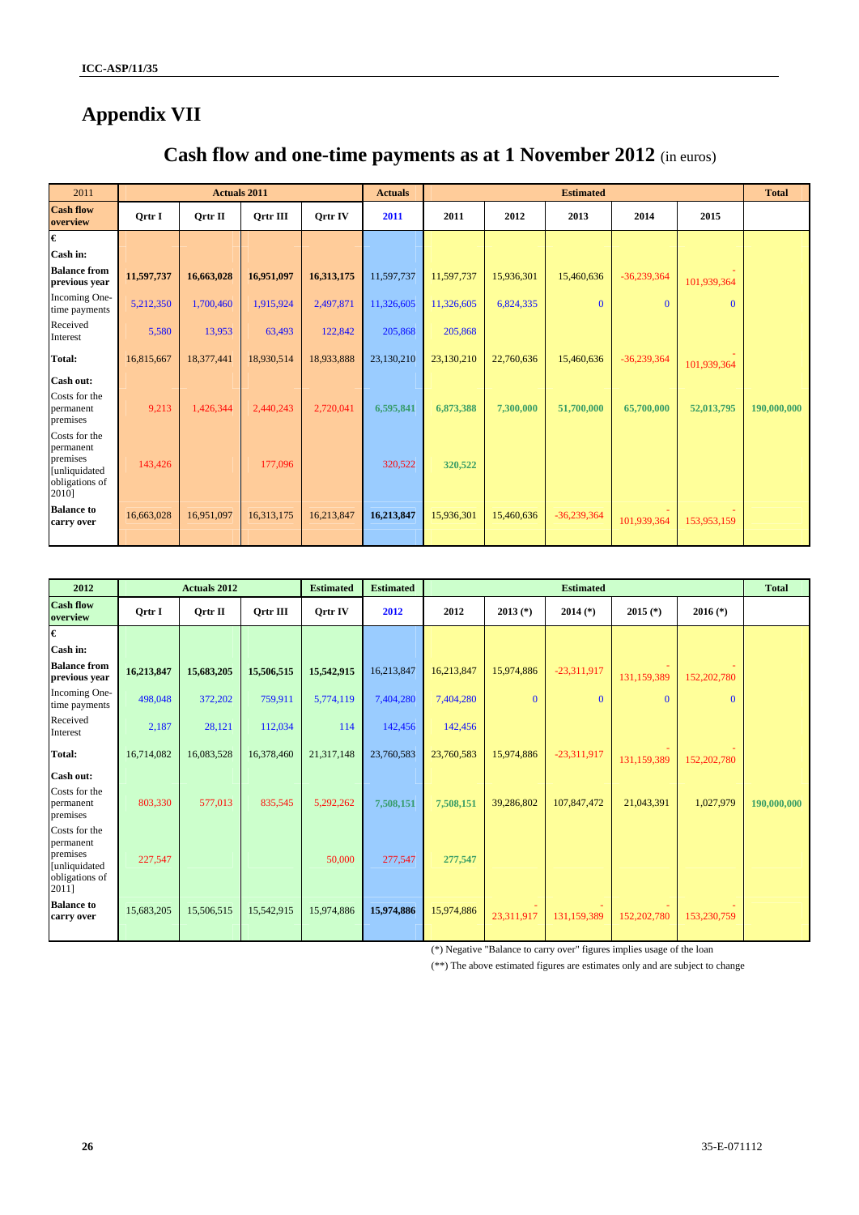# Appendix VII

## Cash flow and one-time payments as at 1 November 2012 (in euros)

| 2011 | Actuals 2011 | | | | Actuals | Estimated | | | | | Total |
|---|---|---|---|---|---|---|---|---|---|---|---|
| **Cash flow overview** | **Qrtr I** | **Qrtr II** | **Qrtr III** | **Qrtr IV** | **2011** | **2011** | **2012** | **2013** | **2014** | **2015** | |
| € | | | | | | | | | | | |
| **Cash in:** | | | | | | | | | | | |
| **Balance from previous year** | **11,597,737** | **16,663,028** | **16,951,097** | **16,313,175** | 11,597,737 | 11,597,737 | 15,936,301 | 15,460,636 | -36,239,364 | -101,939,364 | |
| Incoming One-time payments | 5,212,350 | 1,700,460 | 1,915,924 | 2,497,871 | 11,326,605 | 11,326,605 | 6,824,335 | 0 | 0 | 0 | |
| Received Interest | 5,580 | 13,953 | 63,493 | 122,842 | 205,868 | 205,868 | | | | | |
| **Total:** | 16,815,667 | 18,377,441 | 18,930,514 | 18,933,888 | 23,130,210 | 23,130,210 | 22,760,636 | 15,460,636 | -36,239,364 | -101,939,364 | |
| **Cash out:** | | | | | | | | | | | |
| Costs for the permanent premises | 9,213 | 1,426,344 | 2,440,243 | 2,720,041 | 6,595,841 | 6,873,388 | 7,300,000 | 51,700,000 | 65,700,000 | 52,013,795 | 190,000,000 |
| Costs for the permanent premises [unliquidated obligations of 2010] | 143,426 | | 177,096 | | 320,522 | 320,522 | | | | | |
| **Balance to carry over** | 16,663,028 | 16,951,097 | 16,313,175 | 16,213,847 | **16,213,847** | 15,936,301 | 15,460,636 | -36,239,364 | -101,939,364 | -153,953,159 | |

| 2012 | Actuals 2012 | | | Estimated | Estimated | Estimated | | | | | Total |
|---|---|---|---|---|---|---|---|---|---|---|---|
| **Cash flow overview** | **Qrtr I** | **Qrtr II** | **Qrtr III** | **Qrtr IV** | **2012** | **2012** | **2013 (*)** | **2014 (*)** | **2015 (*)** | **2016 (*)** | |
| € | | | | | | | | | | | |
| **Cash in:** | | | | | | | | | | | |
| **Balance from previous year** | **16,213,847** | **15,683,205** | **15,506,515** | **15,542,915** | 16,213,847 | 16,213,847 | 15,974,886 | -23,311,917 | -131,159,389 | -152,202,780 | |
| Incoming One-time payments | 498,048 | 372,202 | 759,911 | 5,774,119 | 7,404,280 | 7,404,280 | 0 | 0 | 0 | 0 | |
| Received Interest | 2,187 | 28,121 | 112,034 | 114 | 142,456 | 142,456 | | | | | |
| **Total:** | 16,714,082 | 16,083,528 | 16,378,460 | 21,317,148 | 23,760,583 | 23,760,583 | 15,974,886 | -23,311,917 | -131,159,389 | -152,202,780 | |
| **Cash out:** | | | | | | | | | | | |
| Costs for the permanent premises | 803,330 | 577,013 | 835,545 | 5,292,262 | 7,508,151 | 7,508,151 | 39,286,802 | 107,847,472 | 21,043,391 | 1,027,979 | 190,000,000 |
| Costs for the permanent premises [unliquidated obligations of 2011] | 227,547 | | | 50,000 | 277,547 | 277,547 | | | | | |
| **Balance to carry over** | 15,683,205 | 15,506,515 | 15,542,915 | 15,974,886 | **15,974,886** | 15,974,886 | -23,311,917 | -131,159,389 | -152,202,780 | -153,230,759 | |

(*) Negative "Balance to carry over" figures implies usage of the loan

(**) The above estimated figures are estimates only and are subject to change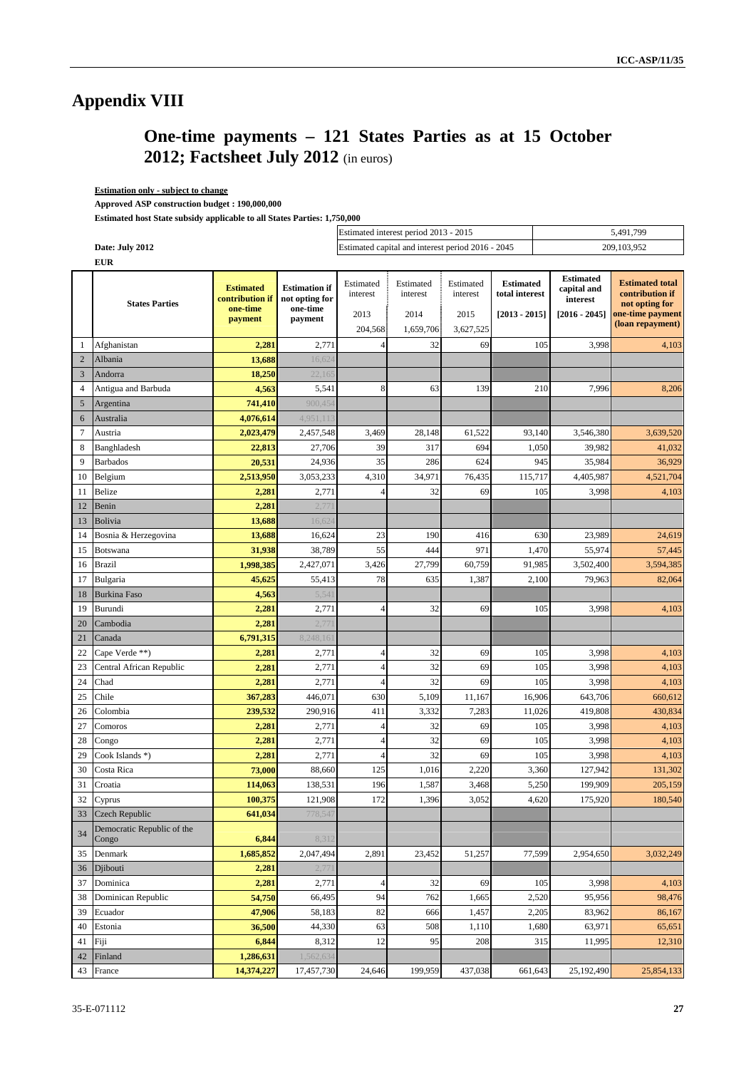# Appendix VIII

## One-time payments – 121 States Parties as at 15 October 2012; Factsheet July 2012 (in euros)

**Estimation only - subject to change**

**Approved ASP construction budget : 190,000,000**

**Estimated host State subsidy applicable to all States Parties: 1,750,000**

| | |
|---|---|
| Estimated interest period 2013 - 2015 | 5,491,799 |
| Estimated capital and interest period 2016 - 2045 | 209,103,952 |

**Date: July 2012**

**EUR**

| | States Parties | Estimated contribution if one-time payment | Estimation if not opting for one-time payment | Estimated interest 2013 204,568 | Estimated interest 2014 1,659,706 | Estimated interest 2015 3,627,525 | Estimated total interest [2013 - 2015] | Estimated capital and interest [2016 - 2045] | Estimated total contribution if not opting for one-time payment (loan repayment) |
|---|---|---|---|---|---|---|---|---|---|
| 1 | Afghanistan | 2,281 | 2,771 | 4 | 32 | 69 | 105 | 3,998 | 4,103 |
| 2 | Albania | 13,688 | 16,624 | | | | | | |
| 3 | Andorra | 18,250 | 22,165 | | | | | | |
| 4 | Antigua and Barbuda | 4,563 | 5,541 | 8 | 63 | 139 | 210 | 7,996 | 8,206 |
| 5 | Argentina | 741,410 | 900,454 | | | | | | |
| 6 | Australia | 4,076,614 | 4,951,113 | | | | | | |
| 7 | Austria | 2,023,479 | 2,457,548 | 3,469 | 28,148 | 61,522 | 93,140 | 3,546,380 | 3,639,520 |
| 8 | Banghladesh | 22,813 | 27,706 | 39 | 317 | 694 | 1,050 | 39,982 | 41,032 |
| 9 | Barbados | 20,531 | 24,936 | 35 | 286 | 624 | 945 | 35,984 | 36,929 |
| 10 | Belgium | 2,513,950 | 3,053,233 | 4,310 | 34,971 | 76,435 | 115,717 | 4,405,987 | 4,521,704 |
| 11 | Belize | 2,281 | 2,771 | 4 | 32 | 69 | 105 | 3,998 | 4,103 |
| 12 | Benin | 2,281 | 2,771 | | | | | | |
| 13 | Bolivia | 13,688 | 16,624 | | | | | | |
| 14 | Bosnia & Herzegovina | 13,688 | 16,624 | 23 | 190 | 416 | 630 | 23,989 | 24,619 |
| 15 | Botswana | 31,938 | 38,789 | 55 | 444 | 971 | 1,470 | 55,974 | 57,445 |
| 16 | Brazil | 1,998,385 | 2,427,071 | 3,426 | 27,799 | 60,759 | 91,985 | 3,502,400 | 3,594,385 |
| 17 | Bulgaria | 45,625 | 55,413 | 78 | 635 | 1,387 | 2,100 | 79,963 | 82,064 |
| 18 | Burkina Faso | 4,563 | 5,541 | | | | | | |
| 19 | Burundi | 2,281 | 2,771 | 4 | 32 | 69 | 105 | 3,998 | 4,103 |
| 20 | Cambodia | 2,281 | 2,771 | | | | | | |
| 21 | Canada | 6,791,315 | 8,248,161 | | | | | | |
| 22 | Cape Verde **) | 2,281 | 2,771 | 4 | 32 | 69 | 105 | 3,998 | 4,103 |
| 23 | Central African Republic | 2,281 | 2,771 | 4 | 32 | 69 | 105 | 3,998 | 4,103 |
| 24 | Chad | 2,281 | 2,771 | 4 | 32 | 69 | 105 | 3,998 | 4,103 |
| 25 | Chile | 367,283 | 446,071 | 630 | 5,109 | 11,167 | 16,906 | 643,706 | 660,612 |
| 26 | Colombia | 239,532 | 290,916 | 411 | 3,332 | 7,283 | 11,026 | 419,808 | 430,834 |
| 27 | Comoros | 2,281 | 2,771 | 4 | 32 | 69 | 105 | 3,998 | 4,103 |
| 28 | Congo | 2,281 | 2,771 | 4 | 32 | 69 | 105 | 3,998 | 4,103 |
| 29 | Cook Islands *) | 2,281 | 2,771 | 4 | 32 | 69 | 105 | 3,998 | 4,103 |
| 30 | Costa Rica | 73,000 | 88,660 | 125 | 1,016 | 2,220 | 3,360 | 127,942 | 131,302 |
| 31 | Croatia | 114,063 | 138,531 | 196 | 1,587 | 3,468 | 5,250 | 199,909 | 205,159 |
| 32 | Cyprus | 100,375 | 121,908 | 172 | 1,396 | 3,052 | 4,620 | 175,920 | 180,540 |
| 33 | Czech Republic | 641,034 | 778,547 | | | | | | |
| 34 | Democratic Republic of the Congo | 6,844 | 8,312 | | | | | | |
| 35 | Denmark | 1,685,852 | 2,047,494 | 2,891 | 23,452 | 51,257 | 77,599 | 2,954,650 | 3,032,249 |
| 36 | Djibouti | 2,281 | 2,771 | | | | | | |
| 37 | Dominica | 2,281 | 2,771 | 4 | 32 | 69 | 105 | 3,998 | 4,103 |
| 38 | Dominican Republic | 54,750 | 66,495 | 94 | 762 | 1,665 | 2,520 | 95,956 | 98,476 |
| 39 | Ecuador | 47,906 | 58,183 | 82 | 666 | 1,457 | 2,205 | 83,962 | 86,167 |
| 40 | Estonia | 36,500 | 44,330 | 63 | 508 | 1,110 | 1,680 | 63,971 | 65,651 |
| 41 | Fiji | 6,844 | 8,312 | 12 | 95 | 208 | 315 | 11,995 | 12,310 |
| 42 | Finland | 1,286,631 | 1,562,634 | | | | | | |
| 43 | France | 14,374,227 | 17,457,730 | 24,646 | 199,959 | 437,038 | 661,643 | 25,192,490 | 25,854,133 |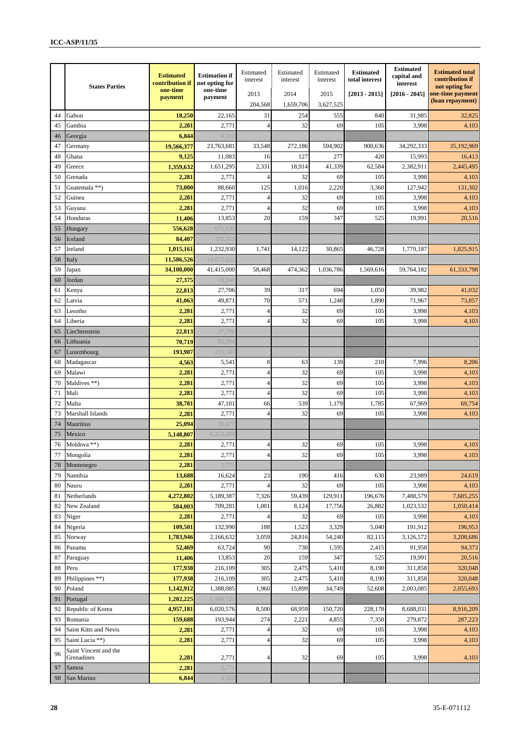| | States Parties | Estimated contribution if one-time payment | Estimation if not opting for one-time payment | Estimated interest 2013 204,568 | Estimated interest 2014 1,659,706 | Estimated interest 2015 3,627,525 | Estimated total interest [2013 - 2015] | Estimated capital and interest [2016 - 2045] | Estimated total contribution if not opting for one-time payment (loan repayment) |
|---|---|---|---|---|---|---|---|---|---|
| 44 | Gabon | **18,250** | 22,165 | 31 | 254 | 555 | 840 | 31,985 | 32,825 |
| 45 | Gambia | **2,281** | 2,771 | 4 | 32 | 69 | 105 | 3,998 | 4,103 |
| 46 | Georgia | **6,844** | 8,312 | | | | | | |
| 47 | Germany | **19,566,377** | 23,763,681 | 33,548 | 272,186 | 594,902 | 900,636 | 34,292,333 | 35,192,969 |
| 48 | Ghana | **9,125** | 11,083 | 16 | 127 | 277 | 420 | 15,993 | 16,413 |
| 49 | Greece | **1,359,632** | 1,651,295 | 2,331 | 18,914 | 41,339 | 62,584 | 2,382,911 | 2,445,495 |
| 50 | Grenada | **2,281** | 2,771 | 4 | 32 | 69 | 105 | 3,998 | 4,103 |
| 51 | Guatemala **) | **73,000** | 88,660 | 125 | 1,016 | 2,220 | 3,360 | 127,942 | 131,302 |
| 52 | Guinea | **2,281** | 2,771 | 4 | 32 | 69 | 105 | 3,998 | 4,103 |
| 53 | Guyana | **2,281** | 2,771 | 4 | 32 | 69 | 105 | 3,998 | 4,103 |
| 54 | Honduras | **11,406** | 13,853 | 20 | 159 | 347 | 525 | 19,991 | 20,516 |
| 55 | Hungary | **556,628** | 676,033 | | | | | | |
| 56 | Iceland | **84,407** | 102,513 | | | | | | |
| 57 | Ireland | **1,015,161** | 1,232,930 | 1,741 | 14,122 | 30,865 | 46,728 | 1,779,187 | 1,825,915 |
| 58 | Italy | **11,586,526** | 14,072,022 | | | | | | |
| 59 | Japan | **34,100,000** | 41,415,000 | 58,468 | 474,362 | 1,036,786 | 1,569,616 | 59,764,182 | 61,333,798 |
| 60 | Jordan | **27,375** | 33,248 | | | | | | |
| 61 | Kenya | **22,813** | 27,706 | 39 | 317 | 694 | 1,050 | 39,982 | 41,032 |
| 62 | Latvia | **41,063** | 49,871 | 70 | 571 | 1,248 | 1,890 | 71,967 | 73,857 |
| 63 | Lesotho | **2,281** | 2,771 | 4 | 32 | 69 | 105 | 3,998 | 4,103 |
| 64 | Liberia | **2,281** | 2,771 | 4 | 32 | 69 | 105 | 3,998 | 4,103 |
| 65 | Liechtenstein | **22,813** | 27,706 | | | | | | |
| 66 | Lithuania | **70,719** | 85,889 | | | | | | |
| 67 | Luxembourg | **193,907** | 235,503 | | | | | | |
| 68 | Madagascar | **4,563** | 5,541 | 8 | 63 | 139 | 210 | 7,996 | 8,206 |
| 69 | Malawi | **2,281** | 2,771 | 4 | 32 | 69 | 105 | 3,998 | 4,103 |
| 70 | Maldives **) | **2,281** | 2,771 | 4 | 32 | 69 | 105 | 3,998 | 4,103 |
| 71 | Mali | **2,281** | 2,771 | 4 | 32 | 69 | 105 | 3,998 | 4,103 |
| 72 | Malta | **38,781** | 47,101 | 66 | 539 | 1,179 | 1,785 | 67,969 | 69,754 |
| 73 | Marshall Islands | **2,281** | 2,771 | 4 | 32 | 69 | 105 | 3,998 | 4,103 |
| 74 | Mauritius | **25,094** | 30,477 | | | | | | |
| 75 | Mexico | **5,148,807** | 6,253,309 | | | | | | |
| 76 | Moldova **) | **2,281** | 2,771 | 4 | 32 | 69 | 105 | 3,998 | 4,103 |
| 77 | Mongolia | **2,281** | 2,771 | 4 | 32 | 69 | 105 | 3,998 | 4,103 |
| 78 | Montenegro | **2,281** | 2,771 | | | | | | |
| 79 | Namibia | **13,688** | 16,624 | 23 | 190 | 416 | 630 | 23,989 | 24,619 |
| 80 | Nauru | **2,281** | 2,771 | 4 | 32 | 69 | 105 | 3,998 | 4,103 |
| 81 | Netherlands | **4,272,802** | 5,189,387 | 7,326 | 59,439 | 129,911 | 196,676 | 7,488,579 | 7,685,255 |
| 82 | New Zealand | **584,003** | 709,281 | 1,001 | 8,124 | 17,756 | 26,882 | 1,023,532 | 1,050,414 |
| 83 | Niger | **2,281** | 2,771 | 4 | 32 | 69 | 105 | 3,998 | 4,103 |
| 84 | Nigeria | **109,501** | 132,990 | 188 | 1,523 | 3,329 | 5,040 | 191,912 | 196,953 |
| 85 | Norway | **1,783,946** | 2,166,632 | 3,059 | 24,816 | 54,240 | 82,115 | 3,126,572 | 3,208,686 |
| 86 | Panama | **52,469** | 63,724 | 90 | 730 | 1,595 | 2,415 | 91,958 | 94,373 |
| 87 | Paraguay | **11,406** | 13,853 | 20 | 159 | 347 | 525 | 19,991 | 20,516 |
| 88 | Peru | **177,938** | 216,109 | 305 | 2,475 | 5,410 | 8,190 | 311,858 | 320,048 |
| 89 | Philippines **) | **177,938** | 216,109 | 305 | 2,475 | 5,410 | 8,190 | 311,858 | 320,048 |
| 90 | Poland | **1,142,912** | 1,388,085 | 1,960 | 15,899 | 34,749 | 52,608 | 2,003,085 | 2,055,693 |
| 91 | Portugal | **1,202,225** | 1,460,121 | | | | | | |
| 92 | Republic of Korea | **4,957,181** | 6,020,576 | 8,500 | 68,959 | 150,720 | 228,178 | 8,688,031 | 8,916,209 |
| 93 | Romania | **159,688** | 193,944 | 274 | 2,221 | 4,855 | 7,350 | 279,872 | 287,223 |
| 94 | Saint Kitts and Nevis | **2,281** | 2,771 | 4 | 32 | 69 | 105 | 3,998 | 4,103 |
| 95 | Saint Lucia **) | **2,281** | 2,771 | 4 | 32 | 69 | 105 | 3,998 | 4,103 |
| 96 | Saint Vincent and the Grenadines | **2,281** | 2,771 | 4 | 32 | 69 | 105 | 3,998 | 4,103 |
| 97 | Samoa | **2,281** | 2,771 | | | | | | |
| 98 | San Marino | **6,844** | 8,312 | | | | | | |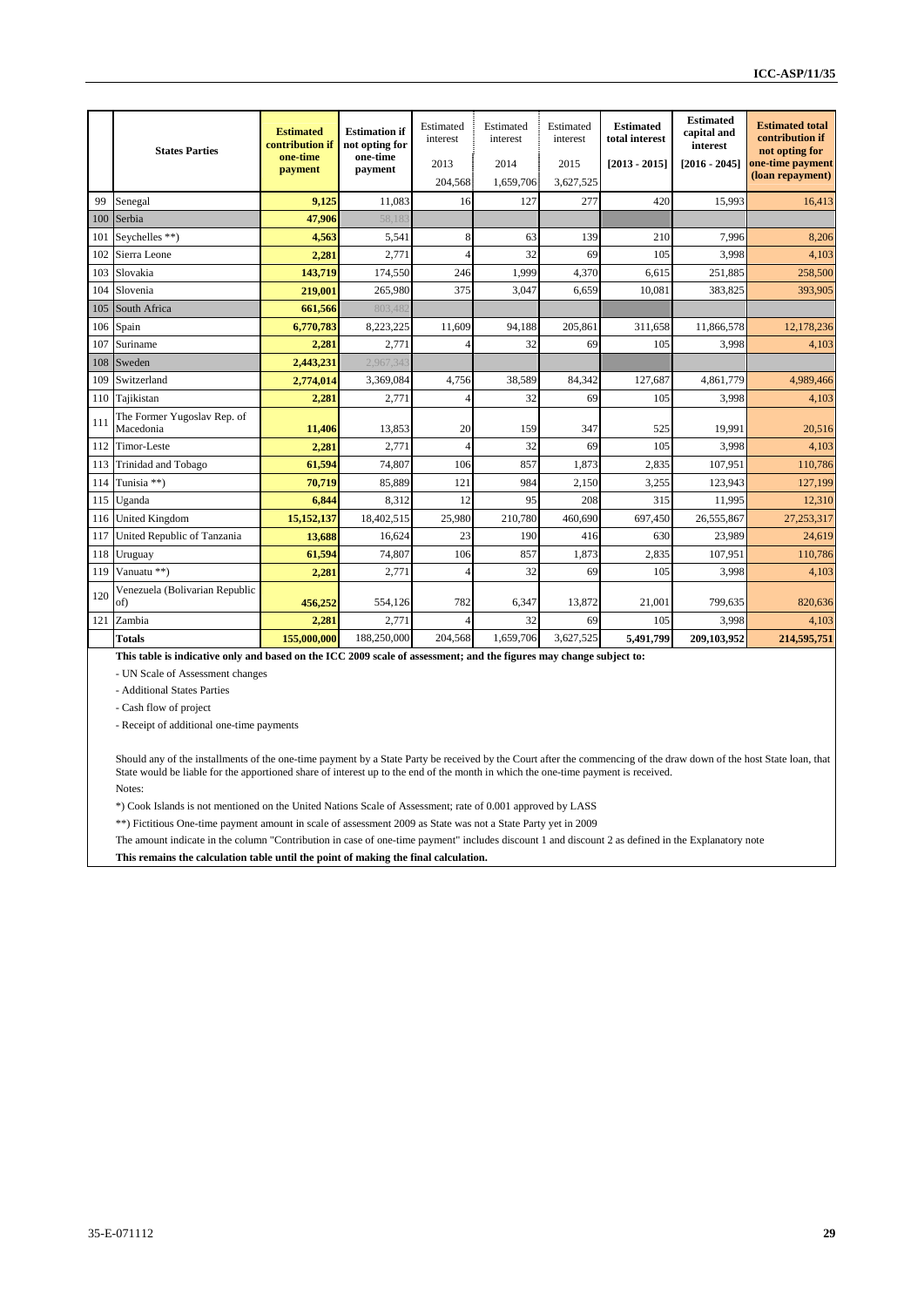| | States Parties | Estimated contribution if one-time payment | Estimation if not opting for one-time payment | Estimated interest 2013 204,568 | Estimated interest 2014 1,659,706 | Estimated interest 2015 3,627,525 | Estimated total interest [2013 - 2015] | Estimated capital and interest [2016 - 2045] | Estimated total contribution if not opting for one-time payment (loan repayment) |
|---|---|---|---|---|---|---|---|---|---|
| 99 | Senegal | 9,125 | 11,083 | 16 | 127 | 277 | 420 | 15,993 | 16,413 |
| 100 | Serbia | 47,906 | 58,183 | | | | | | |
| 101 | Seychelles **) | 4,563 | 5,541 | 8 | 63 | 139 | 210 | 7,996 | 8,206 |
| 102 | Sierra Leone | 2,281 | 2,771 | 4 | 32 | 69 | 105 | 3,998 | 4,103 |
| 103 | Slovakia | 143,719 | 174,550 | 246 | 1,999 | 4,370 | 6,615 | 251,885 | 258,500 |
| 104 | Slovenia | 219,001 | 265,980 | 375 | 3,047 | 6,659 | 10,081 | 383,825 | 393,905 |
| 105 | South Africa | 661,566 | 803,482 | | | | | | |
| 106 | Spain | 6,770,783 | 8,223,225 | 11,609 | 94,188 | 205,861 | 311,658 | 11,866,578 | 12,178,236 |
| 107 | Suriname | 2,281 | 2,771 | 4 | 32 | 69 | 105 | 3,998 | 4,103 |
| 108 | Sweden | 2,443,231 | 2,967,343 | | | | | | |
| 109 | Switzerland | 2,774,014 | 3,369,084 | 4,756 | 38,589 | 84,342 | 127,687 | 4,861,779 | 4,989,466 |
| 110 | Tajikistan | 2,281 | 2,771 | 4 | 32 | 69 | 105 | 3,998 | 4,103 |
| 111 | The Former Yugoslav Rep. of Macedonia | 11,406 | 13,853 | 20 | 159 | 347 | 525 | 19,991 | 20,516 |
| 112 | Timor-Leste | 2,281 | 2,771 | 4 | 32 | 69 | 105 | 3,998 | 4,103 |
| 113 | Trinidad and Tobago | 61,594 | 74,807 | 106 | 857 | 1,873 | 2,835 | 107,951 | 110,786 |
| 114 | Tunisia **) | 70,719 | 85,889 | 121 | 984 | 2,150 | 3,255 | 123,943 | 127,199 |
| 115 | Uganda | 6,844 | 8,312 | 12 | 95 | 208 | 315 | 11,995 | 12,310 |
| 116 | United Kingdom | 15,152,137 | 18,402,515 | 25,980 | 210,780 | 460,690 | 697,450 | 26,555,867 | 27,253,317 |
| 117 | United Republic of Tanzania | 13,688 | 16,624 | 23 | 190 | 416 | 630 | 23,989 | 24,619 |
| 118 | Uruguay | 61,594 | 74,807 | 106 | 857 | 1,873 | 2,835 | 107,951 | 110,786 |
| 119 | Vanuatu **) | 2,281 | 2,771 | 4 | 32 | 69 | 105 | 3,998 | 4,103 |
| 120 | Venezuela (Bolivarian Republic of) | 456,252 | 554,126 | 782 | 6,347 | 13,872 | 21,001 | 799,635 | 820,636 |
| 121 | Zambia | 2,281 | 2,771 | 4 | 32 | 69 | 105 | 3,998 | 4,103 |
| | **Totals** | **155,000,000** | 188,250,000 | 204,568 | 1,659,706 | 3,627,525 | **5,491,799** | **209,103,952** | **214,595,751** |

**This table is indicative only and based on the ICC 2009 scale of assessment; and the figures may change subject to:**

- UN Scale of Assessment changes
- Additional States Parties
- Cash flow of project
- Receipt of additional one-time payments

Should any of the installments of the one-time payment by a State Party be received by the Court after the commencing of the draw down of the host State loan, that State would be liable for the apportioned share of interest up to the end of the month in which the one-time payment is received.

Notes:

*) Cook Islands is not mentioned on the United Nations Scale of Assessment; rate of 0.001 approved by LASS

**) Fictitious One-time payment amount in scale of assessment 2009 as State was not a State Party yet in 2009

The amount indicate in the column "Contribution in case of one-time payment" includes discount 1 and discount 2 as defined in the Explanatory note

**This remains the calculation table until the point of making the final calculation.**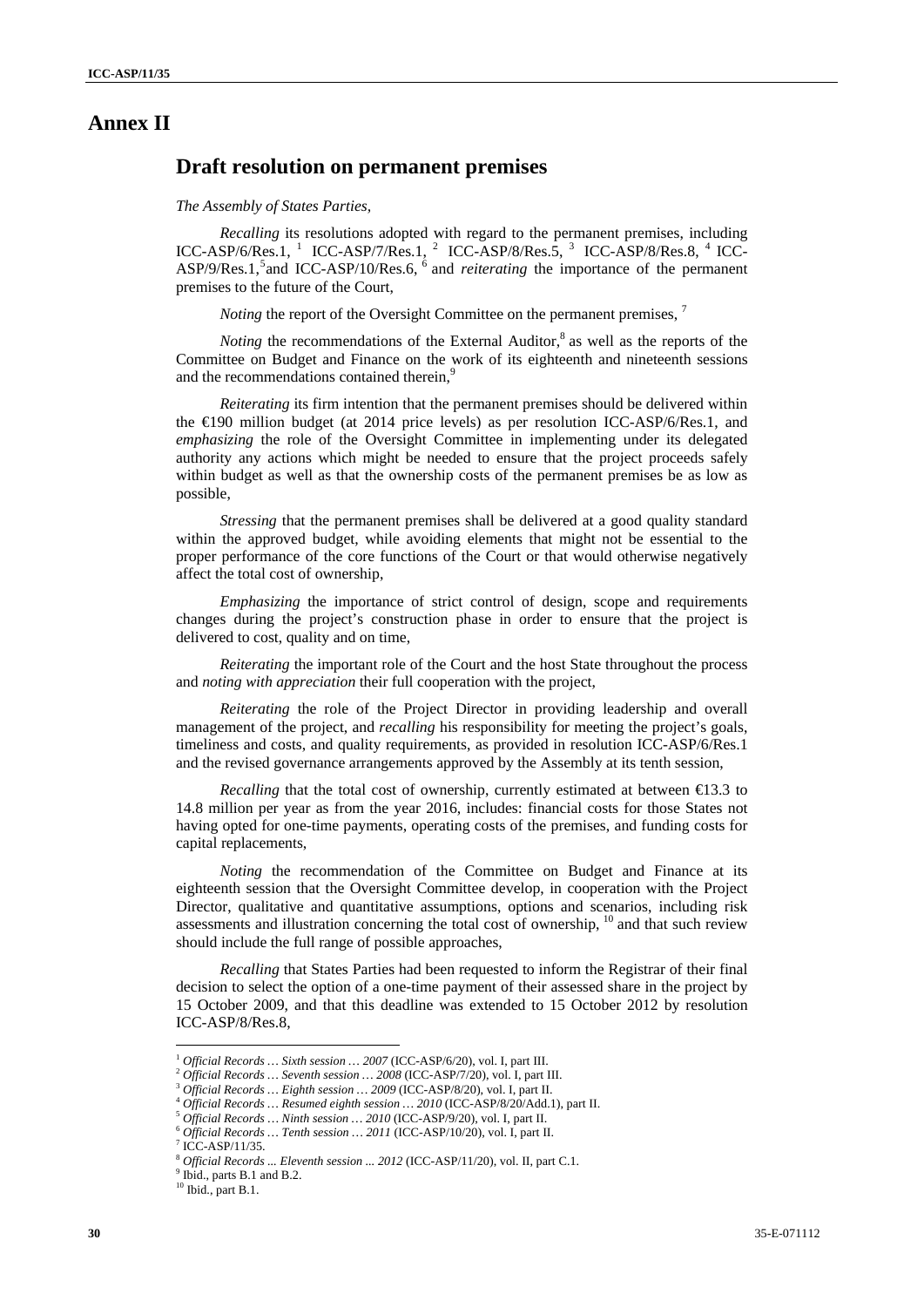# Annex II

## Draft resolution on permanent premises

*The Assembly of States Parties,*

*Recalling* its resolutions adopted with regard to the permanent premises, including ICC-ASP/6/Res.1, [1] ICC-ASP/7/Res.1, [2] ICC-ASP/8/Res.5, [3] ICC-ASP/8/Res.8, [4] ICC-ASP/9/Res.1,[5] and ICC-ASP/10/Res.6, [6] and *reiterating* the importance of the permanent premises to the future of the Court,

*Noting* the report of the Oversight Committee on the permanent premises, [7]

*Noting* the recommendations of the External Auditor,[8] as well as the reports of the Committee on Budget and Finance on the work of its eighteenth and nineteenth sessions and the recommendations contained therein,[9]

*Reiterating* its firm intention that the permanent premises should be delivered within the €190 million budget (at 2014 price levels) as per resolution ICC-ASP/6/Res.1, and *emphasizing* the role of the Oversight Committee in implementing under its delegated authority any actions which might be needed to ensure that the project proceeds safely within budget as well as that the ownership costs of the permanent premises be as low as possible,

*Stressing* that the permanent premises shall be delivered at a good quality standard within the approved budget, while avoiding elements that might not be essential to the proper performance of the core functions of the Court or that would otherwise negatively affect the total cost of ownership,

*Emphasizing* the importance of strict control of design, scope and requirements changes during the project's construction phase in order to ensure that the project is delivered to cost, quality and on time,

*Reiterating* the important role of the Court and the host State throughout the process and *noting with appreciation* their full cooperation with the project,

*Reiterating* the role of the Project Director in providing leadership and overall management of the project, and *recalling* his responsibility for meeting the project's goals, timeliness and costs, and quality requirements, as provided in resolution ICC-ASP/6/Res.1 and the revised governance arrangements approved by the Assembly at its tenth session,

*Recalling* that the total cost of ownership, currently estimated at between €13.3 to 14.8 million per year as from the year 2016, includes: financial costs for those States not having opted for one-time payments, operating costs of the premises, and funding costs for capital replacements,

*Noting* the recommendation of the Committee on Budget and Finance at its eighteenth session that the Oversight Committee develop, in cooperation with the Project Director, qualitative and quantitative assumptions, options and scenarios, including risk assessments and illustration concerning the total cost of ownership, [10] and that such review should include the full range of possible approaches,

*Recalling* that States Parties had been requested to inform the Registrar of their final decision to select the option of a one-time payment of their assessed share in the project by 15 October 2009, and that this deadline was extended to 15 October 2012 by resolution ICC-ASP/8/Res.8,

---

[1] *Official Records … Sixth session … 2007* (ICC-ASP/6/20), vol. I, part III.

[2] *Official Records … Seventh session … 2008* (ICC-ASP/7/20), vol. I, part III.

[3] *Official Records … Eighth session … 2009* (ICC-ASP/8/20), vol. I, part II.

[4] *Official Records … Resumed eighth session … 2010* (ICC-ASP/8/20/Add.1), part II.

[5] *Official Records … Ninth session … 2010* (ICC-ASP/9/20), vol. I, part II.

[6] *Official Records … Tenth session … 2011* (ICC-ASP/10/20), vol. I, part II.

[7] ICC-ASP/11/35.

[8] *Official Records ... Eleventh session ... 2012* (ICC-ASP/11/20), vol. II, part C.1.

[9] Ibid., parts B.1 and B.2.

[10] Ibid., part B.1.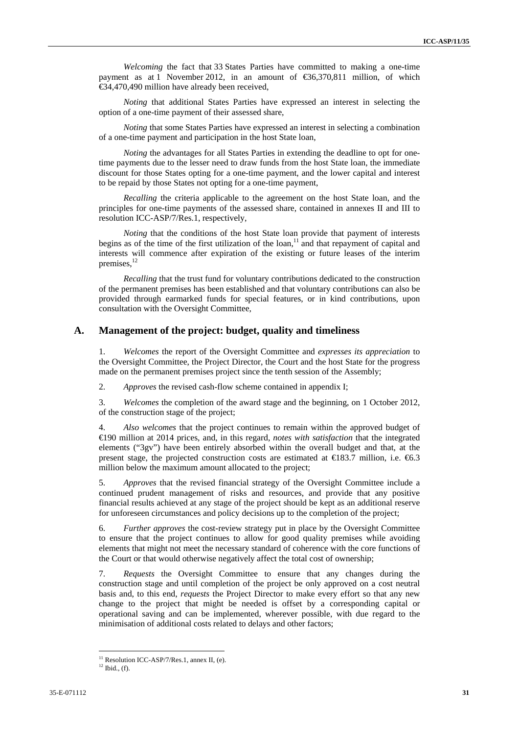*Welcoming* the fact that 33 States Parties have committed to making a one-time payment as at 1 November 2012, in an amount of €36,370,811 million, of which €34,470,490 million have already been received,

*Noting* that additional States Parties have expressed an interest in selecting the option of a one-time payment of their assessed share,

*Noting* that some States Parties have expressed an interest in selecting a combination of a one-time payment and participation in the host State loan,

*Noting* the advantages for all States Parties in extending the deadline to opt for one-time payments due to the lesser need to draw funds from the host State loan, the immediate discount for those States opting for a one-time payment, and the lower capital and interest to be repaid by those States not opting for a one-time payment,

*Recalling* the criteria applicable to the agreement on the host State loan, and the principles for one-time payments of the assessed share, contained in annexes II and III to resolution ICC-ASP/7/Res.1, respectively,

*Noting* that the conditions of the host State loan provide that payment of interests begins as of the time of the first utilization of the loan,[11] and that repayment of capital and interests will commence after expiration of the existing or future leases of the interim premises,[12]

*Recalling* that the trust fund for voluntary contributions dedicated to the construction of the permanent premises has been established and that voluntary contributions can also be provided through earmarked funds for special features, or in kind contributions, upon consultation with the Oversight Committee,

## A. Management of the project: budget, quality and timeliness

1. *Welcomes* the report of the Oversight Committee and *expresses its appreciation* to the Oversight Committee, the Project Director, the Court and the host State for the progress made on the permanent premises project since the tenth session of the Assembly;

2. *Approves* the revised cash-flow scheme contained in appendix I;

3. *Welcomes* the completion of the award stage and the beginning, on 1 October 2012, of the construction stage of the project;

4. *Also welcomes* that the project continues to remain within the approved budget of €190 million at 2014 prices, and, in this regard, *notes with satisfaction* that the integrated elements ("3gv") have been entirely absorbed within the overall budget and that, at the present stage, the projected construction costs are estimated at €183.7 million, i.e. €6.3 million below the maximum amount allocated to the project;

5. *Approves* that the revised financial strategy of the Oversight Committee include a continued prudent management of risks and resources, and provide that any positive financial results achieved at any stage of the project should be kept as an additional reserve for unforeseen circumstances and policy decisions up to the completion of the project;

6. *Further approves* the cost-review strategy put in place by the Oversight Committee to ensure that the project continues to allow for good quality premises while avoiding elements that might not meet the necessary standard of coherence with the core functions of the Court or that would otherwise negatively affect the total cost of ownership;

7. *Requests* the Oversight Committee to ensure that any changes during the construction stage and until completion of the project be only approved on a cost neutral basis and, to this end, *requests* the Project Director to make every effort so that any new change to the project that might be needed is offset by a corresponding capital or operational saving and can be implemented, wherever possible, with due regard to the minimisation of additional costs related to delays and other factors;

[11] Resolution ICC-ASP/7/Res.1, annex II, (e).
[12] Ibid., (f).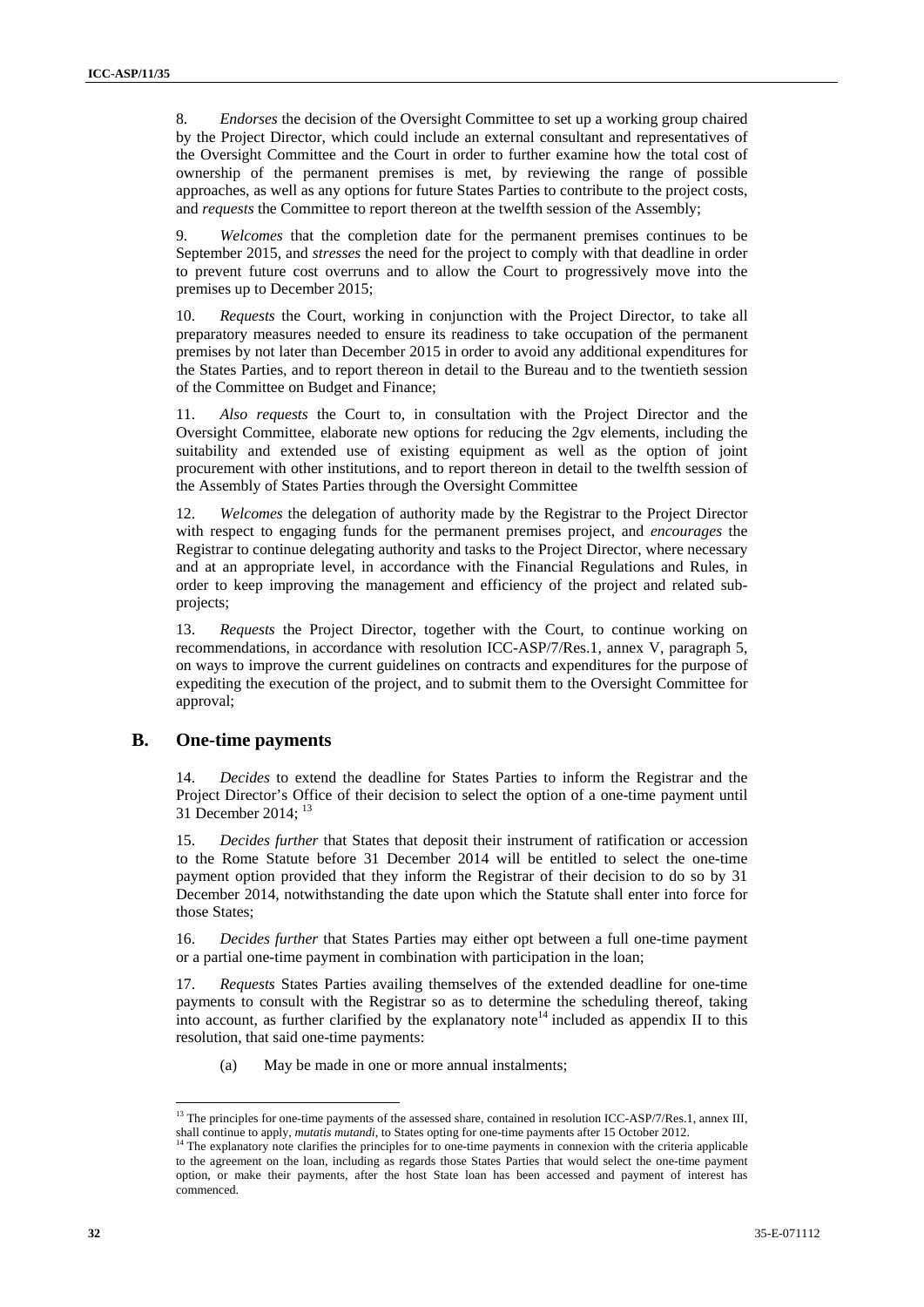8. *Endorses* the decision of the Oversight Committee to set up a working group chaired by the Project Director, which could include an external consultant and representatives of the Oversight Committee and the Court in order to further examine how the total cost of ownership of the permanent premises is met, by reviewing the range of possible approaches, as well as any options for future States Parties to contribute to the project costs, and *requests* the Committee to report thereon at the twelfth session of the Assembly;

9. *Welcomes* that the completion date for the permanent premises continues to be September 2015, and *stresses* the need for the project to comply with that deadline in order to prevent future cost overruns and to allow the Court to progressively move into the premises up to December 2015;

10. *Requests* the Court, working in conjunction with the Project Director, to take all preparatory measures needed to ensure its readiness to take occupation of the permanent premises by not later than December 2015 in order to avoid any additional expenditures for the States Parties, and to report thereon in detail to the Bureau and to the twentieth session of the Committee on Budget and Finance;

11. *Also requests* the Court to, in consultation with the Project Director and the Oversight Committee, elaborate new options for reducing the 2gv elements, including the suitability and extended use of existing equipment as well as the option of joint procurement with other institutions, and to report thereon in detail to the twelfth session of the Assembly of States Parties through the Oversight Committee

12. *Welcomes* the delegation of authority made by the Registrar to the Project Director with respect to engaging funds for the permanent premises project, and *encourages* the Registrar to continue delegating authority and tasks to the Project Director, where necessary and at an appropriate level, in accordance with the Financial Regulations and Rules, in order to keep improving the management and efficiency of the project and related sub-projects;

13. *Requests* the Project Director, together with the Court, to continue working on recommendations, in accordance with resolution ICC-ASP/7/Res.1, annex V, paragraph 5, on ways to improve the current guidelines on contracts and expenditures for the purpose of expediting the execution of the project, and to submit them to the Oversight Committee for approval;

## B. One-time payments

14. *Decides* to extend the deadline for States Parties to inform the Registrar and the Project Director's Office of their decision to select the option of a one-time payment until 31 December 2014; [13]

15. *Decides further* that States that deposit their instrument of ratification or accession to the Rome Statute before 31 December 2014 will be entitled to select the one-time payment option provided that they inform the Registrar of their decision to do so by 31 December 2014, notwithstanding the date upon which the Statute shall enter into force for those States;

16. *Decides further* that States Parties may either opt between a full one-time payment or a partial one-time payment in combination with participation in the loan;

17. *Requests* States Parties availing themselves of the extended deadline for one-time payments to consult with the Registrar so as to determine the scheduling thereof, taking into account, as further clarified by the explanatory note[14] included as appendix II to this resolution, that said one-time payments:

(a) May be made in one or more annual instalments;

---

[13] The principles for one-time payments of the assessed share, contained in resolution ICC-ASP/7/Res.1, annex III, shall continue to apply, *mutatis mutandi*, to States opting for one-time payments after 15 October 2012.

[14] The explanatory note clarifies the principles for to one-time payments in connexion with the criteria applicable to the agreement on the loan, including as regards those States Parties that would select the one-time payment option, or make their payments, after the host State loan has been accessed and payment of interest has commenced.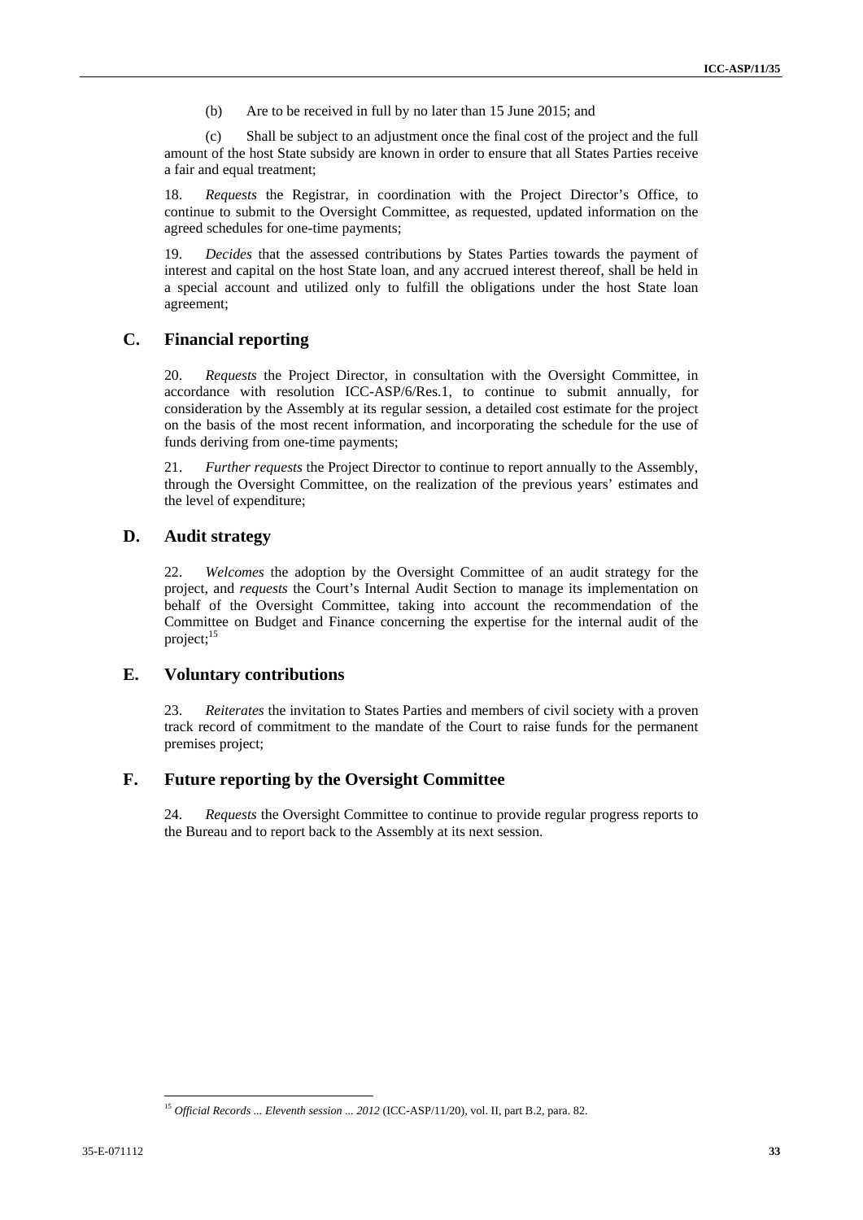(b) Are to be received in full by no later than 15 June 2015; and

(c) Shall be subject to an adjustment once the final cost of the project and the full amount of the host State subsidy are known in order to ensure that all States Parties receive a fair and equal treatment;

18. *Requests* the Registrar, in coordination with the Project Director's Office, to continue to submit to the Oversight Committee, as requested, updated information on the agreed schedules for one-time payments;

19. *Decides* that the assessed contributions by States Parties towards the payment of interest and capital on the host State loan, and any accrued interest thereof, shall be held in a special account and utilized only to fulfill the obligations under the host State loan agreement;

## C. Financial reporting

20. *Requests* the Project Director, in consultation with the Oversight Committee, in accordance with resolution ICC-ASP/6/Res.1, to continue to submit annually, for consideration by the Assembly at its regular session, a detailed cost estimate for the project on the basis of the most recent information, and incorporating the schedule for the use of funds deriving from one-time payments;

21. *Further requests* the Project Director to continue to report annually to the Assembly, through the Oversight Committee, on the realization of the previous years' estimates and the level of expenditure;

## D. Audit strategy

22. *Welcomes* the adoption by the Oversight Committee of an audit strategy for the project, and *requests* the Court's Internal Audit Section to manage its implementation on behalf of the Oversight Committee, taking into account the recommendation of the Committee on Budget and Finance concerning the expertise for the internal audit of the project;[15]

## E. Voluntary contributions

23. *Reiterates* the invitation to States Parties and members of civil society with a proven track record of commitment to the mandate of the Court to raise funds for the permanent premises project;

## F. Future reporting by the Oversight Committee

24. *Requests* the Oversight Committee to continue to provide regular progress reports to the Bureau and to report back to the Assembly at its next session.

[15] *Official Records ... Eleventh session ... 2012* (ICC-ASP/11/20), vol. II, part B.2, para. 82.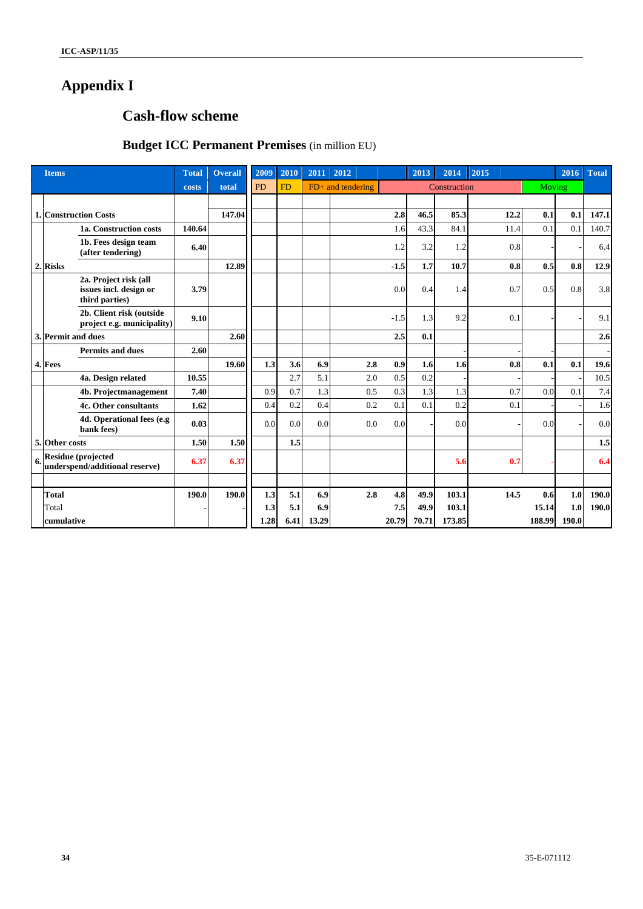# Appendix I

## Cash-flow scheme

### Budget ICC Permanent Premises (in million EU)

| Items | Total costs | Overall total | 2009 | 2010 | 2011 | 2012 | | 2013 | 2014 | 2015 | | 2016 | Total |
|---|---|---|---|---|---|---|---|---|---|---|---|---|---|
| | | | PD | FD | FD+ and tendering | | Construction | | | | Moving | | |
| **1. Construction Costs** | | **147.04** | | | | | **2.8** | **46.5** | **85.3** | **12.2** | **0.1** | **0.1** | **147.1** |
| **1a. Construction costs** | **140.64** | | | | | | 1.6 | 43.3 | 84.1 | 11.4 | 0.1 | 0.1 | 140.7 |
| **1b. Fees design team (after tendering)** | **6.40** | | | | | | 1.2 | 3.2 | 1.2 | 0.8 | - | - | 6.4 |
| **2. Risks** | | **12.89** | | | | | **-1.5** | **1.7** | **10.7** | **0.8** | **0.5** | **0.8** | **12.9** |
| **2a. Project risk (all issues incl. design or third parties)** | **3.79** | | | | | | 0.0 | 0.4 | 1.4 | 0.7 | 0.5 | 0.8 | 3.8 |
| **2b. Client risk (outside project e.g. municipality)** | **9.10** | | | | | | -1.5 | 1.3 | 9.2 | 0.1 | - | - | 9.1 |
| **3. Permit and dues** | | **2.60** | | | | | **2.5** | **0.1** | | | | | **2.6** |
| **Permits and dues** | **2.60** | | | | | | | | - | - | - | | - |
| **4. Fees** | | **19.60** | **1.3** | **3.6** | **6.9** | **2.8** | **0.9** | **1.6** | **1.6** | **0.8** | **0.1** | **0.1** | **19.6** |
| **4a. Design related** | **10.55** | | | 2.7 | 5.1 | 2.0 | 0.5 | 0.2 | - | - | - | - | 10.5 |
| **4b. Projectmanagement** | **7.40** | | 0.9 | 0.7 | 1.3 | 0.5 | 0.3 | 1.3 | 1.3 | 0.7 | 0.0 | 0.1 | 7.4 |
| **4c. Other consultants** | **1.62** | | 0.4 | 0.2 | 0.4 | 0.2 | 0.1 | 0.1 | 0.2 | 0.1 | - | - | 1.6 |
| **4d. Operational fees (e.g bank fees)** | **0.03** | | 0.0 | 0.0 | 0.0 | 0.0 | 0.0 | - | 0.0 | - | 0.0 | - | 0.0 |
| **5. Other costs** | **1.50** | **1.50** | | **1.5** | | | | | | | | | **1.5** |
| **6. Residue (projected underspend/additional reserve)** | **6.37** | **6.37** | | | | | | | **5.6** | **0.7** | - | | **6.4** |
| **Total** | **190.0** | **190.0** | **1.3** | **5.1** | **6.9** | **2.8** | **4.8** | **49.9** | **103.1** | **14.5** | **0.6** | **1.0** | **190.0** |
| Total | - | - | **1.3** | **5.1** | **6.9** | | **7.5** | **49.9** | **103.1** | | **15.14** | **1.0** | **190.0** |
| cumulative | | | **1.28** | **6.41** | **13.29** | | **20.79** | **70.71** | **173.85** | | **188.99** | **190.0** | |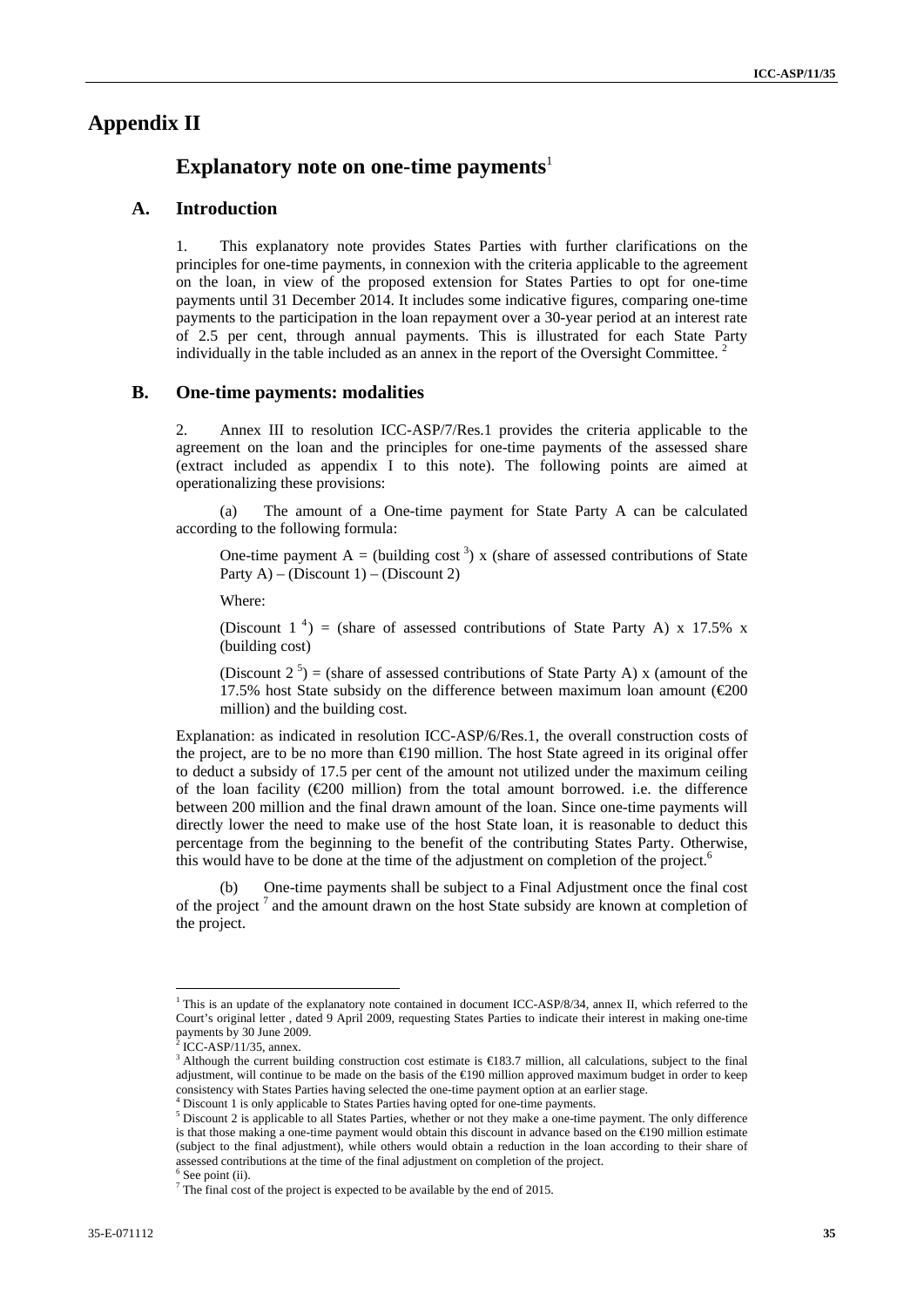# Appendix II

## Explanatory note on one-time payments[1]

### A. Introduction

1. This explanatory note provides States Parties with further clarifications on the principles for one-time payments, in connexion with the criteria applicable to the agreement on the loan, in view of the proposed extension for States Parties to opt for one-time payments until 31 December 2014. It includes some indicative figures, comparing one-time payments to the participation in the loan repayment over a 30-year period at an interest rate of 2.5 per cent, through annual payments. This is illustrated for each State Party individually in the table included as an annex in the report of the Oversight Committee.[2]

### B. One-time payments: modalities

2. Annex III to resolution ICC-ASP/7/Res.1 provides the criteria applicable to the agreement on the loan and the principles for one-time payments of the assessed share (extract included as appendix I to this note). The following points are aimed at operationalizing these provisions:

(a) The amount of a One-time payment for State Party A can be calculated according to the following formula:

One-time payment A = (building cost[3]) x (share of assessed contributions of State Party A) – (Discount 1) – (Discount 2)

Where:

(Discount 1[4]) = (share of assessed contributions of State Party A) x 17.5% x (building cost)

(Discount 2[5]) = (share of assessed contributions of State Party A) x (amount of the 17.5% host State subsidy on the difference between maximum loan amount (€200 million) and the building cost.

Explanation: as indicated in resolution ICC-ASP/6/Res.1, the overall construction costs of the project, are to be no more than €190 million. The host State agreed in its original offer to deduct a subsidy of 17.5 per cent of the amount not utilized under the maximum ceiling of the loan facility (€200 million) from the total amount borrowed. i.e. the difference between 200 million and the final drawn amount of the loan. Since one-time payments will directly lower the need to make use of the host State loan, it is reasonable to deduct this percentage from the beginning to the benefit of the contributing States Party. Otherwise, this would have to be done at the time of the adjustment on completion of the project.[6]

(b) One-time payments shall be subject to a Final Adjustment once the final cost of the project[7] and the amount drawn on the host State subsidy are known at completion of the project.

---

[1] This is an update of the explanatory note contained in document ICC-ASP/8/34, annex II, which referred to the Court's original letter , dated 9 April 2009, requesting States Parties to indicate their interest in making one-time payments by 30 June 2009.

[2] ICC-ASP/11/35, annex.

[3] Although the current building construction cost estimate is €183.7 million, all calculations, subject to the final adjustment, will continue to be made on the basis of the €190 million approved maximum budget in order to keep consistency with States Parties having selected the one-time payment option at an earlier stage.

[4] Discount 1 is only applicable to States Parties having opted for one-time payments.

[5] Discount 2 is applicable to all States Parties, whether or not they make a one-time payment. The only difference is that those making a one-time payment would obtain this discount in advance based on the €190 million estimate (subject to the final adjustment), while others would obtain a reduction in the loan according to their share of assessed contributions at the time of the final adjustment on completion of the project.

[6] See point (ii).

[7] The final cost of the project is expected to be available by the end of 2015.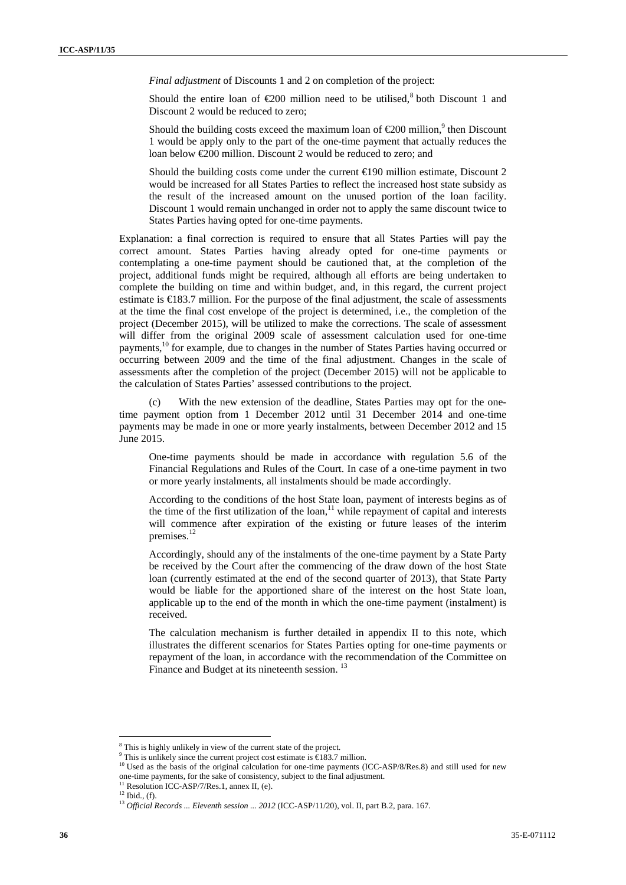*Final adjustment* of Discounts 1 and 2 on completion of the project:

Should the entire loan of €200 million need to be utilised,[8] both Discount 1 and Discount 2 would be reduced to zero;

Should the building costs exceed the maximum loan of €200 million,[9] then Discount 1 would be apply only to the part of the one-time payment that actually reduces the loan below €200 million. Discount 2 would be reduced to zero; and

Should the building costs come under the current €190 million estimate, Discount 2 would be increased for all States Parties to reflect the increased host state subsidy as the result of the increased amount on the unused portion of the loan facility. Discount 1 would remain unchanged in order not to apply the same discount twice to States Parties having opted for one-time payments.

Explanation: a final correction is required to ensure that all States Parties will pay the correct amount. States Parties having already opted for one-time payments or contemplating a one-time payment should be cautioned that, at the completion of the project, additional funds might be required, although all efforts are being undertaken to complete the building on time and within budget, and, in this regard, the current project estimate is €183.7 million. For the purpose of the final adjustment, the scale of assessments at the time the final cost envelope of the project is determined, i.e., the completion of the project (December 2015), will be utilized to make the corrections. The scale of assessment will differ from the original 2009 scale of assessment calculation used for one-time payments,[10] for example, due to changes in the number of States Parties having occurred or occurring between 2009 and the time of the final adjustment. Changes in the scale of assessments after the completion of the project (December 2015) will not be applicable to the calculation of States Parties' assessed contributions to the project.

(c) With the new extension of the deadline, States Parties may opt for the one-time payment option from 1 December 2012 until 31 December 2014 and one-time payments may be made in one or more yearly instalments, between December 2012 and 15 June 2015.

One-time payments should be made in accordance with regulation 5.6 of the Financial Regulations and Rules of the Court. In case of a one-time payment in two or more yearly instalments, all instalments should be made accordingly.

According to the conditions of the host State loan, payment of interests begins as of the time of the first utilization of the loan,[11] while repayment of capital and interests will commence after expiration of the existing or future leases of the interim premises.[12]

Accordingly, should any of the instalments of the one-time payment by a State Party be received by the Court after the commencing of the draw down of the host State loan (currently estimated at the end of the second quarter of 2013), that State Party would be liable for the apportioned share of the interest on the host State loan, applicable up to the end of the month in which the one-time payment (instalment) is received.

The calculation mechanism is further detailed in appendix II to this note, which illustrates the different scenarios for States Parties opting for one-time payments or repayment of the loan, in accordance with the recommendation of the Committee on Finance and Budget at its nineteenth session.[13]

---

[8] This is highly unlikely in view of the current state of the project.

[9] This is unlikely since the current project cost estimate is €183.7 million.

[10] Used as the basis of the original calculation for one-time payments (ICC-ASP/8/Res.8) and still used for new one-time payments, for the sake of consistency, subject to the final adjustment.

[11] Resolution ICC-ASP/7/Res.1, annex II, (e).

[12] Ibid., (f).

[13] *Official Records ... Eleventh session ... 2012* (ICC-ASP/11/20), vol. II, part B.2, para. 167.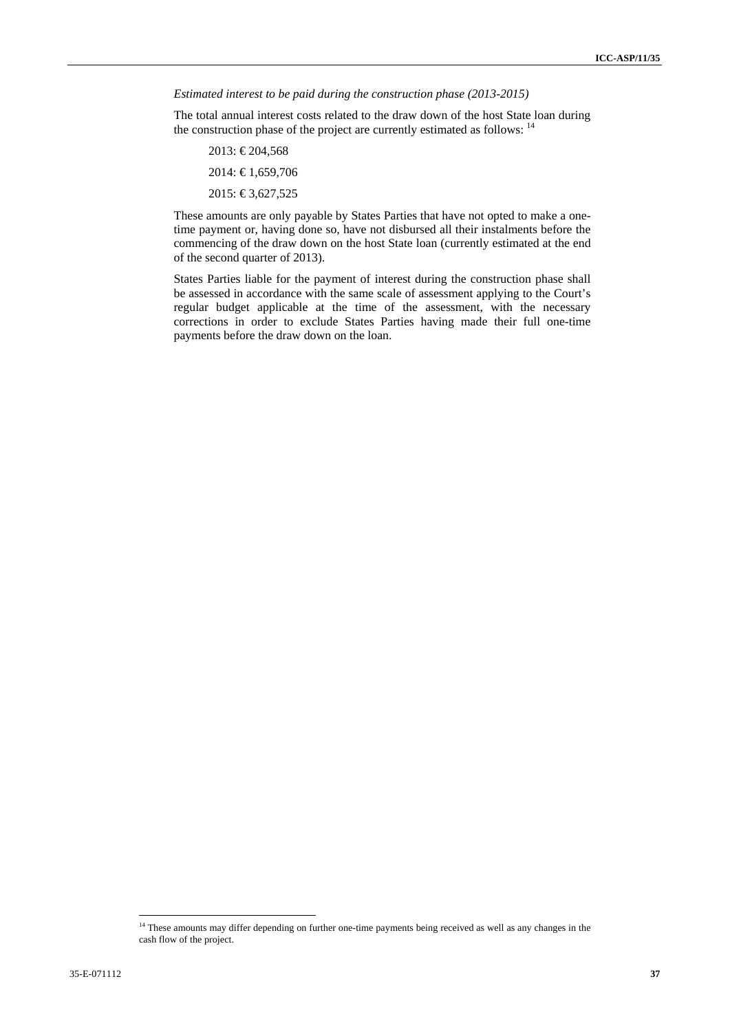*Estimated interest to be paid during the construction phase (2013-2015)*

The total annual interest costs related to the draw down of the host State loan during the construction phase of the project are currently estimated as follows: [14]

2013: € 204,568

2014: € 1,659,706

2015: € 3,627,525

These amounts are only payable by States Parties that have not opted to make a one-time payment or, having done so, have not disbursed all their instalments before the commencing of the draw down on the host State loan (currently estimated at the end of the second quarter of 2013).

States Parties liable for the payment of interest during the construction phase shall be assessed in accordance with the same scale of assessment applying to the Court's regular budget applicable at the time of the assessment, with the necessary corrections in order to exclude States Parties having made their full one-time payments before the draw down on the loan.

[14] These amounts may differ depending on further one-time payments being received as well as any changes in the cash flow of the project.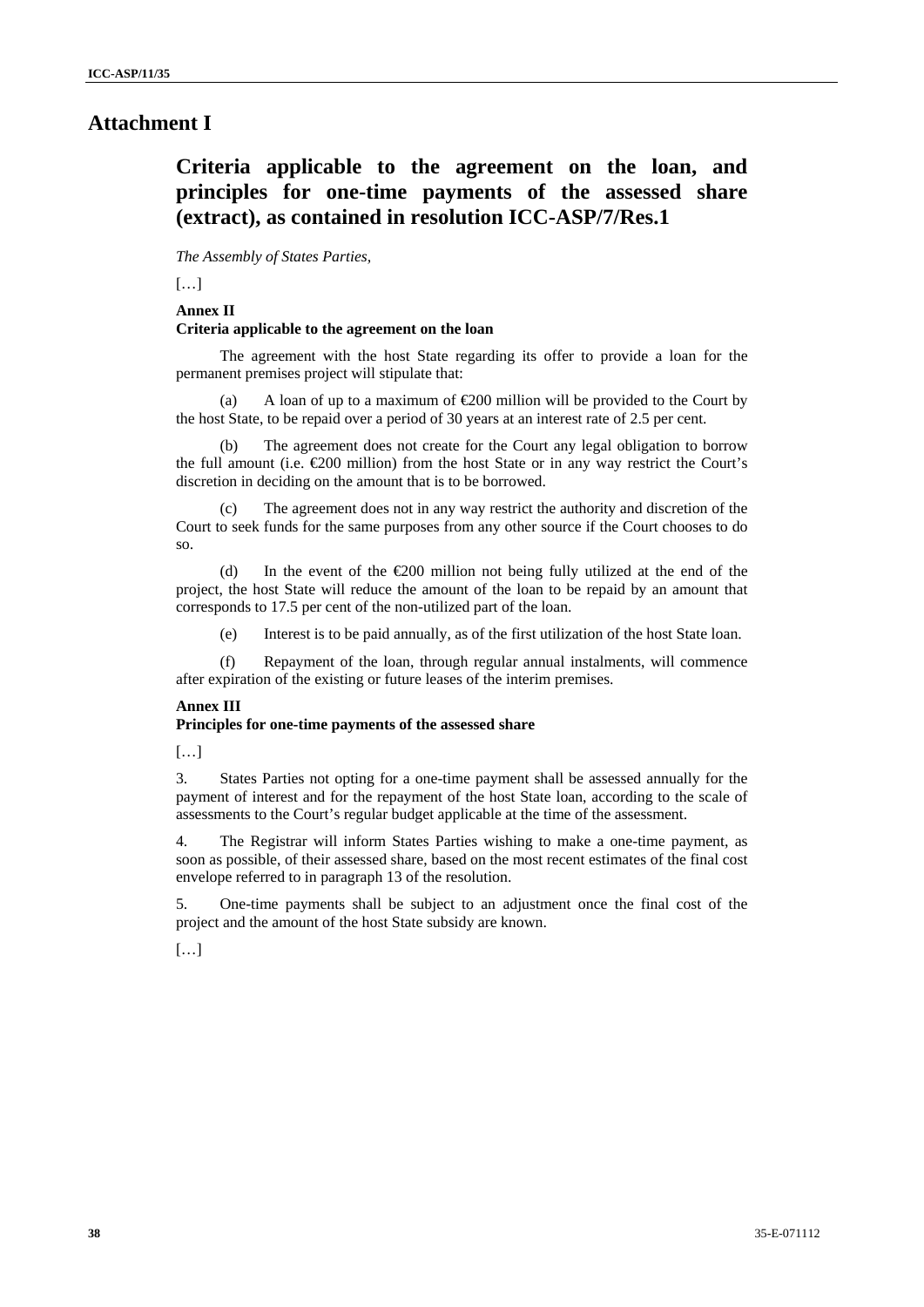# Attachment I

## Criteria applicable to the agreement on the loan, and principles for one-time payments of the assessed share (extract), as contained in resolution ICC-ASP/7/Res.1

*The Assembly of States Parties,*

[…]

**Annex II**
**Criteria applicable to the agreement on the loan**

The agreement with the host State regarding its offer to provide a loan for the permanent premises project will stipulate that:

(a) A loan of up to a maximum of €200 million will be provided to the Court by the host State, to be repaid over a period of 30 years at an interest rate of 2.5 per cent.

(b) The agreement does not create for the Court any legal obligation to borrow the full amount (i.e. €200 million) from the host State or in any way restrict the Court's discretion in deciding on the amount that is to be borrowed.

(c) The agreement does not in any way restrict the authority and discretion of the Court to seek funds for the same purposes from any other source if the Court chooses to do so.

(d) In the event of the €200 million not being fully utilized at the end of the project, the host State will reduce the amount of the loan to be repaid by an amount that corresponds to 17.5 per cent of the non-utilized part of the loan.

(e) Interest is to be paid annually, as of the first utilization of the host State loan.

(f) Repayment of the loan, through regular annual instalments, will commence after expiration of the existing or future leases of the interim premises.

**Annex III**
**Principles for one-time payments of the assessed share**

[…]

3. States Parties not opting for a one-time payment shall be assessed annually for the payment of interest and for the repayment of the host State loan, according to the scale of assessments to the Court's regular budget applicable at the time of the assessment.

4. The Registrar will inform States Parties wishing to make a one-time payment, as soon as possible, of their assessed share, based on the most recent estimates of the final cost envelope referred to in paragraph 13 of the resolution.

5. One-time payments shall be subject to an adjustment once the final cost of the project and the amount of the host State subsidy are known.

[…]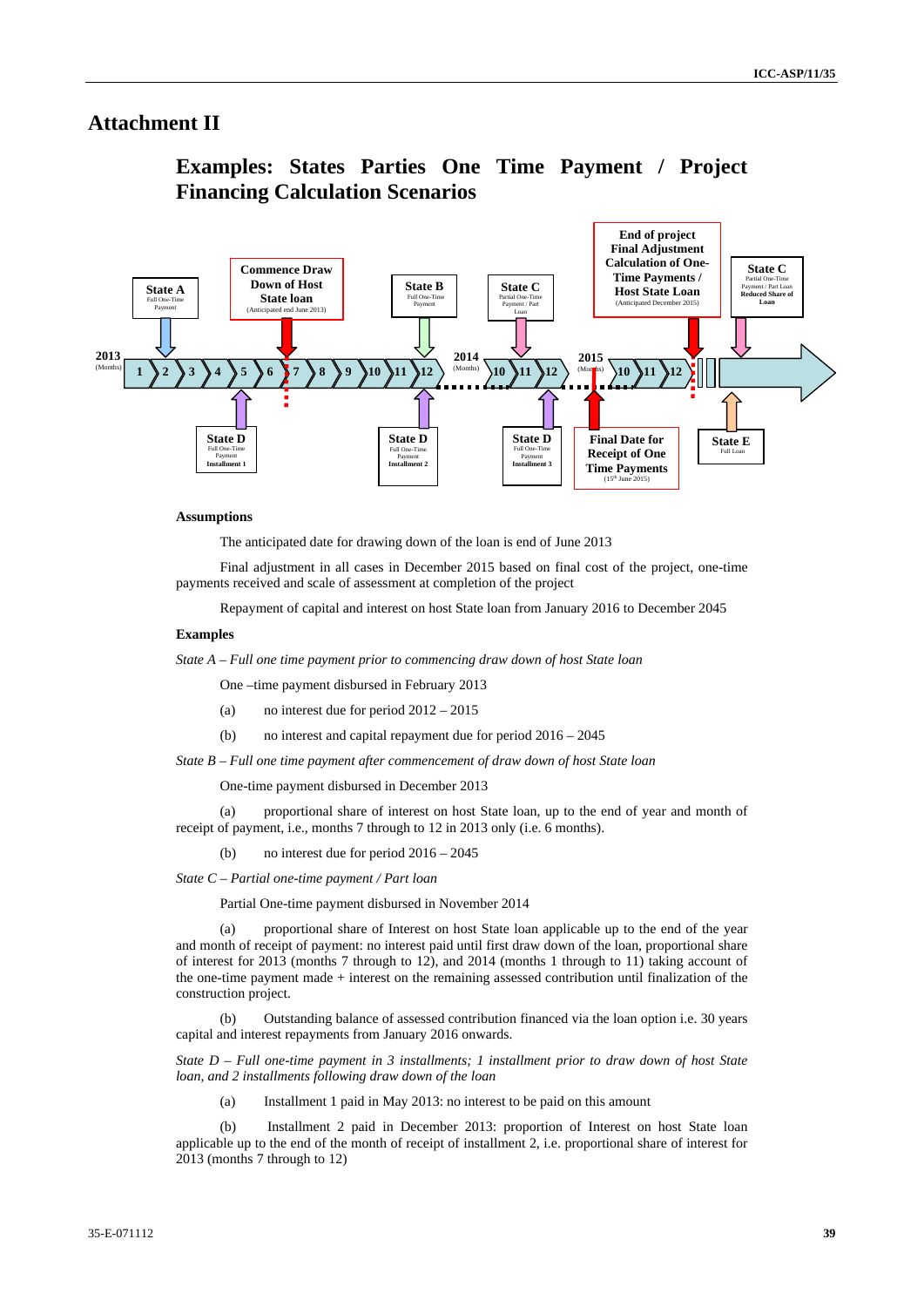# Attachment II

## Examples: States Parties One Time Payment / Project Financing Calculation Scenarios

**Assumptions**

The anticipated date for drawing down of the loan is end of June 2013

Final adjustment in all cases in December 2015 based on final cost of the project, one-time payments received and scale of assessment at completion of the project

Repayment of capital and interest on host State loan from January 2016 to December 2045

**Examples**

*State A – Full one time payment prior to commencing draw down of host State loan*

One –time payment disbursed in February 2013

(a) no interest due for period 2012 – 2015

(b) no interest and capital repayment due for period 2016 – 2045

*State B – Full one time payment after commencement of draw down of host State loan*

One-time payment disbursed in December 2013

(a) proportional share of interest on host State loan, up to the end of year and month of receipt of payment, i.e., months 7 through to 12 in 2013 only (i.e. 6 months).

(b) no interest due for period 2016 – 2045

*State C – Partial one-time payment / Part loan*

Partial One-time payment disbursed in November 2014

(a) proportional share of Interest on host State loan applicable up to the end of the year and month of receipt of payment: no interest paid until first draw down of the loan, proportional share of interest for 2013 (months 7 through to 12), and 2014 (months 1 through to 11) taking account of the one-time payment made + interest on the remaining assessed contribution until finalization of the construction project.

(b) Outstanding balance of assessed contribution financed via the loan option i.e. 30 years capital and interest repayments from January 2016 onwards.

*State D – Full one-time payment in 3 installments; 1 installment prior to draw down of host State loan, and 2 installments following draw down of the loan*

(a) Installment 1 paid in May 2013: no interest to be paid on this amount

(b) Installment 2 paid in December 2013: proportion of Interest on host State loan applicable up to the end of the month of receipt of installment 2, i.e. proportional share of interest for 2013 (months 7 through to 12)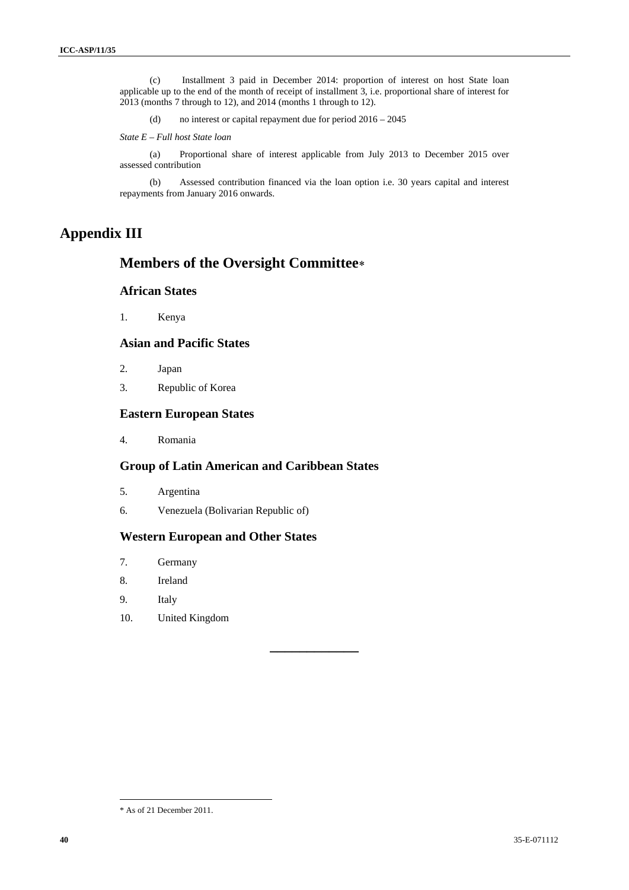(c) Installment 3 paid in December 2014: proportion of interest on host State loan applicable up to the end of the month of receipt of installment 3, i.e. proportional share of interest for 2013 (months 7 through to 12), and 2014 (months 1 through to 12).

(d) no interest or capital repayment due for period 2016 – 2045

*State E – Full host State loan*

(a) Proportional share of interest applicable from July 2013 to December 2015 over assessed contribution

(b) Assessed contribution financed via the loan option i.e. 30 years capital and interest repayments from January 2016 onwards.

# Appendix III

## Members of the Oversight Committee*

### African States

1. Kenya

### Asian and Pacific States

2. Japan
3. Republic of Korea

### Eastern European States

4. Romania

### Group of Latin American and Caribbean States

5. Argentina
6. Venezuela (Bolivarian Republic of)

### Western European and Other States

7. Germany
8. Ireland
9. Italy
10. United Kingdom

---

* As of 21 December 2011.